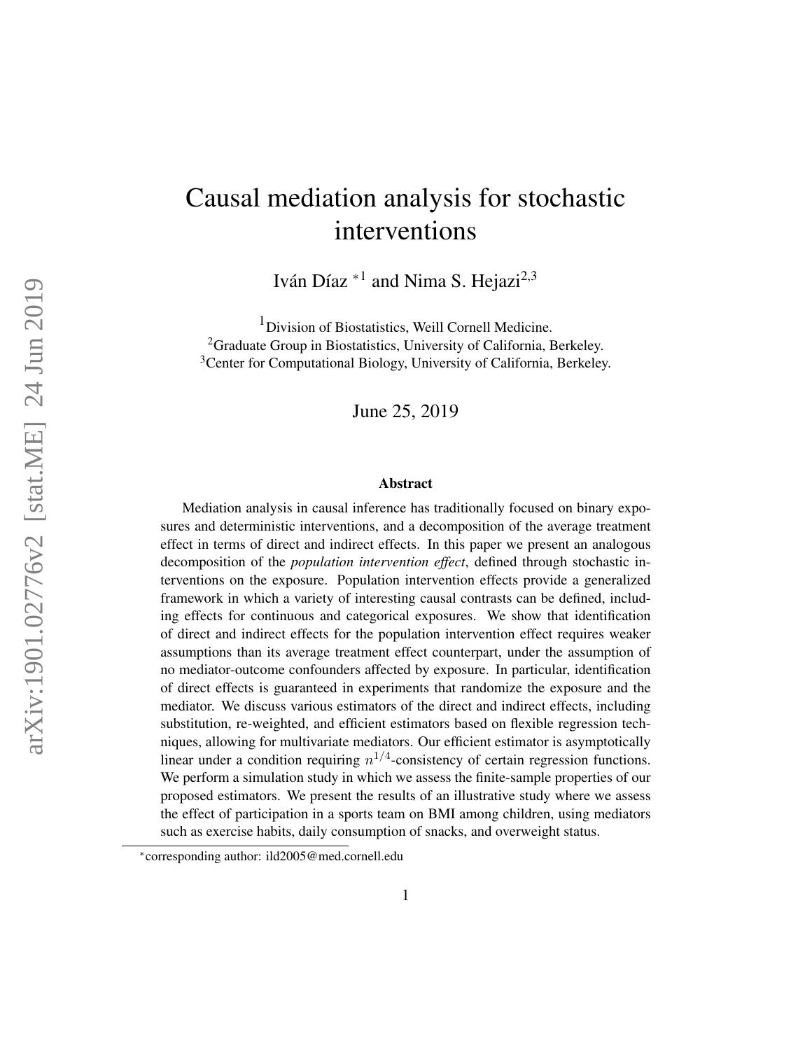# Causal mediation analysis for stochastic interventions

Iván Díaz *[1] and Nima S. Hejazi[2,3]

[1]Division of Biostatistics, Weill Cornell Medicine.
[2]Graduate Group in Biostatistics, University of California, Berkeley.
[3]Center for Computational Biology, University of California, Berkeley.

June 25, 2019

## Abstract

Mediation analysis in causal inference has traditionally focused on binary exposures and deterministic interventions, and a decomposition of the average treatment effect in terms of direct and indirect effects. In this paper we present an analogous decomposition of the *population intervention effect*, defined through stochastic interventions on the exposure. Population intervention effects provide a generalized framework in which a variety of interesting causal contrasts can be defined, including effects for continuous and categorical exposures. We show that identification of direct and indirect effects for the population intervention effect requires weaker assumptions than its average treatment effect counterpart, under the assumption of no mediator-outcome confounders affected by exposure. In particular, identification of direct effects is guaranteed in experiments that randomize the exposure and the mediator. We discuss various estimators of the direct and indirect effects, including substitution, re-weighted, and efficient estimators based on flexible regression techniques, allowing for multivariate mediators. Our efficient estimator is asymptotically linear under a condition requiring $n^{1/4}$-consistency of certain regression functions. We perform a simulation study in which we assess the finite-sample properties of our proposed estimators. We present the results of an illustrative study where we assess the effect of participation in a sports team on BMI among children, using mediators such as exercise habits, daily consumption of snacks, and overweight status.

*corresponding author: ild2005@med.cornell.edu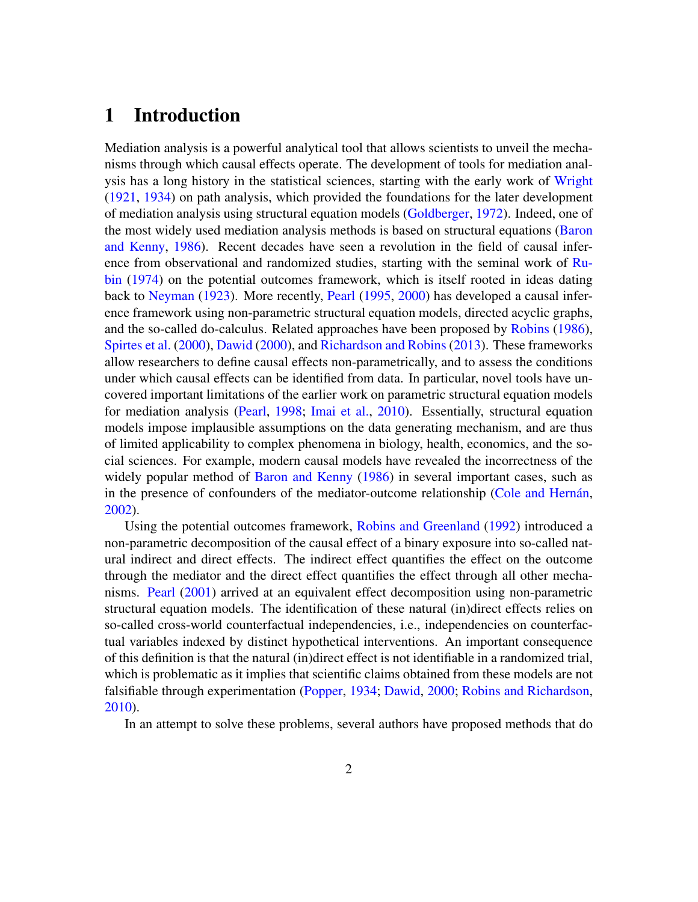# 1 Introduction

Mediation analysis is a powerful analytical tool that allows scientists to unveil the mechanisms through which causal effects operate. The development of tools for mediation analysis has a long history in the statistical sciences, starting with the early work of Wright (1921, 1934) on path analysis, which provided the foundations for the later development of mediation analysis using structural equation models (Goldberger, 1972). Indeed, one of the most widely used mediation analysis methods is based on structural equations (Baron and Kenny, 1986). Recent decades have seen a revolution in the field of causal inference from observational and randomized studies, starting with the seminal work of Rubin (1974) on the potential outcomes framework, which is itself rooted in ideas dating back to Neyman (1923). More recently, Pearl (1995, 2000) has developed a causal inference framework using non-parametric structural equation models, directed acyclic graphs, and the so-called do-calculus. Related approaches have been proposed by Robins (1986), Spirtes et al. (2000), Dawid (2000), and Richardson and Robins (2013). These frameworks allow researchers to define causal effects non-parametrically, and to assess the conditions under which causal effects can be identified from data. In particular, novel tools have uncovered important limitations of the earlier work on parametric structural equation models for mediation analysis (Pearl, 1998; Imai et al., 2010). Essentially, structural equation models impose implausible assumptions on the data generating mechanism, and are thus of limited applicability to complex phenomena in biology, health, economics, and the social sciences. For example, modern causal models have revealed the incorrectness of the widely popular method of Baron and Kenny (1986) in several important cases, such as in the presence of confounders of the mediator-outcome relationship (Cole and Hernán, 2002).

Using the potential outcomes framework, Robins and Greenland (1992) introduced a non-parametric decomposition of the causal effect of a binary exposure into so-called natural indirect and direct effects. The indirect effect quantifies the effect on the outcome through the mediator and the direct effect quantifies the effect through all other mechanisms. Pearl (2001) arrived at an equivalent effect decomposition using non-parametric structural equation models. The identification of these natural (in)direct effects relies on so-called cross-world counterfactual independencies, i.e., independencies on counterfactual variables indexed by distinct hypothetical interventions. An important consequence of this definition is that the natural (in)direct effect is not identifiable in a randomized trial, which is problematic as it implies that scientific claims obtained from these models are not falsifiable through experimentation (Popper, 1934; Dawid, 2000; Robins and Richardson, 2010).

In an attempt to solve these problems, several authors have proposed methods that do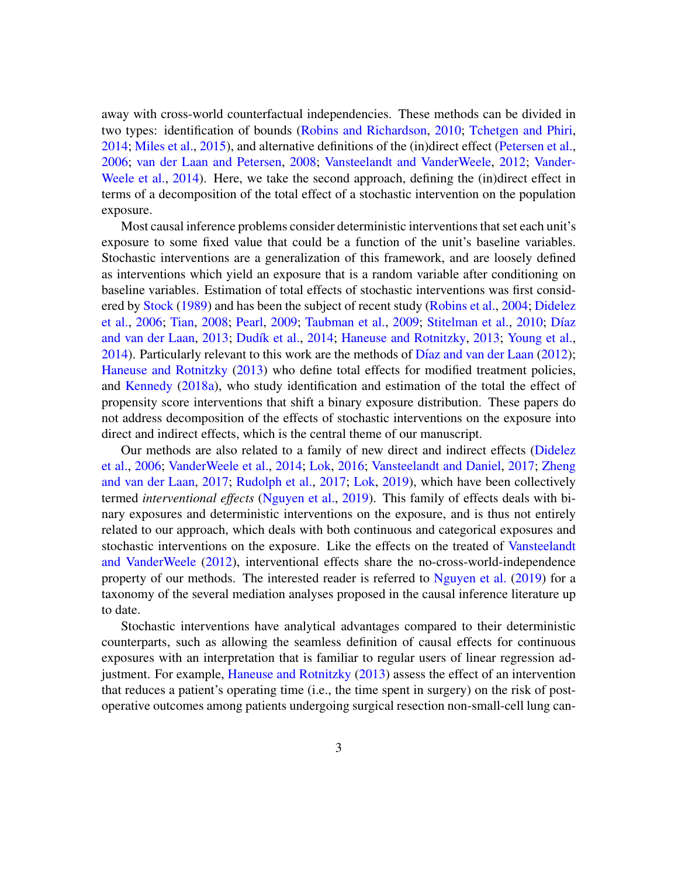away with cross-world counterfactual independencies. These methods can be divided in two types: identification of bounds (Robins and Richardson, 2010; Tchetgen and Phiri, 2014; Miles et al., 2015), and alternative definitions of the (in)direct effect (Petersen et al., 2006; van der Laan and Petersen, 2008; Vansteelandt and VanderWeele, 2012; VanderWeele et al., 2014). Here, we take the second approach, defining the (in)direct effect in terms of a decomposition of the total effect of a stochastic intervention on the population exposure.

Most causal inference problems consider deterministic interventions that set each unit's exposure to some fixed value that could be a function of the unit's baseline variables. Stochastic interventions are a generalization of this framework, and are loosely defined as interventions which yield an exposure that is a random variable after conditioning on baseline variables. Estimation of total effects of stochastic interventions was first considered by Stock (1989) and has been the subject of recent study (Robins et al., 2004; Didelez et al., 2006; Tian, 2008; Pearl, 2009; Taubman et al., 2009; Stitelman et al., 2010; Díaz and van der Laan, 2013; Dudík et al., 2014; Haneuse and Rotnitzky, 2013; Young et al., 2014). Particularly relevant to this work are the methods of Díaz and van der Laan (2012); Haneuse and Rotnitzky (2013) who define total effects for modified treatment policies, and Kennedy (2018a), who study identification and estimation of the total the effect of propensity score interventions that shift a binary exposure distribution. These papers do not address decomposition of the effects of stochastic interventions on the exposure into direct and indirect effects, which is the central theme of our manuscript.

Our methods are also related to a family of new direct and indirect effects (Didelez et al., 2006; VanderWeele et al., 2014; Lok, 2016; Vansteelandt and Daniel, 2017; Zheng and van der Laan, 2017; Rudolph et al., 2017; Lok, 2019), which have been collectively termed *interventional effects* (Nguyen et al., 2019). This family of effects deals with binary exposures and deterministic interventions on the exposure, and is thus not entirely related to our approach, which deals with both continuous and categorical exposures and stochastic interventions on the exposure. Like the effects on the treated of Vansteelandt and VanderWeele (2012), interventional effects share the no-cross-world-independence property of our methods. The interested reader is referred to Nguyen et al. (2019) for a taxonomy of the several mediation analyses proposed in the causal inference literature up to date.

Stochastic interventions have analytical advantages compared to their deterministic counterparts, such as allowing the seamless definition of causal effects for continuous exposures with an interpretation that is familiar to regular users of linear regression adjustment. For example, Haneuse and Rotnitzky (2013) assess the effect of an intervention that reduces a patient's operating time (i.e., the time spent in surgery) on the risk of post-operative outcomes among patients undergoing surgical resection non-small-cell lung can-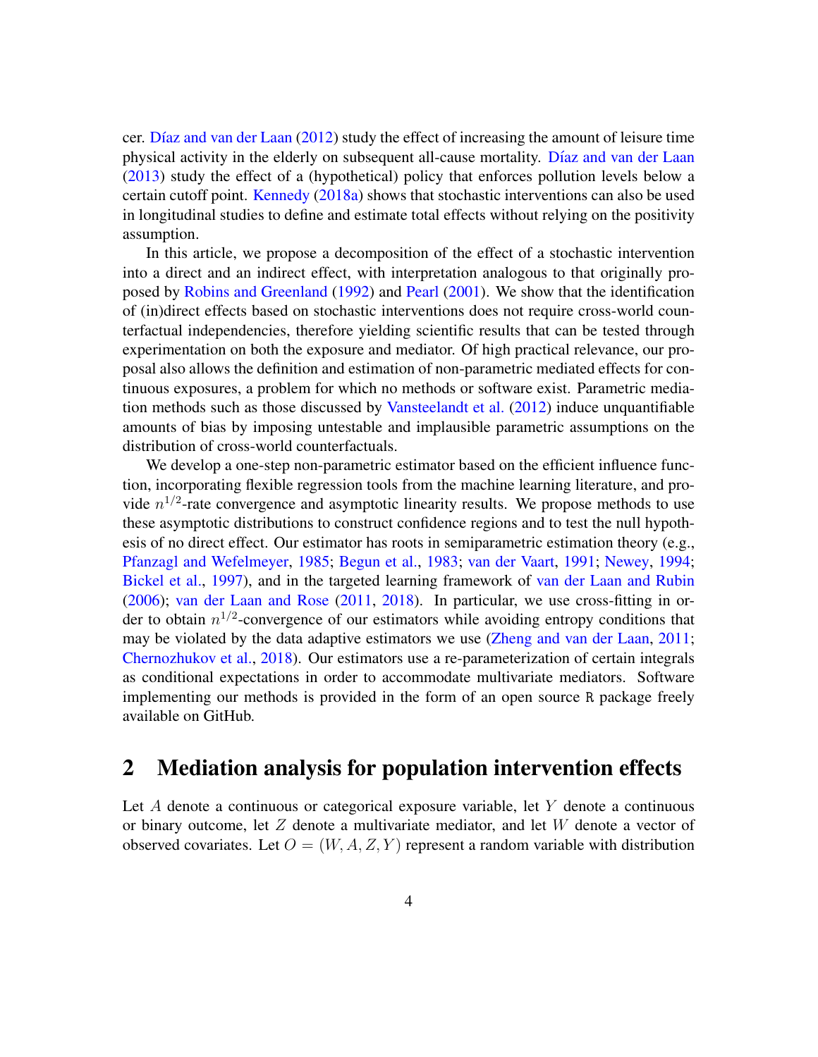cer. Díaz and van der Laan (2012) study the effect of increasing the amount of leisure time physical activity in the elderly on subsequent all-cause mortality. Díaz and van der Laan (2013) study the effect of a (hypothetical) policy that enforces pollution levels below a certain cutoff point. Kennedy (2018a) shows that stochastic interventions can also be used in longitudinal studies to define and estimate total effects without relying on the positivity assumption.

In this article, we propose a decomposition of the effect of a stochastic intervention into a direct and an indirect effect, with interpretation analogous to that originally proposed by Robins and Greenland (1992) and Pearl (2001). We show that the identification of (in)direct effects based on stochastic interventions does not require cross-world counterfactual independencies, therefore yielding scientific results that can be tested through experimentation on both the exposure and mediator. Of high practical relevance, our proposal also allows the definition and estimation of non-parametric mediated effects for continuous exposures, a problem for which no methods or software exist. Parametric mediation methods such as those discussed by Vansteelandt et al. (2012) induce unquantifiable amounts of bias by imposing untestable and implausible parametric assumptions on the distribution of cross-world counterfactuals.

We develop a one-step non-parametric estimator based on the efficient influence function, incorporating flexible regression tools from the machine learning literature, and provide $n^{1/2}$-rate convergence and asymptotic linearity results. We propose methods to use these asymptotic distributions to construct confidence regions and to test the null hypothesis of no direct effect. Our estimator has roots in semiparametric estimation theory (e.g., Pfanzagl and Wefelmeyer, 1985; Begun et al., 1983; van der Vaart, 1991; Newey, 1994; Bickel et al., 1997), and in the targeted learning framework of van der Laan and Rubin (2006); van der Laan and Rose (2011, 2018). In particular, we use cross-fitting in order to obtain $n^{1/2}$-convergence of our estimators while avoiding entropy conditions that may be violated by the data adaptive estimators we use (Zheng and van der Laan, 2011; Chernozhukov et al., 2018). Our estimators use a re-parameterization of certain integrals as conditional expectations in order to accommodate multivariate mediators. Software implementing our methods is provided in the form of an open source R package freely available on GitHub.

## 2 Mediation analysis for population intervention effects

Let $A$ denote a continuous or categorical exposure variable, let $Y$ denote a continuous or binary outcome, let $Z$ denote a multivariate mediator, and let $W$ denote a vector of observed covariates. Let $O = (W, A, Z, Y)$ represent a random variable with distribution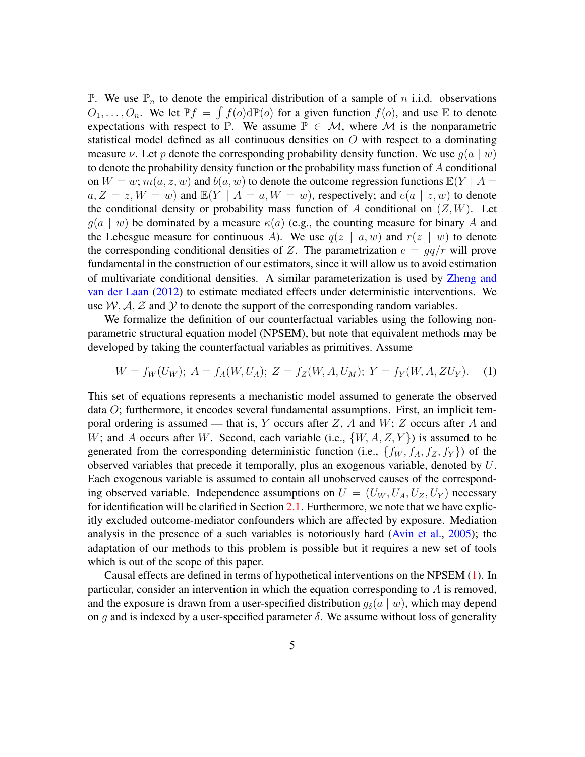$\mathbb{P}$. We use $\mathbb{P}_n$ to denote the empirical distribution of a sample of $n$ i.i.d. observations $O_1, \ldots, O_n$. We let $\mathbb{P}f = \int f(o)\mathrm{d}\mathbb{P}(o)$ for a given function $f(o)$, and use $\mathbb{E}$ to denote expectations with respect to $\mathbb{P}$. We assume $\mathbb{P} \in \mathcal{M}$, where $\mathcal{M}$ is the nonparametric statistical model defined as all continuous densities on $O$ with respect to a dominating measure $\nu$. Let $p$ denote the corresponding probability density function. We use $g(a \mid w)$ to denote the probability density function or the probability mass function of $A$ conditional on $W = w$; $m(a, z, w)$ and $b(a, w)$ to denote the outcome regression functions $\mathbb{E}(Y \mid A = a, Z = z, W = w)$ and $\mathbb{E}(Y \mid A = a, W = w)$, respectively; and $e(a \mid z, w)$ to denote the conditional density or probability mass function of $A$ conditional on $(Z, W)$. Let $g(a \mid w)$ be dominated by a measure $\kappa(a)$ (e.g., the counting measure for binary $A$ and the Lebesgue measure for continuous $A$). We use $q(z \mid a, w)$ and $r(z \mid w)$ to denote the corresponding conditional densities of $Z$. The parametrization $e = gq/r$ will prove fundamental in the construction of our estimators, since it will allow us to avoid estimation of multivariate conditional densities. A similar parameterization is used by Zheng and van der Laan (2012) to estimate mediated effects under deterministic interventions. We use $\mathcal{W}, \mathcal{A}, \mathcal{Z}$ and $\mathcal{Y}$ to denote the support of the corresponding random variables.

We formalize the definition of our counterfactual variables using the following nonparametric structural equation model (NPSEM), but note that equivalent methods may be developed by taking the counterfactual variables as primitives. Assume

$$W = f_W(U_W);\; A = f_A(W, U_A);\; Z = f_Z(W, A, U_M);\; Y = f_Y(W, A, ZU_Y). \quad (1)$$

This set of equations represents a mechanistic model assumed to generate the observed data $O$; furthermore, it encodes several fundamental assumptions. First, an implicit temporal ordering is assumed — that is, $Y$ occurs after $Z$, $A$ and $W$; $Z$ occurs after $A$ and $W$; and $A$ occurs after $W$. Second, each variable (i.e., $\{W, A, Z, Y\}$) is assumed to be generated from the corresponding deterministic function (i.e., $\{f_W, f_A, f_Z, f_Y\}$) of the observed variables that precede it temporally, plus an exogenous variable, denoted by $U$. Each exogenous variable is assumed to contain all unobserved causes of the corresponding observed variable. Independence assumptions on $U = (U_W, U_A, U_Z, U_Y)$ necessary for identification will be clarified in Section 2.1. Furthermore, we note that we have explicitly excluded outcome-mediator confounders which are affected by exposure. Mediation analysis in the presence of a such variables is notoriously hard (Avin et al., 2005); the adaptation of our methods to this problem is possible but it requires a new set of tools which is out of the scope of this paper.

Causal effects are defined in terms of hypothetical interventions on the NPSEM (1). In particular, consider an intervention in which the equation corresponding to $A$ is removed, and the exposure is drawn from a user-specified distribution $g_\delta(a \mid w)$, which may depend on $g$ and is indexed by a user-specified parameter $\delta$. We assume without loss of generality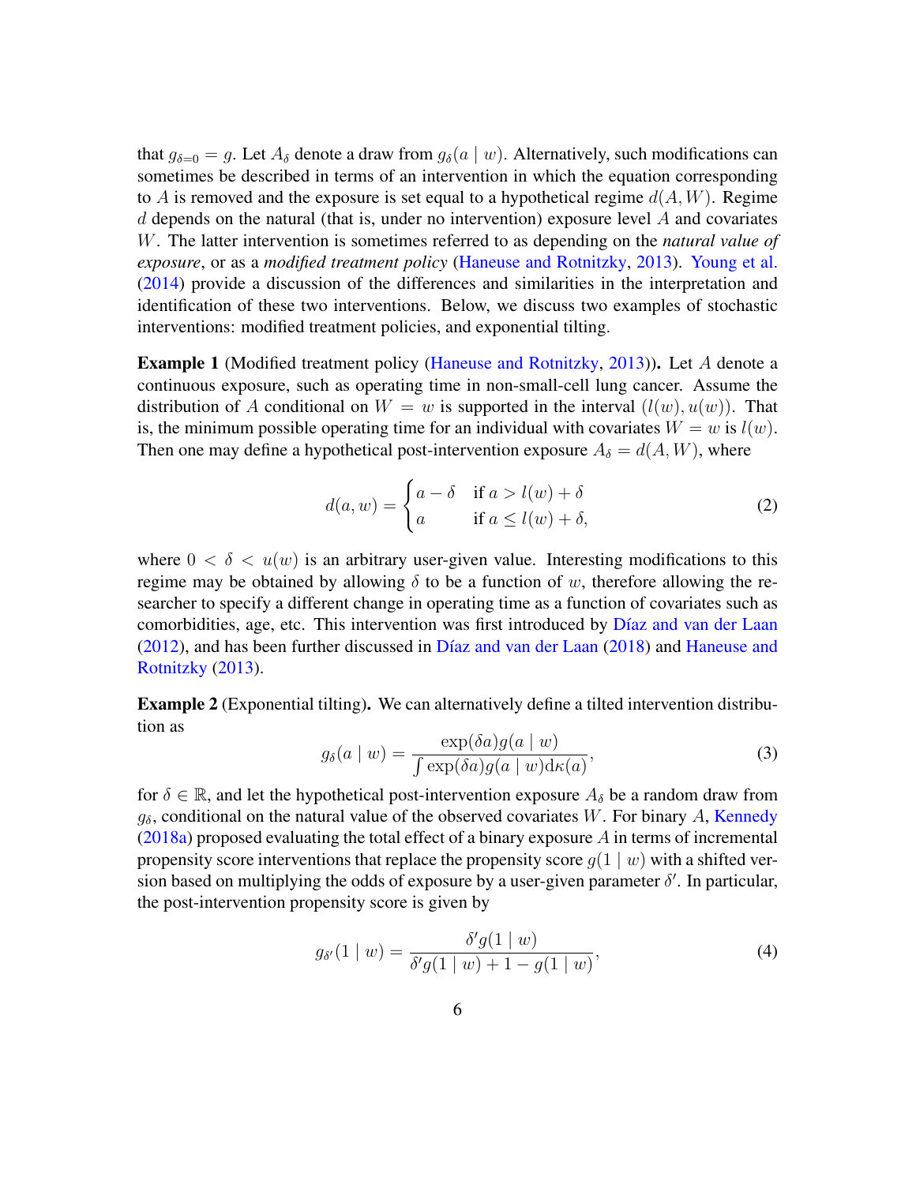that $g_{\delta=0} = g$. Let $A_\delta$ denote a draw from $g_\delta(a \mid w)$. Alternatively, such modifications can sometimes be described in terms of an intervention in which the equation corresponding to $A$ is removed and the exposure is set equal to a hypothetical regime $d(A, W)$. Regime $d$ depends on the natural (that is, under no intervention) exposure level $A$ and covariates $W$. The latter intervention is sometimes referred to as depending on the *natural value of exposure*, or as a *modified treatment policy* (Haneuse and Rotnitzky, 2013). Young et al. (2014) provide a discussion of the differences and similarities in the interpretation and identification of these two interventions. Below, we discuss two examples of stochastic interventions: modified treatment policies, and exponential tilting.

**Example 1** (Modified treatment policy (Haneuse and Rotnitzky, 2013))**.** Let $A$ denote a continuous exposure, such as operating time in non-small-cell lung cancer. Assume the distribution of $A$ conditional on $W = w$ is supported in the interval $(l(w), u(w))$. That is, the minimum possible operating time for an individual with covariates $W = w$ is $l(w)$. Then one may define a hypothetical post-intervention exposure $A_\delta = d(A, W)$, where

$$d(a, w) = \begin{cases} a - \delta & \text{if } a > l(w) + \delta \\ a & \text{if } a \leq l(w) + \delta, \end{cases} \tag{2}$$

where $0 < \delta < u(w)$ is an arbitrary user-given value. Interesting modifications to this regime may be obtained by allowing $\delta$ to be a function of $w$, therefore allowing the researcher to specify a different change in operating time as a function of covariates such as comorbidities, age, etc. This intervention was first introduced by Díaz and van der Laan (2012), and has been further discussed in Díaz and van der Laan (2018) and Haneuse and Rotnitzky (2013).

**Example 2** (Exponential tilting)**.** We can alternatively define a tilted intervention distribution as

$$g_\delta(a \mid w) = \frac{\exp(\delta a) g(a \mid w)}{\int \exp(\delta a) g(a \mid w) \mathrm{d}\kappa(a)}, \tag{3}$$

for $\delta \in \mathbb{R}$, and let the hypothetical post-intervention exposure $A_\delta$ be a random draw from $g_\delta$, conditional on the natural value of the observed covariates $W$. For binary $A$, Kennedy (2018a) proposed evaluating the total effect of a binary exposure $A$ in terms of incremental propensity score interventions that replace the propensity score $g(1 \mid w)$ with a shifted version based on multiplying the odds of exposure by a user-given parameter $\delta'$. In particular, the post-intervention propensity score is given by

$$g_{\delta'}(1 \mid w) = \frac{\delta' g(1 \mid w)}{\delta' g(1 \mid w) + 1 - g(1 \mid w)}, \tag{4}$$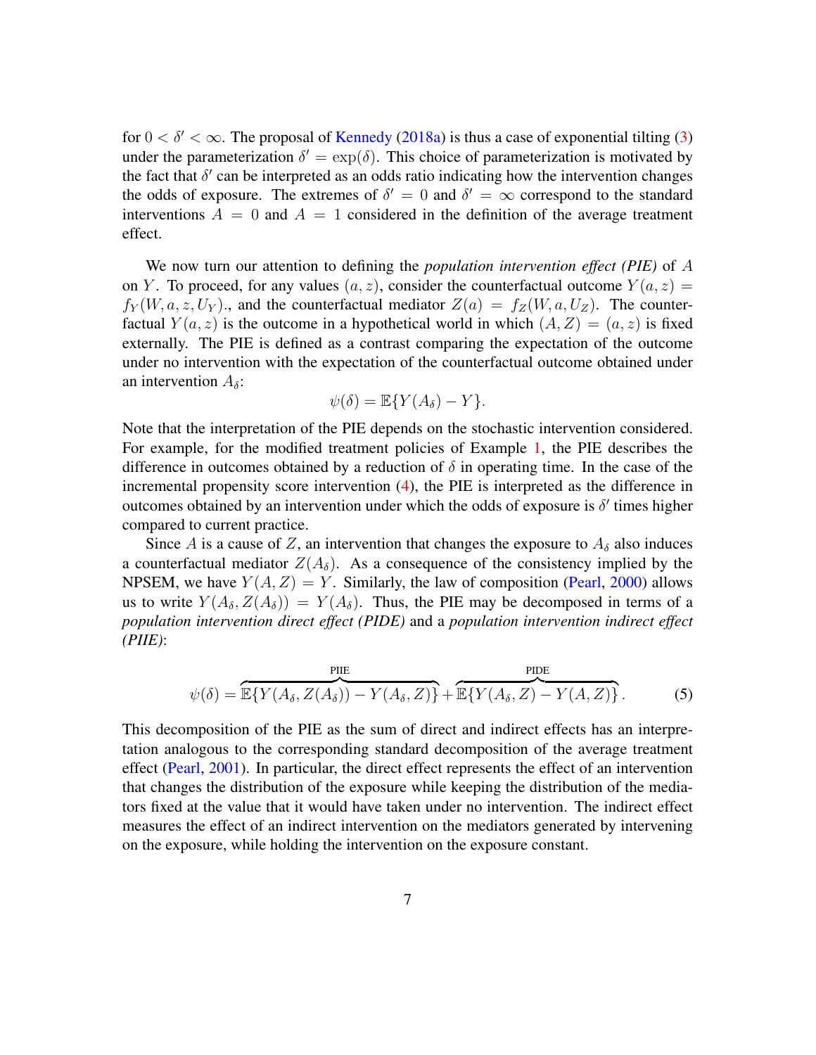for $0 < \delta' < \infty$. The proposal of Kennedy (2018a) is thus a case of exponential tilting (3) under the parameterization $\delta' = \exp(\delta)$. This choice of parameterization is motivated by the fact that $\delta'$ can be interpreted as an odds ratio indicating how the intervention changes the odds of exposure. The extremes of $\delta' = 0$ and $\delta' = \infty$ correspond to the standard interventions $A = 0$ and $A = 1$ considered in the definition of the average treatment effect.

We now turn our attention to defining the *population intervention effect (PIE)* of $A$ on $Y$. To proceed, for any values $(a, z)$, consider the counterfactual outcome $Y(a, z) = f_Y(W, a, z, U_Y)$., and the counterfactual mediator $Z(a) = f_Z(W, a, U_Z)$. The counterfactual $Y(a, z)$ is the outcome in a hypothetical world in which $(A, Z) = (a, z)$ is fixed externally. The PIE is defined as a contrast comparing the expectation of the outcome under no intervention with the expectation of the counterfactual outcome obtained under an intervention $A_\delta$:

$$\psi(\delta) = \mathbb{E}\{Y(A_\delta) - Y\}.$$

Note that the interpretation of the PIE depends on the stochastic intervention considered. For example, for the modified treatment policies of Example 1, the PIE describes the difference in outcomes obtained by a reduction of $\delta$ in operating time. In the case of the incremental propensity score intervention (4), the PIE is interpreted as the difference in outcomes obtained by an intervention under which the odds of exposure is $\delta'$ times higher compared to current practice.

Since $A$ is a cause of $Z$, an intervention that changes the exposure to $A_\delta$ also induces a counterfactual mediator $Z(A_\delta)$. As a consequence of the consistency implied by the NPSEM, we have $Y(A, Z) = Y$. Similarly, the law of composition (Pearl, 2000) allows us to write $Y(A_\delta, Z(A_\delta)) = Y(A_\delta)$. Thus, the PIE may be decomposed in terms of a *population intervention direct effect (PIDE)* and a *population intervention indirect effect (PIIE)*:

$$\psi(\delta) = \overbrace{\mathbb{E}\{Y(A_\delta, Z(A_\delta)) - Y(A_\delta, Z)\}}^{\text{PIIE}} + \overbrace{\mathbb{E}\{Y(A_\delta, Z) - Y(A, Z)\}}^{\text{PIDE}}. \tag{5}$$

This decomposition of the PIE as the sum of direct and indirect effects has an interpretation analogous to the corresponding standard decomposition of the average treatment effect (Pearl, 2001). In particular, the direct effect represents the effect of an intervention that changes the distribution of the exposure while keeping the distribution of the mediators fixed at the value that it would have taken under no intervention. The indirect effect measures the effect of an indirect intervention on the mediators generated by intervening on the exposure, while holding the intervention on the exposure constant.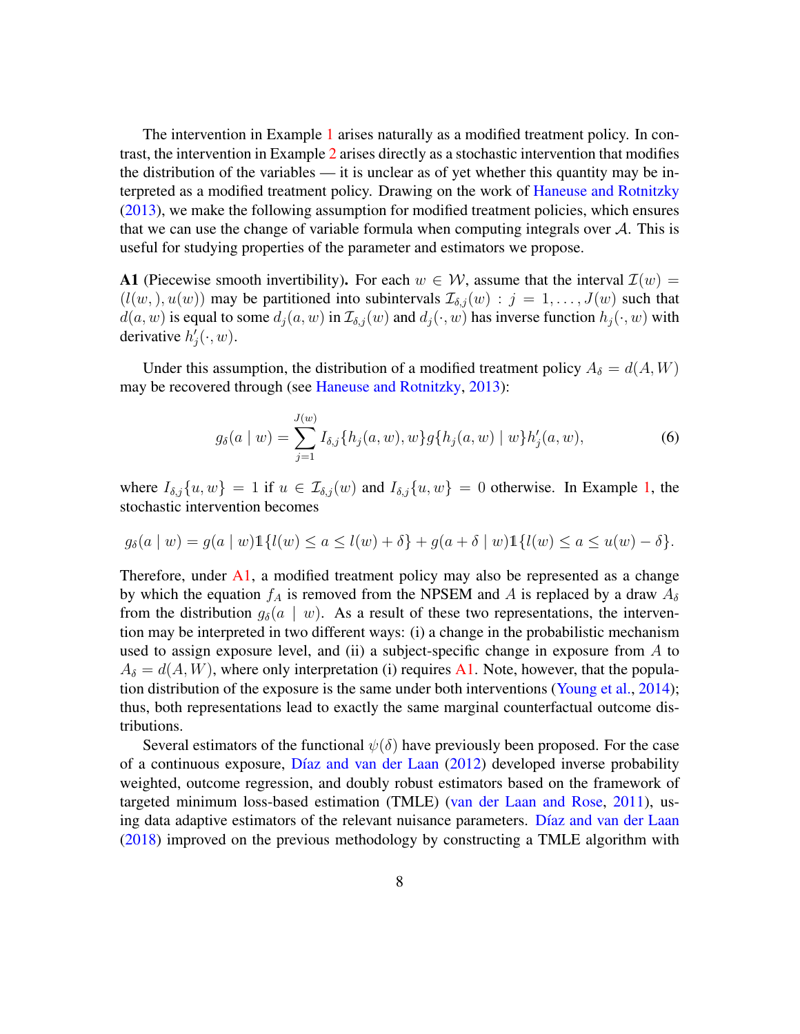The intervention in Example 1 arises naturally as a modified treatment policy. In contrast, the intervention in Example 2 arises directly as a stochastic intervention that modifies the distribution of the variables — it is unclear as of yet whether this quantity may be interpreted as a modified treatment policy. Drawing on the work of Haneuse and Rotnitzky (2013), we make the following assumption for modified treatment policies, which ensures that we can use the change of variable formula when computing integrals over $\mathcal{A}$. This is useful for studying properties of the parameter and estimators we propose.

**A1** (Piecewise smooth invertibility)**.** For each $w \in \mathcal{W}$, assume that the interval $\mathcal{I}(w) = (l(w,), u(w))$ may be partitioned into subintervals $\mathcal{I}_{\delta,j}(w) : j = 1, \ldots, J(w)$ such that $d(a, w)$ is equal to some $d_j(a, w)$ in $\mathcal{I}_{\delta,j}(w)$ and $d_j(\cdot, w)$ has inverse function $h_j(\cdot, w)$ with derivative $h_j'(\cdot, w)$.

Under this assumption, the distribution of a modified treatment policy $A_\delta = d(A, W)$ may be recovered through (see Haneuse and Rotnitzky, 2013):

$$g_\delta(a \mid w) = \sum_{j=1}^{J(w)} I_{\delta,j}\{h_j(a, w), w\} g\{h_j(a, w) \mid w\} h_j'(a, w), \tag{6}$$

where $I_{\delta,j}\{u, w\} = 1$ if $u \in \mathcal{I}_{\delta,j}(w)$ and $I_{\delta,j}\{u, w\} = 0$ otherwise. In Example 1, the stochastic intervention becomes

$$g_\delta(a \mid w) = g(a \mid w)\mathbb{1}\{l(w) \leq a \leq l(w) + \delta\} + g(a + \delta \mid w)\mathbb{1}\{l(w) \leq a \leq u(w) - \delta\}.$$

Therefore, under A1, a modified treatment policy may also be represented as a change by which the equation $f_A$ is removed from the NPSEM and $A$ is replaced by a draw $A_\delta$ from the distribution $g_\delta(a \mid w)$. As a result of these two representations, the intervention may be interpreted in two different ways: (i) a change in the probabilistic mechanism used to assign exposure level, and (ii) a subject-specific change in exposure from $A$ to $A_\delta = d(A, W)$, where only interpretation (i) requires A1. Note, however, that the population distribution of the exposure is the same under both interventions (Young et al., 2014); thus, both representations lead to exactly the same marginal counterfactual outcome distributions.

Several estimators of the functional $\psi(\delta)$ have previously been proposed. For the case of a continuous exposure, Díaz and van der Laan (2012) developed inverse probability weighted, outcome regression, and doubly robust estimators based on the framework of targeted minimum loss-based estimation (TMLE) (van der Laan and Rose, 2011), using data adaptive estimators of the relevant nuisance parameters. Díaz and van der Laan (2018) improved on the previous methodology by constructing a TMLE algorithm with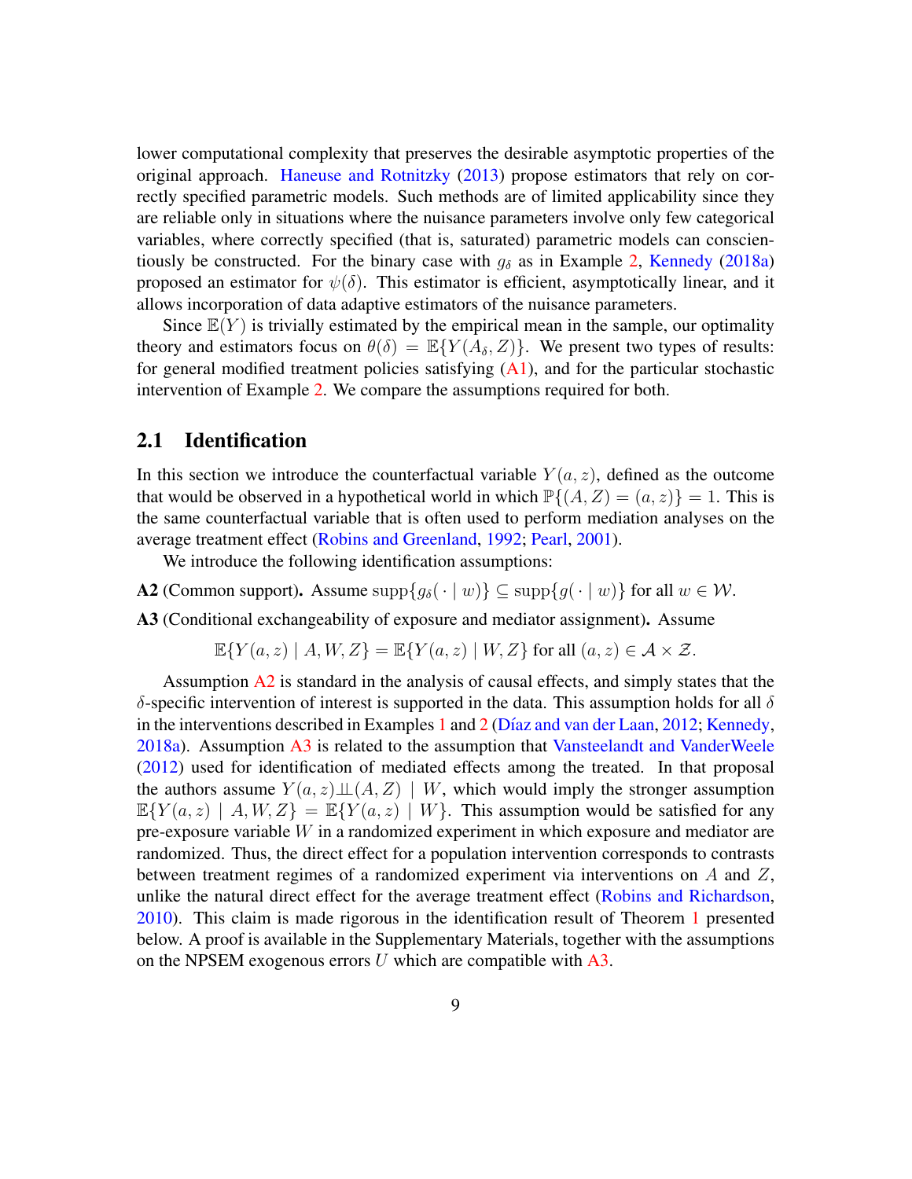lower computational complexity that preserves the desirable asymptotic properties of the original approach. Haneuse and Rotnitzky (2013) propose estimators that rely on correctly specified parametric models. Such methods are of limited applicability since they are reliable only in situations where the nuisance parameters involve only few categorical variables, where correctly specified (that is, saturated) parametric models can conscientiously be constructed. For the binary case with $g_\delta$ as in Example 2, Kennedy (2018a) proposed an estimator for $\psi(\delta)$. This estimator is efficient, asymptotically linear, and it allows incorporation of data adaptive estimators of the nuisance parameters.

Since $\mathbb{E}(Y)$ is trivially estimated by the empirical mean in the sample, our optimality theory and estimators focus on $\theta(\delta) = \mathbb{E}\{Y(A_\delta, Z)\}$. We present two types of results: for general modified treatment policies satisfying (A1), and for the particular stochastic intervention of Example 2. We compare the assumptions required for both.

## 2.1 Identification

In this section we introduce the counterfactual variable $Y(a, z)$, defined as the outcome that would be observed in a hypothetical world in which $\mathbb{P}\{(A, Z) = (a, z)\} = 1$. This is the same counterfactual variable that is often used to perform mediation analyses on the average treatment effect (Robins and Greenland, 1992; Pearl, 2001).

We introduce the following identification assumptions:

**A2** (Common support)**.** Assume $\text{supp}\{g_\delta(\cdot \mid w)\} \subseteq \text{supp}\{g(\cdot \mid w)\}$ for all $w \in \mathcal{W}$.

**A3** (Conditional exchangeability of exposure and mediator assignment)**.** Assume

$$\mathbb{E}\{Y(a, z) \mid A, W, Z\} = \mathbb{E}\{Y(a, z) \mid W, Z\} \text{ for all } (a, z) \in \mathcal{A} \times \mathcal{Z}.$$

Assumption A2 is standard in the analysis of causal effects, and simply states that the $\delta$-specific intervention of interest is supported in the data. This assumption holds for all $\delta$ in the interventions described in Examples 1 and 2 (Díaz and van der Laan, 2012; Kennedy, 2018a). Assumption A3 is related to the assumption that Vansteelandt and VanderWeele (2012) used for identification of mediated effects among the treated. In that proposal the authors assume $Y(a, z) \perp\!\!\!\perp (A, Z) \mid W$, which would imply the stronger assumption $\mathbb{E}\{Y(a, z) \mid A, W, Z\} = \mathbb{E}\{Y(a, z) \mid W\}$. This assumption would be satisfied for any pre-exposure variable $W$ in a randomized experiment in which exposure and mediator are randomized. Thus, the direct effect for a population intervention corresponds to contrasts between treatment regimes of a randomized experiment via interventions on $A$ and $Z$, unlike the natural direct effect for the average treatment effect (Robins and Richardson, 2010). This claim is made rigorous in the identification result of Theorem 1 presented below. A proof is available in the Supplementary Materials, together with the assumptions on the NPSEM exogenous errors $U$ which are compatible with A3.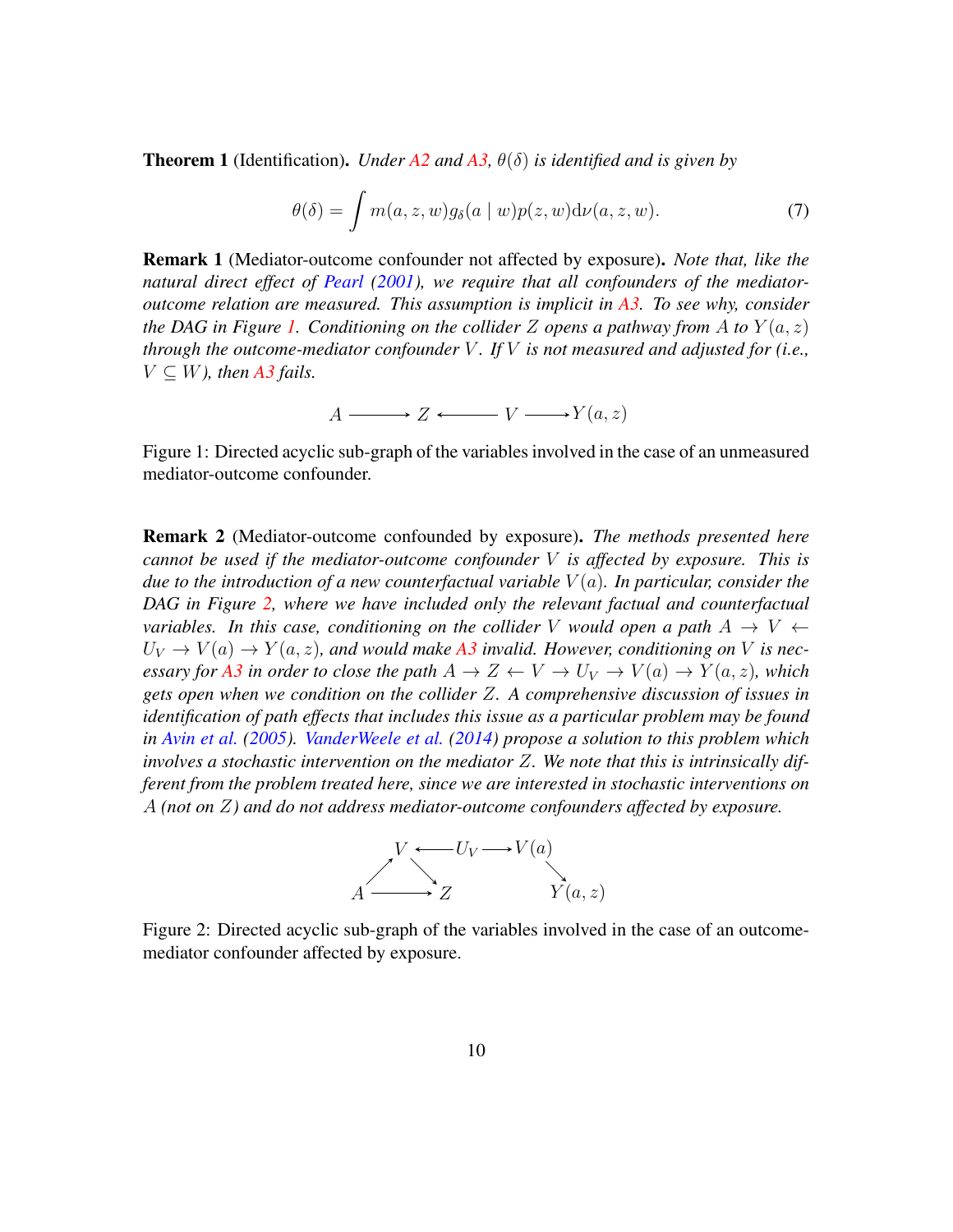**Theorem 1** (Identification)**.** *Under A2 and A3, $\theta(\delta)$ is identified and is given by*

$$\theta(\delta) = \int m(a, z, w) g_\delta(a \mid w) p(z, w) \mathrm{d}\nu(a, z, w). \tag{7}$$

**Remark 1** (Mediator-outcome confounder not affected by exposure)**.** *Note that, like the natural direct effect of Pearl (2001), we require that all confounders of the mediator-outcome relation are measured. This assumption is implicit in A3. To see why, consider the DAG in Figure 1. Conditioning on the collider $Z$ opens a pathway from $A$ to $Y(a, z)$ through the outcome-mediator confounder $V$. If $V$ is not measured and adjusted for (i.e., $V \subseteq W$), then A3 fails.*

$$A \longrightarrow Z \longleftarrow V \longrightarrow Y(a, z)$$

Figure 1: Directed acyclic sub-graph of the variables involved in the case of an unmeasured mediator-outcome confounder.

**Remark 2** (Mediator-outcome confounded by exposure)**.** *The methods presented here cannot be used if the mediator-outcome confounder $V$ is affected by exposure. This is due to the introduction of a new counterfactual variable $V(a)$. In particular, consider the DAG in Figure 2, where we have included only the relevant factual and counterfactual variables. In this case, conditioning on the collider $V$ would open a path $A \rightarrow V \leftarrow U_V \rightarrow V(a) \rightarrow Y(a, z)$, and would make A3 invalid. However, conditioning on $V$ is necessary for A3 in order to close the path $A \rightarrow Z \leftarrow V \rightarrow U_V \rightarrow V(a) \rightarrow Y(a, z)$, which gets open when we condition on the collider $Z$. A comprehensive discussion of issues in identification of path effects that includes this issue as a particular problem may be found in Avin et al. (2005). VanderWeele et al. (2014) propose a solution to this problem which involves a stochastic intervention on the mediator $Z$. We note that this is intrinsically different from the problem treated here, since we are interested in stochastic interventions on $A$ (not on $Z$) and do not address mediator-outcome confounders affected by exposure.*

Figure 2: Directed acyclic sub-graph of the variables involved in the case of an outcome-mediator confounder affected by exposure.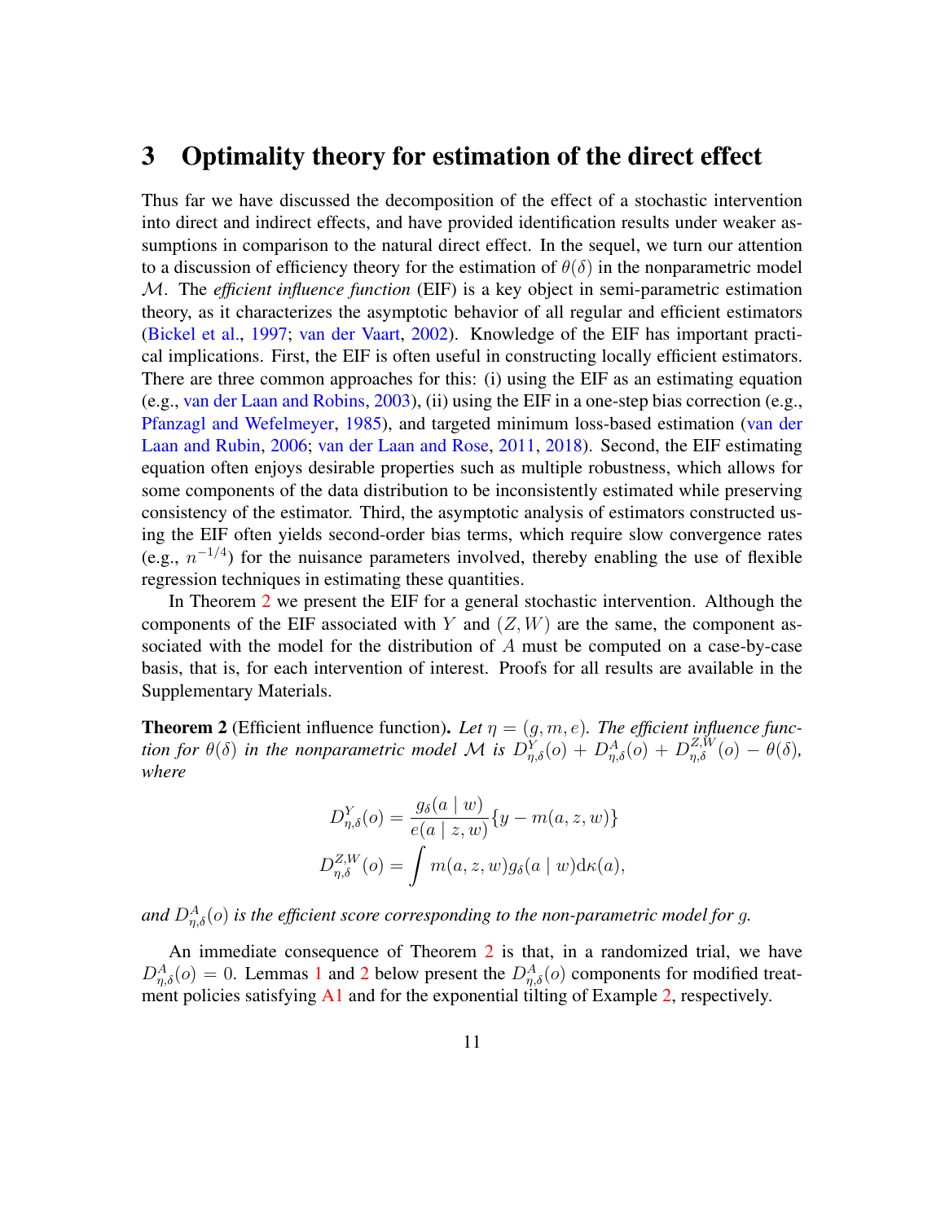# 3 Optimality theory for estimation of the direct effect

Thus far we have discussed the decomposition of the effect of a stochastic intervention into direct and indirect effects, and have provided identification results under weaker assumptions in comparison to the natural direct effect. In the sequel, we turn our attention to a discussion of efficiency theory for the estimation of $\theta(\delta)$ in the nonparametric model $\mathcal{M}$. The *efficient influence function* (EIF) is a key object in semi-parametric estimation theory, as it characterizes the asymptotic behavior of all regular and efficient estimators (Bickel et al., 1997; van der Vaart, 2002). Knowledge of the EIF has important practical implications. First, the EIF is often useful in constructing locally efficient estimators. There are three common approaches for this: (i) using the EIF as an estimating equation (e.g., van der Laan and Robins, 2003), (ii) using the EIF in a one-step bias correction (e.g., Pfanzagl and Wefelmeyer, 1985), and targeted minimum loss-based estimation (van der Laan and Rubin, 2006; van der Laan and Rose, 2011, 2018). Second, the EIF estimating equation often enjoys desirable properties such as multiple robustness, which allows for some components of the data distribution to be inconsistently estimated while preserving consistency of the estimator. Third, the asymptotic analysis of estimators constructed using the EIF often yields second-order bias terms, which require slow convergence rates (e.g., $n^{-1/4}$) for the nuisance parameters involved, thereby enabling the use of flexible regression techniques in estimating these quantities.

In Theorem 2 we present the EIF for a general stochastic intervention. Although the components of the EIF associated with $Y$ and $(Z, W)$ are the same, the component associated with the model for the distribution of $A$ must be computed on a case-by-case basis, that is, for each intervention of interest. Proofs for all results are available in the Supplementary Materials.

**Theorem 2** (Efficient influence function)**.** *Let $\eta = (g, m, e)$. The efficient influence function for $\theta(\delta)$ in the nonparametric model $\mathcal{M}$ is $D^Y_{\eta,\delta}(o) + D^A_{\eta,\delta}(o) + D^{Z,W}_{\eta,\delta}(o) - \theta(\delta)$, where*

$$
D^Y_{\eta,\delta}(o) = \frac{g_\delta(a \mid w)}{e(a \mid z, w)}\{y - m(a, z, w)\}
$$

$$
D^{Z,W}_{\eta,\delta}(o) = \int m(a, z, w) g_\delta(a \mid w) \mathrm{d}\kappa(a),
$$

*and $D^A_{\eta,\delta}(o)$ is the efficient score corresponding to the non-parametric model for $g$.*

An immediate consequence of Theorem 2 is that, in a randomized trial, we have $D^A_{\eta,\delta}(o) = 0$. Lemmas 1 and 2 below present the $D^A_{\eta,\delta}(o)$ components for modified treatment policies satisfying A1 and for the exponential tilting of Example 2, respectively.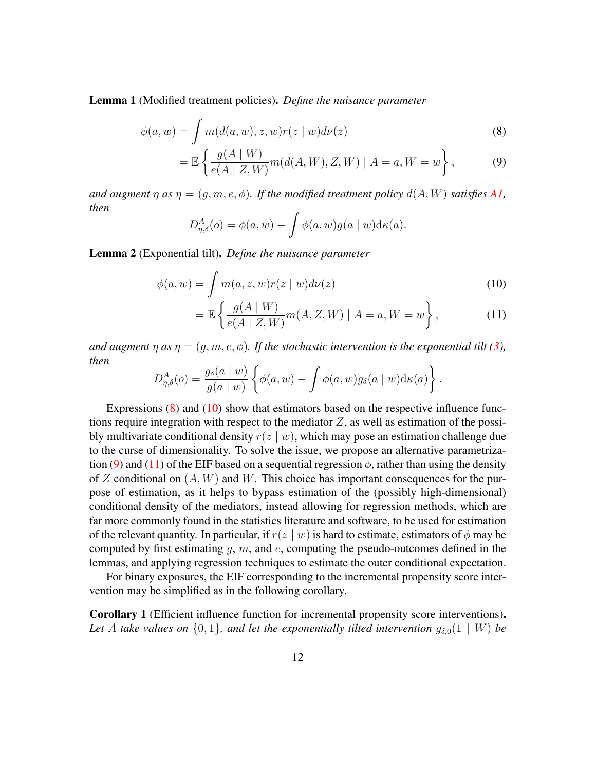**Lemma 1** (Modified treatment policies)**.** *Define the nuisance parameter*

$$
\begin{aligned}
\phi(a, w) &= \int m(d(a, w), z, w) r(z \mid w) d\nu(z) && (8) \\
&= \mathbb{E}\left\{ \frac{g(A \mid W)}{e(A \mid Z, W)} m(d(A, W), Z, W) \mid A = a, W = w \right\}, && (9)
\end{aligned}
$$

*and augment $\eta$ as $\eta = (g, m, e, \phi)$. If the modified treatment policy $d(A, W)$ satisfies A1, then*

$$
D^A_{\eta,\delta}(o) = \phi(a, w) - \int \phi(a, w) g(a \mid w) \mathrm{d}\kappa(a).
$$

**Lemma 2** (Exponential tilt)**.** *Define the nuisance parameter*

$$
\begin{aligned}
\phi(a, w) &= \int m(a, z, w) r(z \mid w) d\nu(z) && (10) \\
&= \mathbb{E}\left\{ \frac{g(A \mid W)}{e(A \mid Z, W)} m(A, Z, W) \mid A = a, W = w \right\}, && (11)
\end{aligned}
$$

*and augment $\eta$ as $\eta = (g, m, e, \phi)$. If the stochastic intervention is the exponential tilt (3), then*

$$
D^A_{\eta,\delta}(o) = \frac{g_\delta(a \mid w)}{g(a \mid w)} \left\{ \phi(a, w) - \int \phi(a, w) g_\delta(a \mid w) \mathrm{d}\kappa(a) \right\}.
$$

Expressions (8) and (10) show that estimators based on the respective influence functions require integration with respect to the mediator $Z$, as well as estimation of the possibly multivariate conditional density $r(z \mid w)$, which may pose an estimation challenge due to the curse of dimensionality. To solve the issue, we propose an alternative parametrization (9) and (11) of the EIF based on a sequential regression $\phi$, rather than using the density of $Z$ conditional on $(A, W)$ and $W$. This choice has important consequences for the purpose of estimation, as it helps to bypass estimation of the (possibly high-dimensional) conditional density of the mediators, instead allowing for regression methods, which are far more commonly found in the statistics literature and software, to be used for estimation of the relevant quantity. In particular, if $r(z \mid w)$ is hard to estimate, estimators of $\phi$ may be computed by first estimating $g$, $m$, and $e$, computing the pseudo-outcomes defined in the lemmas, and applying regression techniques to estimate the outer conditional expectation.

For binary exposures, the EIF corresponding to the incremental propensity score intervention may be simplified as in the following corollary.

**Corollary 1** (Efficient influence function for incremental propensity score interventions)**.** *Let $A$ take values on $\{0, 1\}$, and let the exponentially tilted intervention $g_{\delta,0}(1 \mid W)$ be*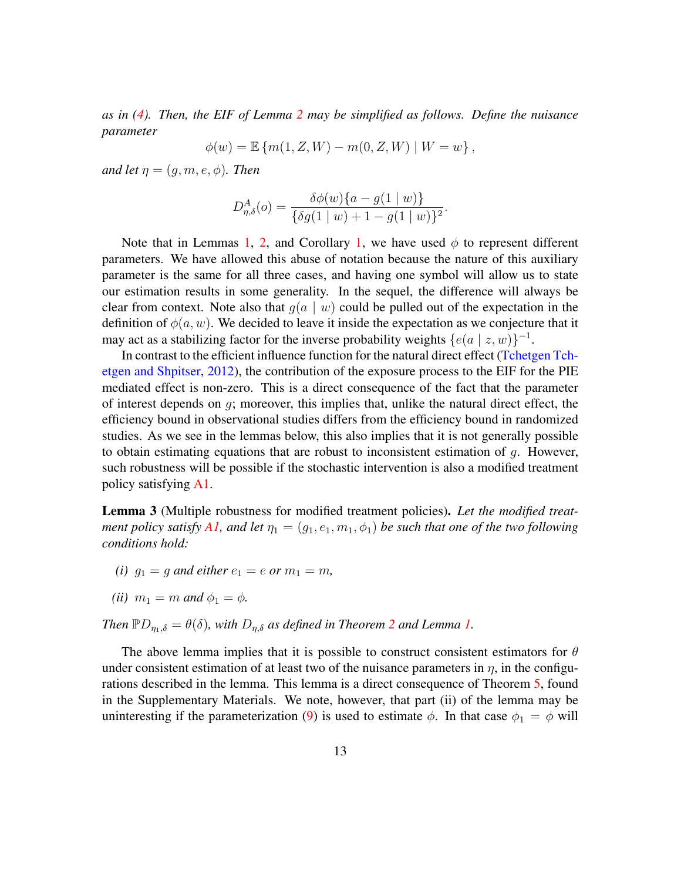*as in (4). Then, the EIF of Lemma 2 may be simplified as follows. Define the nuisance parameter*

$$\phi(w) = \mathbb{E}\left\{m(1, Z, W) - m(0, Z, W) \mid W = w\right\},$$

*and let $\eta = (g, m, e, \phi)$. Then*

$$D^{A}_{\eta,\delta}(o) = \frac{\delta\phi(w)\{a - g(1 \mid w)\}}{\{\delta g(1 \mid w) + 1 - g(1 \mid w)\}^2}.$$

Note that in Lemmas 1, 2, and Corollary 1, we have used $\phi$ to represent different parameters. We have allowed this abuse of notation because the nature of this auxiliary parameter is the same for all three cases, and having one symbol will allow us to state our estimation results in some generality. In the sequel, the difference will always be clear from context. Note also that $g(a \mid w)$ could be pulled out of the expectation in the definition of $\phi(a, w)$. We decided to leave it inside the expectation as we conjecture that it may act as a stabilizing factor for the inverse probability weights $\{e(a \mid z, w)\}^{-1}$.

In contrast to the efficient influence function for the natural direct effect (Tchetgen Tchetgen and Shpitser, 2012), the contribution of the exposure process to the EIF for the PIE mediated effect is non-zero. This is a direct consequence of the fact that the parameter of interest depends on $g$; moreover, this implies that, unlike the natural direct effect, the efficiency bound in observational studies differs from the efficiency bound in randomized studies. As we see in the lemmas below, this also implies that it is not generally possible to obtain estimating equations that are robust to inconsistent estimation of $g$. However, such robustness will be possible if the stochastic intervention is also a modified treatment policy satisfying A1.

**Lemma 3** (Multiple robustness for modified treatment policies)**.** *Let the modified treatment policy satisfy A1, and let $\eta_1 = (g_1, e_1, m_1, \phi_1)$ be such that one of the two following conditions hold:*

*(i) $g_1 = g$ and either $e_1 = e$ or $m_1 = m$,*

*(ii) $m_1 = m$ and $\phi_1 = \phi$.*

*Then $\mathbb{P}D_{\eta_1,\delta} = \theta(\delta)$, with $D_{\eta,\delta}$ as defined in Theorem 2 and Lemma 1.*

The above lemma implies that it is possible to construct consistent estimators for $\theta$ under consistent estimation of at least two of the nuisance parameters in $\eta$, in the configurations described in the lemma. This lemma is a direct consequence of Theorem 5, found in the Supplementary Materials. We note, however, that part (ii) of the lemma may be uninteresting if the parameterization (9) is used to estimate $\phi$. In that case $\phi_1 = \phi$ will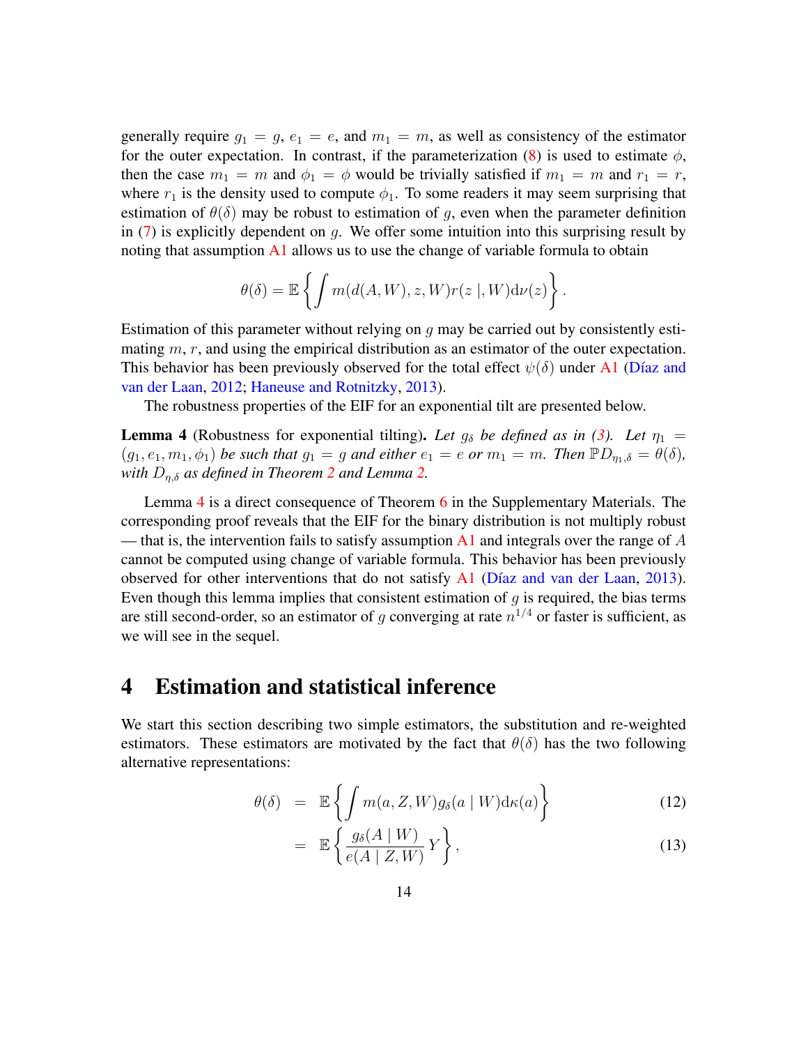generally require $g_1 = g$, $e_1 = e$, and $m_1 = m$, as well as consistency of the estimator for the outer expectation. In contrast, if the parameterization (8) is used to estimate $\phi$, then the case $m_1 = m$ and $\phi_1 = \phi$ would be trivially satisfied if $m_1 = m$ and $r_1 = r$, where $r_1$ is the density used to compute $\phi_1$. To some readers it may seem surprising that estimation of $\theta(\delta)$ may be robust to estimation of $g$, even when the parameter definition in (7) is explicitly dependent on $g$. We offer some intuition into this surprising result by noting that assumption A1 allows us to use the change of variable formula to obtain

$$\theta(\delta) = \mathbb{E}\left\{\int m(d(A, W), z, W) r(z \mid, W) \mathrm{d}\nu(z)\right\}.$$

Estimation of this parameter without relying on $g$ may be carried out by consistently estimating $m$, $r$, and using the empirical distribution as an estimator of the outer expectation. This behavior has been previously observed for the total effect $\psi(\delta)$ under A1 (Díaz and van der Laan, 2012; Haneuse and Rotnitzky, 2013).

The robustness properties of the EIF for an exponential tilt are presented below.

**Lemma 4** (Robustness for exponential tilting). *Let $g_\delta$ be defined as in (3). Let $\eta_1 = (g_1, e_1, m_1, \phi_1)$ be such that $g_1 = g$ and either $e_1 = e$ or $m_1 = m$. Then $\mathbb{P}D_{\eta_1,\delta} = \theta(\delta)$, with $D_{\eta,\delta}$ as defined in Theorem 2 and Lemma 2.*

Lemma 4 is a direct consequence of Theorem 6 in the Supplementary Materials. The corresponding proof reveals that the EIF for the binary distribution is not multiply robust — that is, the intervention fails to satisfy assumption A1 and integrals over the range of $A$ cannot be computed using change of variable formula. This behavior has been previously observed for other interventions that do not satisfy A1 (Díaz and van der Laan, 2013). Even though this lemma implies that consistent estimation of $g$ is required, the bias terms are still second-order, so an estimator of $g$ converging at rate $n^{1/4}$ or faster is sufficient, as we will see in the sequel.

# 4 Estimation and statistical inference

We start this section describing two simple estimators, the substitution and re-weighted estimators. These estimators are motivated by the fact that $\theta(\delta)$ has the two following alternative representations:

$$\theta(\delta) = \mathbb{E}\left\{\int m(a, Z, W) g_\delta(a \mid W) \mathrm{d}\kappa(a)\right\} \tag{12}$$

$$= \mathbb{E}\left\{\frac{g_\delta(A \mid W)}{e(A \mid Z, W)} Y\right\}, \tag{13}$$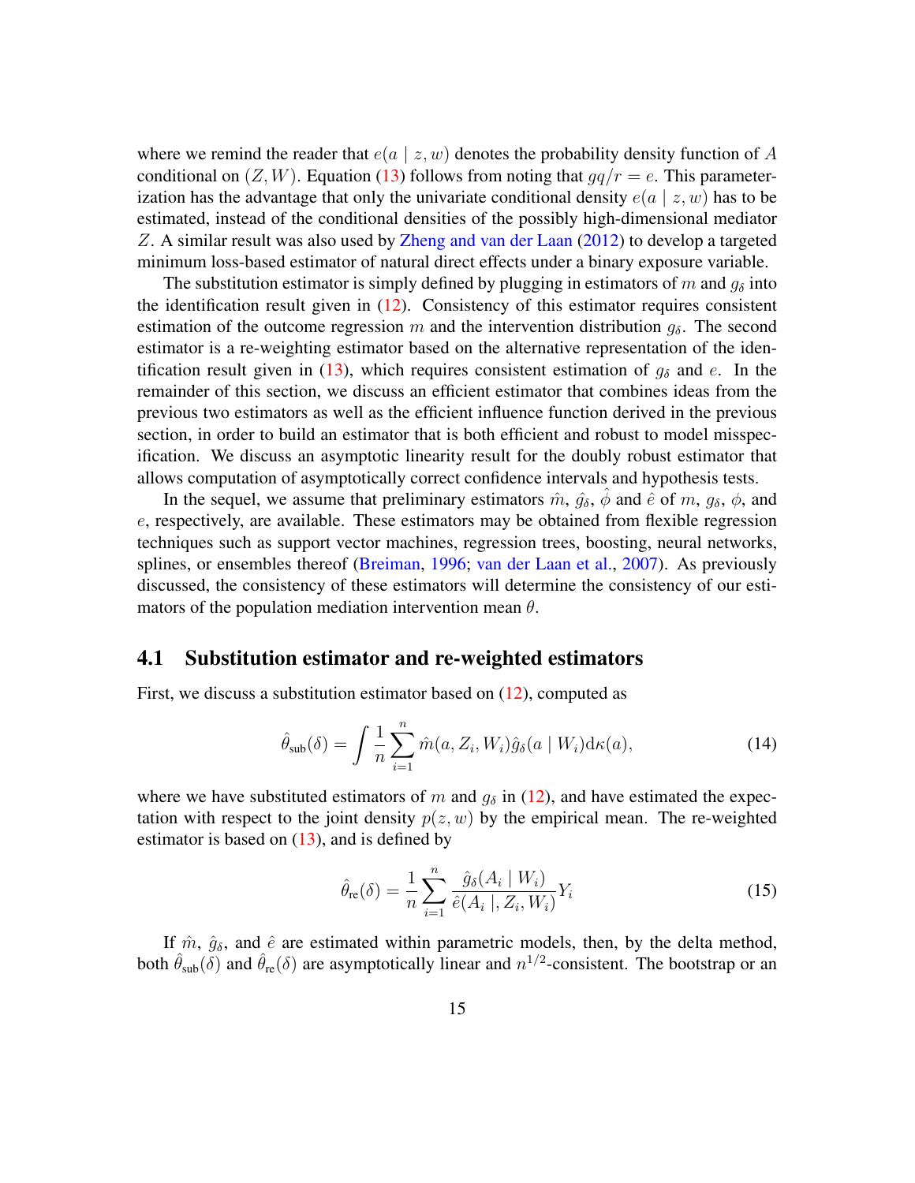where we remind the reader that $e(a \mid z, w)$ denotes the probability density function of $A$ conditional on $(Z, W)$. Equation (13) follows from noting that $gq/r = e$. This parameterization has the advantage that only the univariate conditional density $e(a \mid z, w)$ has to be estimated, instead of the conditional densities of the possibly high-dimensional mediator $Z$. A similar result was also used by Zheng and van der Laan (2012) to develop a targeted minimum loss-based estimator of natural direct effects under a binary exposure variable.

The substitution estimator is simply defined by plugging in estimators of $m$ and $g_\delta$ into the identification result given in (12). Consistency of this estimator requires consistent estimation of the outcome regression $m$ and the intervention distribution $g_\delta$. The second estimator is a re-weighting estimator based on the alternative representation of the identification result given in (13), which requires consistent estimation of $g_\delta$ and $e$. In the remainder of this section, we discuss an efficient estimator that combines ideas from the previous two estimators as well as the efficient influence function derived in the previous section, in order to build an estimator that is both efficient and robust to model misspecification. We discuss an asymptotic linearity result for the doubly robust estimator that allows computation of asymptotically correct confidence intervals and hypothesis tests.

In the sequel, we assume that preliminary estimators $\hat{m}$, $\hat{g}_\delta$, $\hat{\phi}$ and $\hat{e}$ of $m$, $g_\delta$, $\phi$, and $e$, respectively, are available. These estimators may be obtained from flexible regression techniques such as support vector machines, regression trees, boosting, neural networks, splines, or ensembles thereof (Breiman, 1996; van der Laan et al., 2007). As previously discussed, the consistency of these estimators will determine the consistency of our estimators of the population mediation intervention mean $\theta$.

## 4.1 Substitution estimator and re-weighted estimators

First, we discuss a substitution estimator based on (12), computed as

$$\hat{\theta}_{\text{sub}}(\delta) = \int \frac{1}{n} \sum_{i=1}^{n} \hat{m}(a, Z_i, W_i) \hat{g}_\delta(a \mid W_i) \mathrm{d}\kappa(a), \tag{14}$$

where we have substituted estimators of $m$ and $g_\delta$ in (12), and have estimated the expectation with respect to the joint density $p(z, w)$ by the empirical mean. The re-weighted estimator is based on (13), and is defined by

$$\hat{\theta}_{\text{re}}(\delta) = \frac{1}{n} \sum_{i=1}^{n} \frac{\hat{g}_\delta(A_i \mid W_i)}{\hat{e}(A_i \mid, Z_i, W_i)} Y_i \tag{15}$$

If $\hat{m}$, $\hat{g}_\delta$, and $\hat{e}$ are estimated within parametric models, then, by the delta method, both $\hat{\theta}_{\text{sub}}(\delta)$ and $\hat{\theta}_{\text{re}}(\delta)$ are asymptotically linear and $n^{1/2}$-consistent. The bootstrap or an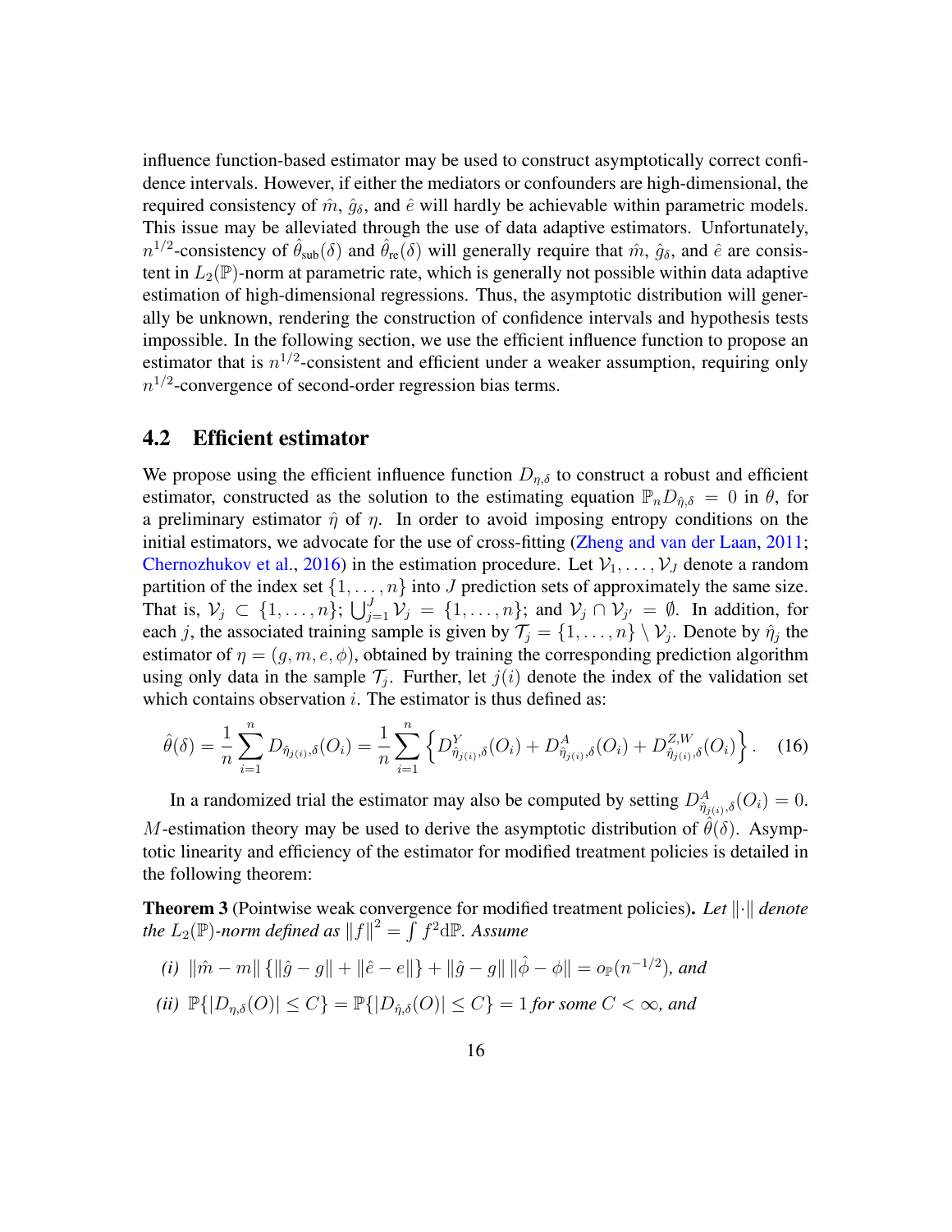influence function-based estimator may be used to construct asymptotically correct confidence intervals. However, if either the mediators or confounders are high-dimensional, the required consistency of $\hat{m}$, $\hat{g}_\delta$, and $\hat{e}$ will hardly be achievable within parametric models. This issue may be alleviated through the use of data adaptive estimators. Unfortunately, $n^{1/2}$-consistency of $\hat{\theta}_{\text{sub}}(\delta)$ and $\hat{\theta}_{\text{re}}(\delta)$ will generally require that $\hat{m}$, $\hat{g}_\delta$, and $\hat{e}$ are consistent in $L_2(\mathbb{P})$-norm at parametric rate, which is generally not possible within data adaptive estimation of high-dimensional regressions. Thus, the asymptotic distribution will generally be unknown, rendering the construction of confidence intervals and hypothesis tests impossible. In the following section, we use the efficient influence function to propose an estimator that is $n^{1/2}$-consistent and efficient under a weaker assumption, requiring only $n^{1/2}$-convergence of second-order regression bias terms.

## 4.2 Efficient estimator

We propose using the efficient influence function $D_{\eta,\delta}$ to construct a robust and efficient estimator, constructed as the solution to the estimating equation $\mathbb{P}_n D_{\hat{\eta},\delta} = 0$ in $\theta$, for a preliminary estimator $\hat{\eta}$ of $\eta$. In order to avoid imposing entropy conditions on the initial estimators, we advocate for the use of cross-fitting (Zheng and van der Laan, 2011; Chernozhukov et al., 2016) in the estimation procedure. Let $\mathcal{V}_1, \ldots, \mathcal{V}_J$ denote a random partition of the index set $\{1, \ldots, n\}$ into $J$ prediction sets of approximately the same size. That is, $\mathcal{V}_j \subset \{1, \ldots, n\}$; $\bigcup_{j=1}^J \mathcal{V}_j = \{1, \ldots, n\}$; and $\mathcal{V}_j \cap \mathcal{V}_{j'} = \emptyset$. In addition, for each $j$, the associated training sample is given by $\mathcal{T}_j = \{1, \ldots, n\} \setminus \mathcal{V}_j$. Denote by $\hat{\eta}_j$ the estimator of $\eta = (g, m, e, \phi)$, obtained by training the corresponding prediction algorithm using only data in the sample $\mathcal{T}_j$. Further, let $j(i)$ denote the index of the validation set which contains observation $i$. The estimator is thus defined as:

$$\hat{\theta}(\delta) = \frac{1}{n}\sum_{i=1}^n D_{\hat{\eta}_{j(i)},\delta}(O_i) = \frac{1}{n}\sum_{i=1}^n \left\{ D^Y_{\hat{\eta}_{j(i)},\delta}(O_i) + D^A_{\hat{\eta}_{j(i)},\delta}(O_i) + D^{Z,W}_{\hat{\eta}_{j(i)},\delta}(O_i) \right\}. \quad (16)$$

In a randomized trial the estimator may also be computed by setting $D^A_{\hat{\eta}_{j(i)},\delta}(O_i) = 0$. $M$-estimation theory may be used to derive the asymptotic distribution of $\hat{\theta}(\delta)$. Asymptotic linearity and efficiency of the estimator for modified treatment policies is detailed in the following theorem:

**Theorem 3** (Pointwise weak convergence for modified treatment policies)**.** *Let $\|\cdot\|$ denote the $L_2(\mathbb{P})$-norm defined as $\|f\|^2 = \int f^2 \mathrm{d}\mathbb{P}$. Assume*

*(i)* $\|\hat{m} - m\| \{\|\hat{g} - g\| + \|\hat{e} - e\|\} + \|\hat{g} - g\| \|\hat{\phi} - \phi\| = o_{\mathbb{P}}(n^{-1/2})$*, and*

*(ii)* $\mathbb{P}\{|D_{\eta,\delta}(O)| \leq C\} = \mathbb{P}\{|D_{\hat{\eta},\delta}(O)| \leq C\} = 1$ *for some $C < \infty$, and*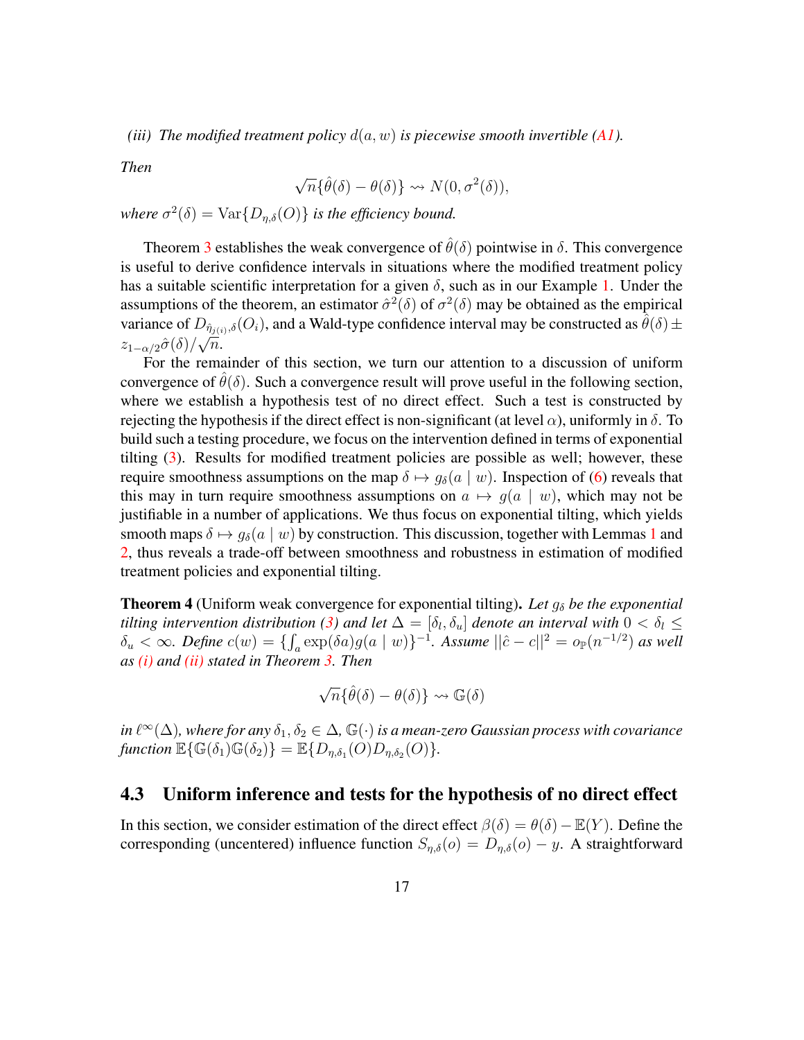*(iii) The modified treatment policy $d(a, w)$ is piecewise smooth invertible (A1).*

*Then*

$$\sqrt{n}\{\hat{\theta}(\delta) - \theta(\delta)\} \rightsquigarrow N(0, \sigma^2(\delta)),$$

*where $\sigma^2(\delta) = \mathrm{Var}\{D_{\eta,\delta}(O)\}$ is the efficiency bound.*

Theorem 3 establishes the weak convergence of $\hat{\theta}(\delta)$ pointwise in $\delta$. This convergence is useful to derive confidence intervals in situations where the modified treatment policy has a suitable scientific interpretation for a given $\delta$, such as in our Example 1. Under the assumptions of the theorem, an estimator $\hat{\sigma}^2(\delta)$ of $\sigma^2(\delta)$ may be obtained as the empirical variance of $D_{\hat{\eta}_{j(i)},\delta}(O_i)$, and a Wald-type confidence interval may be constructed as $\hat{\theta}(\delta) \pm z_{1-\alpha/2}\hat{\sigma}(\delta)/\sqrt{n}$.

For the remainder of this section, we turn our attention to a discussion of uniform convergence of $\hat{\theta}(\delta)$. Such a convergence result will prove useful in the following section, where we establish a hypothesis test of no direct effect. Such a test is constructed by rejecting the hypothesis if the direct effect is non-significant (at level $\alpha$), uniformly in $\delta$. To build such a testing procedure, we focus on the intervention defined in terms of exponential tilting (3). Results for modified treatment policies are possible as well; however, these require smoothness assumptions on the map $\delta \mapsto g_\delta(a \mid w)$. Inspection of (6) reveals that this may in turn require smoothness assumptions on $a \mapsto g(a \mid w)$, which may not be justifiable in a number of applications. We thus focus on exponential tilting, which yields smooth maps $\delta \mapsto g_\delta(a \mid w)$ by construction. This discussion, together with Lemmas 1 and 2, thus reveals a trade-off between smoothness and robustness in estimation of modified treatment policies and exponential tilting.

**Theorem 4** (Uniform weak convergence for exponential tilting)**.** *Let $g_\delta$ be the exponential tilting intervention distribution (3) and let $\Delta = [\delta_l, \delta_u]$ denote an interval with $0 < \delta_l \leq \delta_u < \infty$. Define $c(w) = \{\int_a \exp(\delta a) g(a \mid w)\}^{-1}$. Assume $||\hat{c} - c||^2 = o_{\mathbb{P}}(n^{-1/2})$ as well as (i) and (ii) stated in Theorem 3. Then*

$$\sqrt{n}\{\hat{\theta}(\delta) - \theta(\delta)\} \rightsquigarrow \mathbb{G}(\delta)$$

*in $\ell^\infty(\Delta)$, where for any $\delta_1, \delta_2 \in \Delta$, $\mathbb{G}(\cdot)$ is a mean-zero Gaussian process with covariance function $\mathbb{E}\{\mathbb{G}(\delta_1)\mathbb{G}(\delta_2)\} = \mathbb{E}\{D_{\eta,\delta_1}(O)D_{\eta,\delta_2}(O)\}$.*

## 4.3 Uniform inference and tests for the hypothesis of no direct effect

In this section, we consider estimation of the direct effect $\beta(\delta) = \theta(\delta) - \mathbb{E}(Y)$. Define the corresponding (uncentered) influence function $S_{\eta,\delta}(o) = D_{\eta,\delta}(o) - y$. A straightforward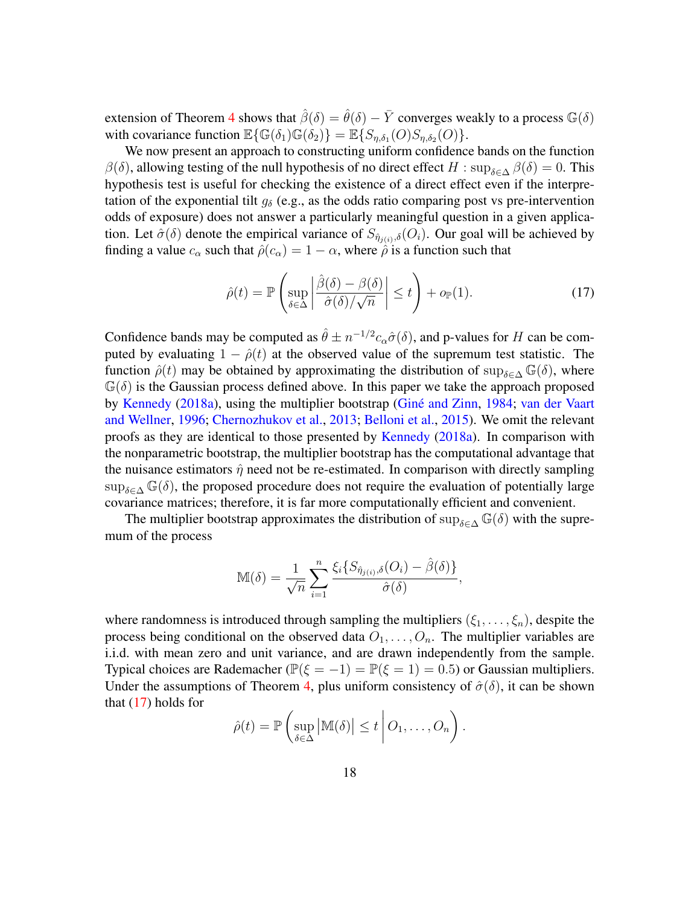extension of Theorem 4 shows that $\hat{\beta}(\delta) = \hat{\theta}(\delta) - \bar{Y}$ converges weakly to a process $\mathbb{G}(\delta)$ with covariance function $\mathbb{E}\{\mathbb{G}(\delta_1)\mathbb{G}(\delta_2)\} = \mathbb{E}\{S_{\eta,\delta_1}(O)S_{\eta,\delta_2}(O)\}$.

We now present an approach to constructing uniform confidence bands on the function $\beta(\delta)$, allowing testing of the null hypothesis of no direct effect $H : \sup_{\delta\in\Delta} \beta(\delta) = 0$. This hypothesis test is useful for checking the existence of a direct effect even if the interpretation of the exponential tilt $g_\delta$ (e.g., as the odds ratio comparing post vs pre-intervention odds of exposure) does not answer a particularly meaningful question in a given application. Let $\hat{\sigma}(\delta)$ denote the empirical variance of $S_{\hat{\eta}_{j(i)},\delta}(O_i)$. Our goal will be achieved by finding a value $c_\alpha$ such that $\hat{\rho}(c_\alpha) = 1 - \alpha$, where $\hat{\rho}$ is a function such that

$$\hat{\rho}(t) = \mathbb{P}\left(\sup_{\delta\in\Delta}\left|\frac{\hat{\beta}(\delta) - \beta(\delta)}{\hat{\sigma}(\delta)/\sqrt{n}}\right| \leq t\right) + o_{\mathbb{P}}(1). \tag{17}$$

Confidence bands may be computed as $\hat{\theta} \pm n^{-1/2}c_\alpha\hat{\sigma}(\delta)$, and p-values for $H$ can be computed by evaluating $1 - \hat{\rho}(t)$ at the observed value of the supremum test statistic. The function $\hat{\rho}(t)$ may be obtained by approximating the distribution of $\sup_{\delta\in\Delta}\mathbb{G}(\delta)$, where $\mathbb{G}(\delta)$ is the Gaussian process defined above. In this paper we take the approach proposed by Kennedy (2018a), using the multiplier bootstrap (Giné and Zinn, 1984; van der Vaart and Wellner, 1996; Chernozhukov et al., 2013; Belloni et al., 2015). We omit the relevant proofs as they are identical to those presented by Kennedy (2018a). In comparison with the nonparametric bootstrap, the multiplier bootstrap has the computational advantage that the nuisance estimators $\hat{\eta}$ need not be re-estimated. In comparison with directly sampling $\sup_{\delta\in\Delta}\mathbb{G}(\delta)$, the proposed procedure does not require the evaluation of potentially large covariance matrices; therefore, it is far more computationally efficient and convenient.

The multiplier bootstrap approximates the distribution of $\sup_{\delta\in\Delta}\mathbb{G}(\delta)$ with the supremum of the process

$$\mathbb{M}(\delta) = \frac{1}{\sqrt{n}}\sum_{i=1}^{n}\frac{\xi_i\{S_{\hat{\eta}_{j(i)},\delta}(O_i) - \hat{\beta}(\delta)\}}{\hat{\sigma}(\delta)},$$

where randomness is introduced through sampling the multipliers $(\xi_1, \ldots, \xi_n)$, despite the process being conditional on the observed data $O_1, \ldots, O_n$. The multiplier variables are i.i.d. with mean zero and unit variance, and are drawn independently from the sample. Typical choices are Rademacher ($\mathbb{P}(\xi = -1) = \mathbb{P}(\xi = 1) = 0.5$) or Gaussian multipliers. Under the assumptions of Theorem 4, plus uniform consistency of $\hat{\sigma}(\delta)$, it can be shown that (17) holds for

$$\hat{\rho}(t) = \mathbb{P}\left(\sup_{\delta\in\Delta}\left|\mathbb{M}(\delta)\right| \leq t \,\middle|\, O_1, \ldots, O_n\right).$$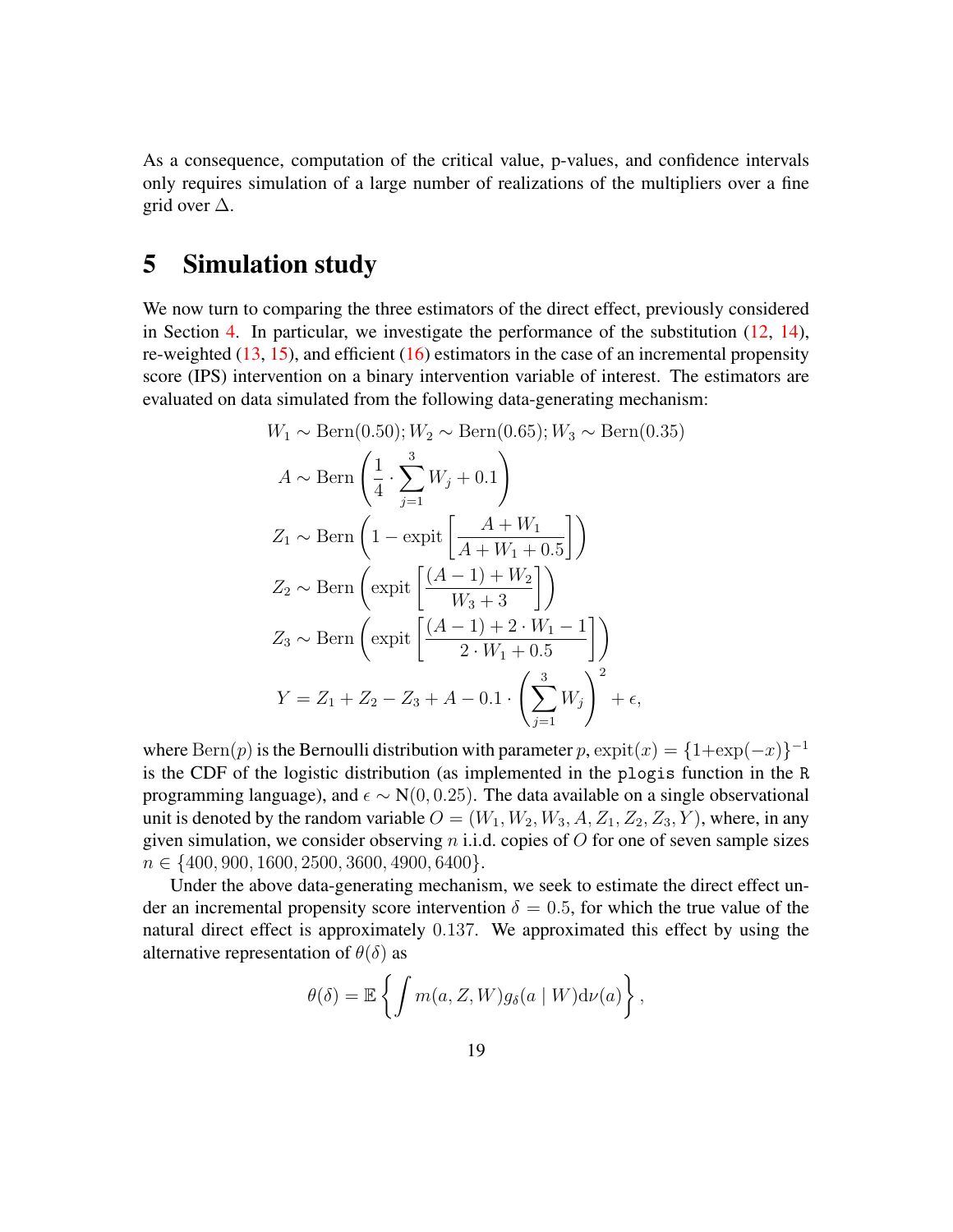As a consequence, computation of the critical value, p-values, and confidence intervals only requires simulation of a large number of realizations of the multipliers over a fine grid over $\Delta$.

# 5 Simulation study

We now turn to comparing the three estimators of the direct effect, previously considered in Section 4. In particular, we investigate the performance of the substitution (12, 14), re-weighted (13, 15), and efficient (16) estimators in the case of an incremental propensity score (IPS) intervention on a binary intervention variable of interest. The estimators are evaluated on data simulated from the following data-generating mechanism:

$$
\begin{aligned}
W_1 &\sim \text{Bern}(0.50); W_2 \sim \text{Bern}(0.65); W_3 \sim \text{Bern}(0.35) \\
A &\sim \text{Bern}\left(\frac{1}{4} \cdot \sum_{j=1}^{3} W_j + 0.1\right) \\
Z_1 &\sim \text{Bern}\left(1 - \text{expit}\left[\frac{A + W_1}{A + W_1 + 0.5}\right]\right) \\
Z_2 &\sim \text{Bern}\left(\text{expit}\left[\frac{(A-1) + W_2}{W_3 + 3}\right]\right) \\
Z_3 &\sim \text{Bern}\left(\text{expit}\left[\frac{(A-1) + 2 \cdot W_1 - 1}{2 \cdot W_1 + 0.5}\right]\right) \\
Y &= Z_1 + Z_2 - Z_3 + A - 0.1 \cdot \left(\sum_{j=1}^{3} W_j\right)^2 + \epsilon,
\end{aligned}
$$

where $\text{Bern}(p)$ is the Bernoulli distribution with parameter $p$, $\text{expit}(x) = \{1+\exp(-x)\}^{-1}$ is the CDF of the logistic distribution (as implemented in the `plogis` function in the `R` programming language), and $\epsilon \sim \text{N}(0, 0.25)$. The data available on a single observational unit is denoted by the random variable $O = (W_1, W_2, W_3, A, Z_1, Z_2, Z_3, Y)$, where, in any given simulation, we consider observing $n$ i.i.d. copies of $O$ for one of seven sample sizes $n \in \{400, 900, 1600, 2500, 3600, 4900, 6400\}$.

Under the above data-generating mechanism, we seek to estimate the direct effect under an incremental propensity score intervention $\delta = 0.5$, for which the true value of the natural direct effect is approximately $0.137$. We approximated this effect by using the alternative representation of $\theta(\delta)$ as

$$
\theta(\delta) = \mathbb{E}\left\{\int m(a, Z, W) g_\delta(a \mid W) \mathrm{d}\nu(a)\right\},
$$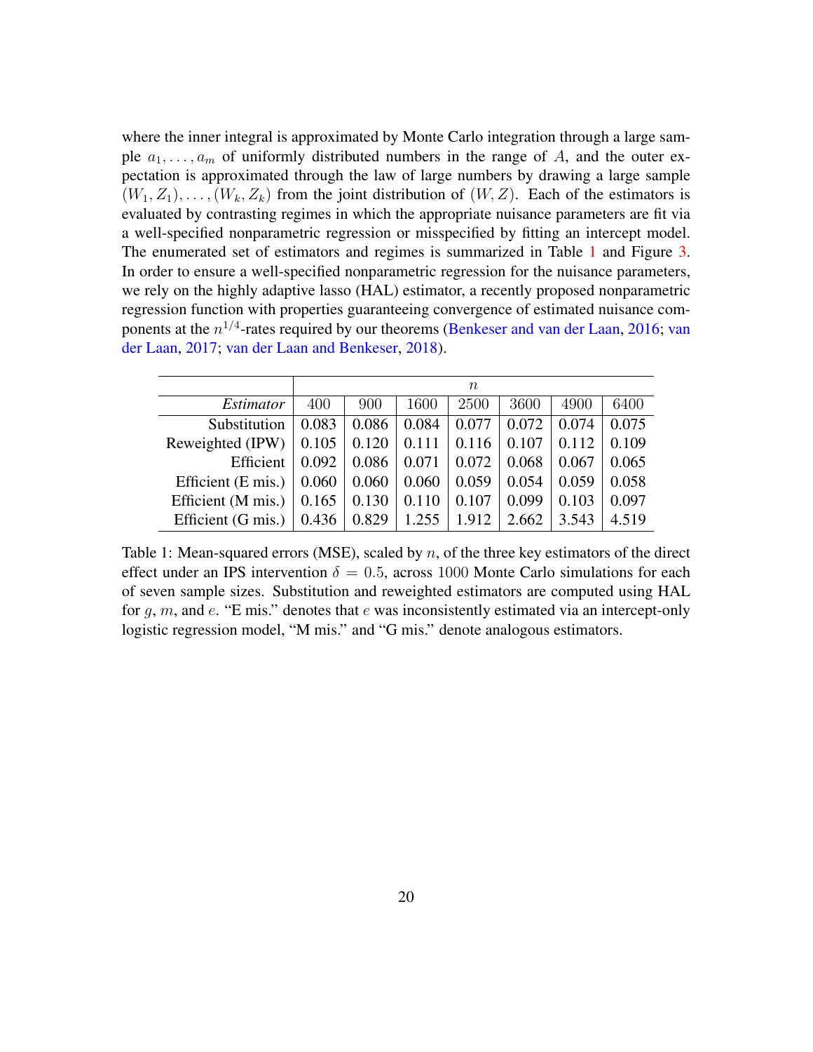where the inner integral is approximated by Monte Carlo integration through a large sample $a_1, \ldots, a_m$ of uniformly distributed numbers in the range of $A$, and the outer expectation is approximated through the law of large numbers by drawing a large sample $(W_1, Z_1), \ldots, (W_k, Z_k)$ from the joint distribution of $(W, Z)$. Each of the estimators is evaluated by contrasting regimes in which the appropriate nuisance parameters are fit via a well-specified nonparametric regression or misspecified by fitting an intercept model. The enumerated set of estimators and regimes is summarized in Table 1 and Figure 3. In order to ensure a well-specified nonparametric regression for the nuisance parameters, we rely on the highly adaptive lasso (HAL) estimator, a recently proposed nonparametric regression function with properties guaranteeing convergence of estimated nuisance components at the $n^{1/4}$-rates required by our theorems (Benkeser and van der Laan, 2016; van der Laan, 2017; van der Laan and Benkeser, 2018).

| | $n$ | | | | | | |
|---|---|---|---|---|---|---|---|
| *Estimator* | 400 | 900 | 1600 | 2500 | 3600 | 4900 | 6400 |
| Substitution | 0.083 | 0.086 | 0.084 | 0.077 | 0.072 | 0.074 | 0.075 |
| Reweighted (IPW) | 0.105 | 0.120 | 0.111 | 0.116 | 0.107 | 0.112 | 0.109 |
| Efficient | 0.092 | 0.086 | 0.071 | 0.072 | 0.068 | 0.067 | 0.065 |
| Efficient (E mis.) | 0.060 | 0.060 | 0.060 | 0.059 | 0.054 | 0.059 | 0.058 |
| Efficient (M mis.) | 0.165 | 0.130 | 0.110 | 0.107 | 0.099 | 0.103 | 0.097 |
| Efficient (G mis.) | 0.436 | 0.829 | 1.255 | 1.912 | 2.662 | 3.543 | 4.519 |

Table 1: Mean-squared errors (MSE), scaled by $n$, of the three key estimators of the direct effect under an IPS intervention $\delta = 0.5$, across 1000 Monte Carlo simulations for each of seven sample sizes. Substitution and reweighted estimators are computed using HAL for $g$, $m$, and $e$. "E mis." denotes that $e$ was inconsistently estimated via an intercept-only logistic regression model, "M mis." and "G mis." denote analogous estimators.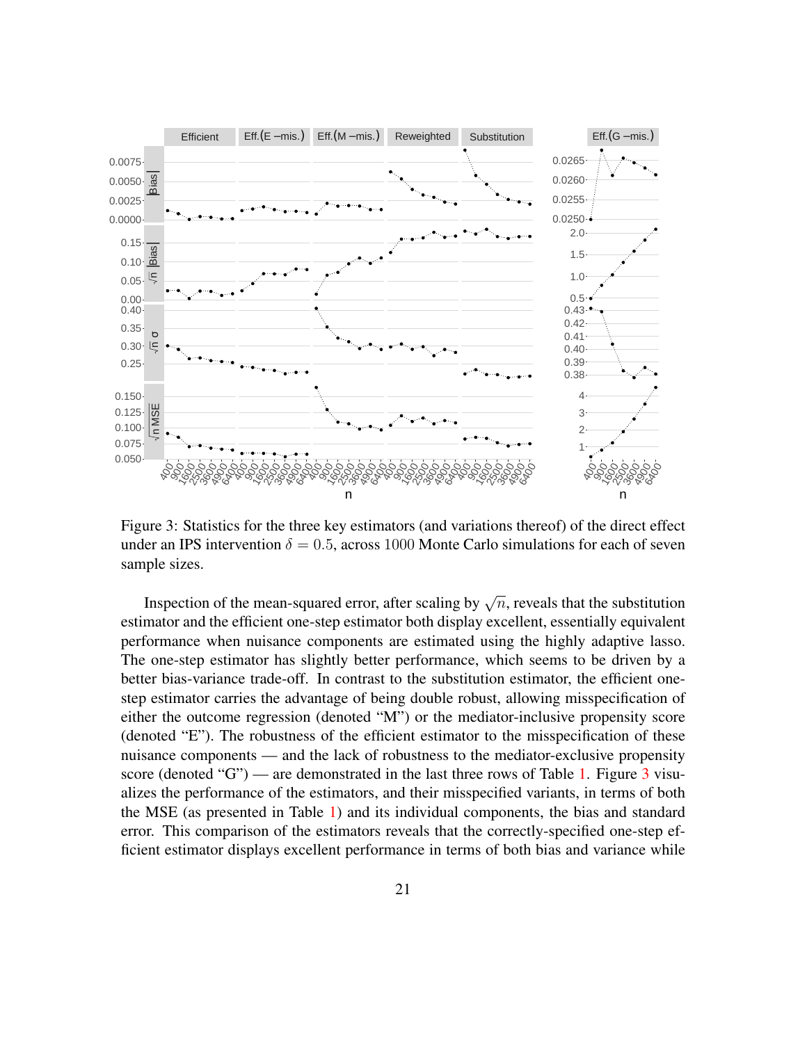Figure 3: Statistics for the three key estimators (and variations thereof) of the direct effect under an IPS intervention $\delta = 0.5$, across $1000$ Monte Carlo simulations for each of seven sample sizes.

Inspection of the mean-squared error, after scaling by $\sqrt{n}$, reveals that the substitution estimator and the efficient one-step estimator both display excellent, essentially equivalent performance when nuisance components are estimated using the highly adaptive lasso. The one-step estimator has slightly better performance, which seems to be driven by a better bias-variance trade-off. In contrast to the substitution estimator, the efficient one-step estimator carries the advantage of being double robust, allowing misspecification of either the outcome regression (denoted "M") or the mediator-inclusive propensity score (denoted "E"). The robustness of the efficient estimator to the misspecification of these nuisance components — and the lack of robustness to the mediator-exclusive propensity score (denoted "G") — are demonstrated in the last three rows of Table 1. Figure 3 visualizes the performance of the estimators, and their misspecified variants, in terms of both the MSE (as presented in Table 1) and its individual components, the bias and standard error. This comparison of the estimators reveals that the correctly-specified one-step efficient estimator displays excellent performance in terms of both bias and variance while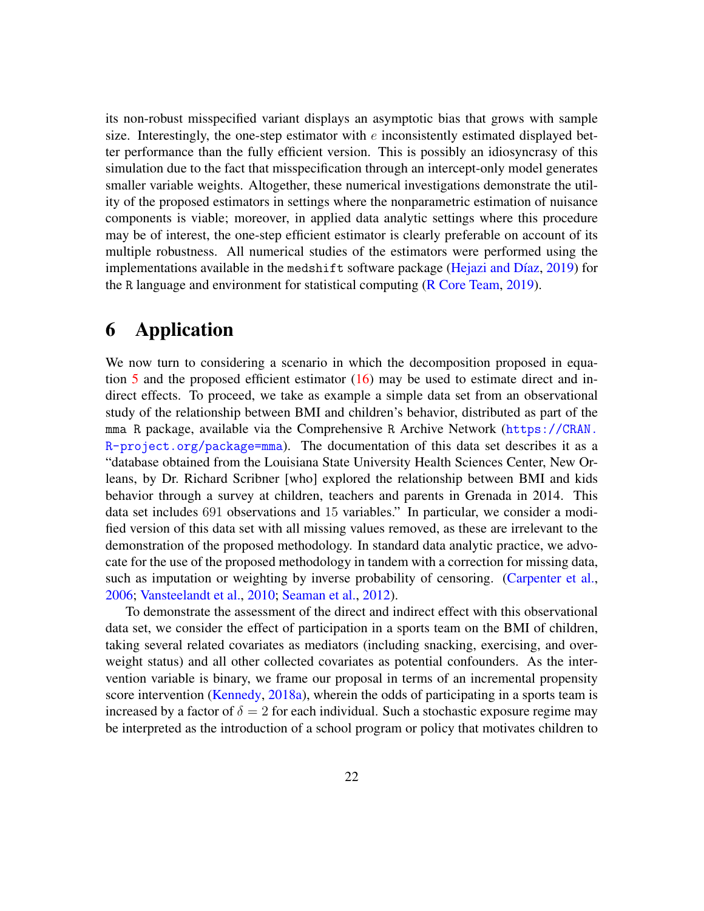its non-robust misspecified variant displays an asymptotic bias that grows with sample size. Interestingly, the one-step estimator with $e$ inconsistently estimated displayed better performance than the fully efficient version. This is possibly an idiosyncrasy of this simulation due to the fact that misspecification through an intercept-only model generates smaller variable weights. Altogether, these numerical investigations demonstrate the utility of the proposed estimators in settings where the nonparametric estimation of nuisance components is viable; moreover, in applied data analytic settings where this procedure may be of interest, the one-step efficient estimator is clearly preferable on account of its multiple robustness. All numerical studies of the estimators were performed using the implementations available in the `medshift` software package (Hejazi and Díaz, 2019) for the R language and environment for statistical computing (R Core Team, 2019).

# 6 Application

We now turn to considering a scenario in which the decomposition proposed in equation 5 and the proposed efficient estimator (16) may be used to estimate direct and indirect effects. To proceed, we take as example a simple data set from an observational study of the relationship between BMI and children's behavior, distributed as part of the `mma` R package, available via the Comprehensive R Archive Network (https://CRAN.R-project.org/package=mma). The documentation of this data set describes it as a "database obtained from the Louisiana State University Health Sciences Center, New Orleans, by Dr. Richard Scribner [who] explored the relationship between BMI and kids behavior through a survey at children, teachers and parents in Grenada in 2014. This data set includes 691 observations and 15 variables." In particular, we consider a modified version of this data set with all missing values removed, as these are irrelevant to the demonstration of the proposed methodology. In standard data analytic practice, we advocate for the use of the proposed methodology in tandem with a correction for missing data, such as imputation or weighting by inverse probability of censoring. (Carpenter et al., 2006; Vansteelandt et al., 2010; Seaman et al., 2012).

To demonstrate the assessment of the direct and indirect effect with this observational data set, we consider the effect of participation in a sports team on the BMI of children, taking several related covariates as mediators (including snacking, exercising, and overweight status) and all other collected covariates as potential confounders. As the intervention variable is binary, we frame our proposal in terms of an incremental propensity score intervention (Kennedy, 2018a), wherein the odds of participating in a sports team is increased by a factor of $\delta = 2$ for each individual. Such a stochastic exposure regime may be interpreted as the introduction of a school program or policy that motivates children to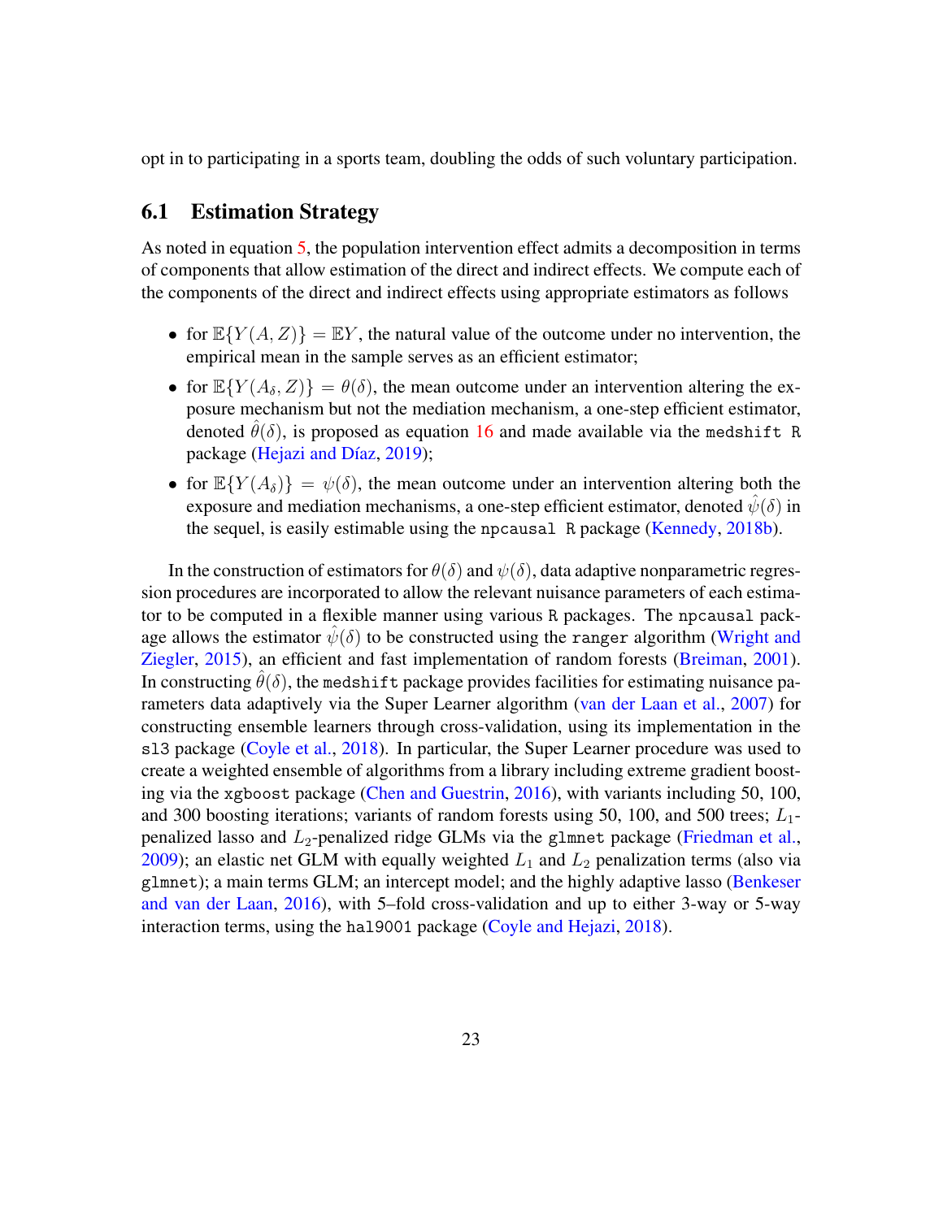opt in to participating in a sports team, doubling the odds of such voluntary participation.

### 6.1 Estimation Strategy

As noted in equation 5, the population intervention effect admits a decomposition in terms of components that allow estimation of the direct and indirect effects. We compute each of the components of the direct and indirect effects using appropriate estimators as follows

- for $\mathbb{E}\{Y(A, Z)\} = \mathbb{E}Y$, the natural value of the outcome under no intervention, the empirical mean in the sample serves as an efficient estimator;
- for $\mathbb{E}\{Y(A_\delta, Z)\} = \theta(\delta)$, the mean outcome under an intervention altering the exposure mechanism but not the mediation mechanism, a one-step efficient estimator, denoted $\hat{\theta}(\delta)$, is proposed as equation 16 and made available via the `medshift` `R` package (Hejazi and Díaz, 2019);
- for $\mathbb{E}\{Y(A_\delta)\} = \psi(\delta)$, the mean outcome under an intervention altering both the exposure and mediation mechanisms, a one-step efficient estimator, denoted $\hat{\psi}(\delta)$ in the sequel, is easily estimable using the `npcausal` `R` package (Kennedy, 2018b).

In the construction of estimators for $\theta(\delta)$ and $\psi(\delta)$, data adaptive nonparametric regression procedures are incorporated to allow the relevant nuisance parameters of each estimator to be computed in a flexible manner using various `R` packages. The `npcausal` package allows the estimator $\hat{\psi}(\delta)$ to be constructed using the `ranger` algorithm (Wright and Ziegler, 2015), an efficient and fast implementation of random forests (Breiman, 2001). In constructing $\hat{\theta}(\delta)$, the `medshift` package provides facilities for estimating nuisance parameters data adaptively via the Super Learner algorithm (van der Laan et al., 2007) for constructing ensemble learners through cross-validation, using its implementation in the `sl3` package (Coyle et al., 2018). In particular, the Super Learner procedure was used to create a weighted ensemble of algorithms from a library including extreme gradient boosting via the `xgboost` package (Chen and Guestrin, 2016), with variants including 50, 100, and 300 boosting iterations; variants of random forests using 50, 100, and 500 trees; $L_1$-penalized lasso and $L_2$-penalized ridge GLMs via the `glmnet` package (Friedman et al., 2009); an elastic net GLM with equally weighted $L_1$ and $L_2$ penalization terms (also via `glmnet`); a main terms GLM; an intercept model; and the highly adaptive lasso (Benkeser and van der Laan, 2016), with 5–fold cross-validation and up to either 3-way or 5-way interaction terms, using the `hal9001` package (Coyle and Hejazi, 2018).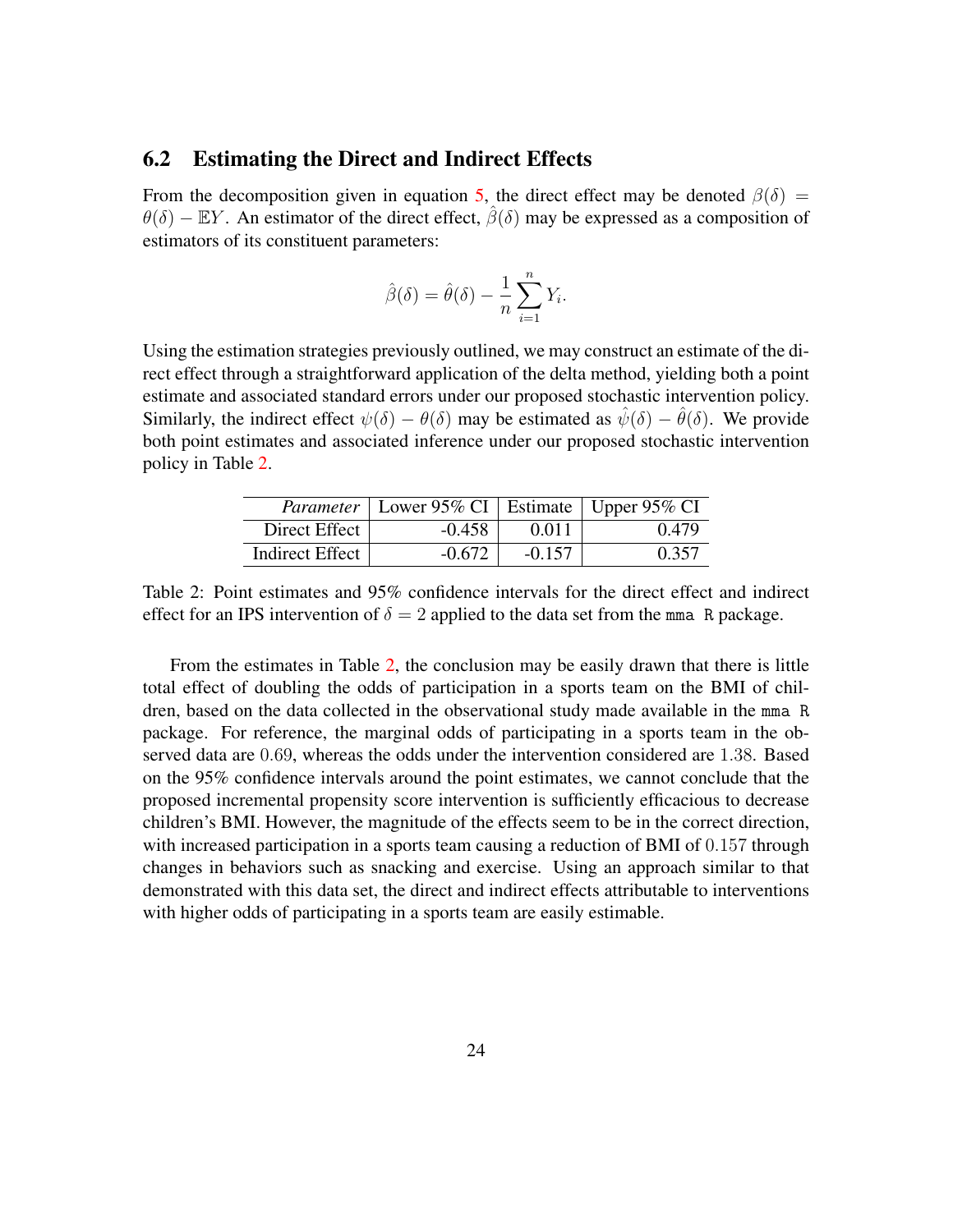## 6.2 Estimating the Direct and Indirect Effects

From the decomposition given in equation 5, the direct effect may be denoted $\beta(\delta) = \theta(\delta) - \mathbb{E}Y$. An estimator of the direct effect, $\hat{\beta}(\delta)$ may be expressed as a composition of estimators of its constituent parameters:

$$\hat{\beta}(\delta) = \hat{\theta}(\delta) - \frac{1}{n}\sum_{i=1}^{n} Y_i.$$

Using the estimation strategies previously outlined, we may construct an estimate of the direct effect through a straightforward application of the delta method, yielding both a point estimate and associated standard errors under our proposed stochastic intervention policy. Similarly, the indirect effect $\psi(\delta) - \theta(\delta)$ may be estimated as $\hat{\psi}(\delta) - \hat{\theta}(\delta)$. We provide both point estimates and associated inference under our proposed stochastic intervention policy in Table 2.

| *Parameter* | Lower 95% CI | Estimate | Upper 95% CI |
|---|---|---|---|
| Direct Effect | -0.458 | 0.011 | 0.479 |
| Indirect Effect | -0.672 | -0.157 | 0.357 |

Table 2: Point estimates and 95% confidence intervals for the direct effect and indirect effect for an IPS intervention of $\delta = 2$ applied to the data set from the `mma R` package.

From the estimates in Table 2, the conclusion may be easily drawn that there is little total effect of doubling the odds of participation in a sports team on the BMI of children, based on the data collected in the observational study made available in the `mma R` package. For reference, the marginal odds of participating in a sports team in the observed data are $0.69$, whereas the odds under the intervention considered are $1.38$. Based on the 95% confidence intervals around the point estimates, we cannot conclude that the proposed incremental propensity score intervention is sufficiently efficacious to decrease children's BMI. However, the magnitude of the effects seem to be in the correct direction, with increased participation in a sports team causing a reduction of BMI of $0.157$ through changes in behaviors such as snacking and exercise. Using an approach similar to that demonstrated with this data set, the direct and indirect effects attributable to interventions with higher odds of participating in a sports team are easily estimable.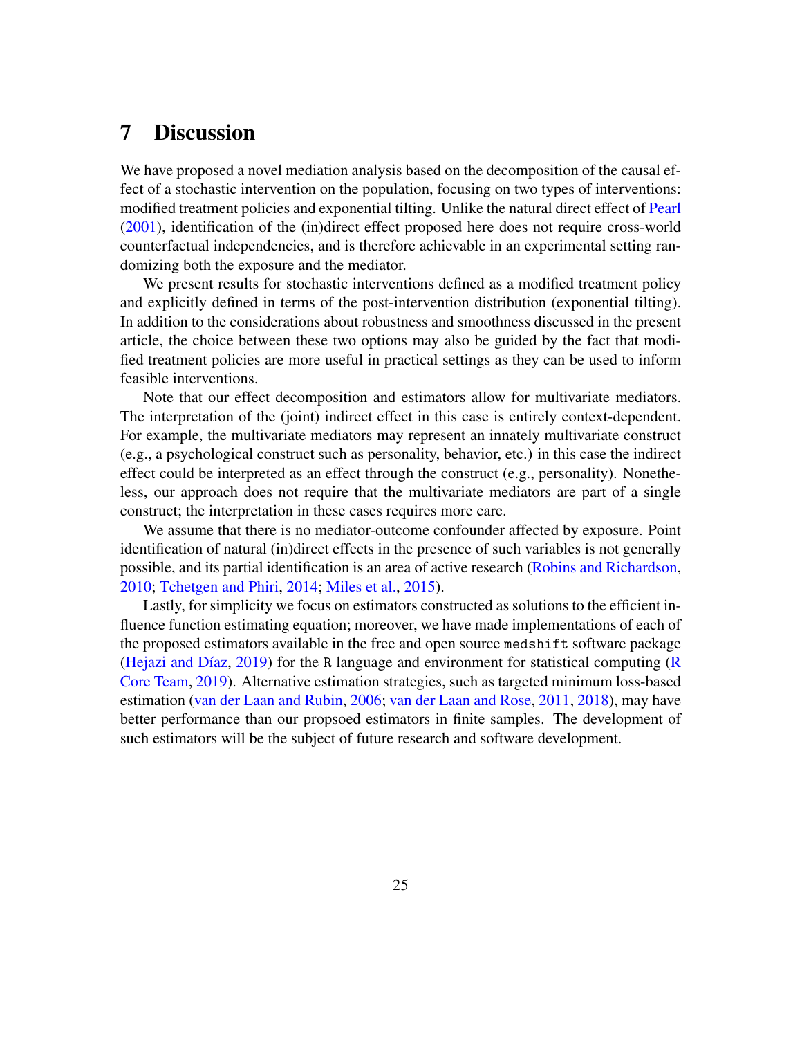# 7 Discussion

We have proposed a novel mediation analysis based on the decomposition of the causal effect of a stochastic intervention on the population, focusing on two types of interventions: modified treatment policies and exponential tilting. Unlike the natural direct effect of Pearl (2001), identification of the (in)direct effect proposed here does not require cross-world counterfactual independencies, and is therefore achievable in an experimental setting randomizing both the exposure and the mediator.

We present results for stochastic interventions defined as a modified treatment policy and explicitly defined in terms of the post-intervention distribution (exponential tilting). In addition to the considerations about robustness and smoothness discussed in the present article, the choice between these two options may also be guided by the fact that modified treatment policies are more useful in practical settings as they can be used to inform feasible interventions.

Note that our effect decomposition and estimators allow for multivariate mediators. The interpretation of the (joint) indirect effect in this case is entirely context-dependent. For example, the multivariate mediators may represent an innately multivariate construct (e.g., a psychological construct such as personality, behavior, etc.) in this case the indirect effect could be interpreted as an effect through the construct (e.g., personality). Nonetheless, our approach does not require that the multivariate mediators are part of a single construct; the interpretation in these cases requires more care.

We assume that there is no mediator-outcome confounder affected by exposure. Point identification of natural (in)direct effects in the presence of such variables is not generally possible, and its partial identification is an area of active research (Robins and Richardson, 2010; Tchetgen and Phiri, 2014; Miles et al., 2015).

Lastly, for simplicity we focus on estimators constructed as solutions to the efficient influence function estimating equation; moreover, we have made implementations of each of the proposed estimators available in the free and open source `medshift` software package (Hejazi and Díaz, 2019) for the `R` language and environment for statistical computing (R Core Team, 2019). Alternative estimation strategies, such as targeted minimum loss-based estimation (van der Laan and Rubin, 2006; van der Laan and Rose, 2011, 2018), may have better performance than our propsoed estimators in finite samples. The development of such estimators will be the subject of future research and software development.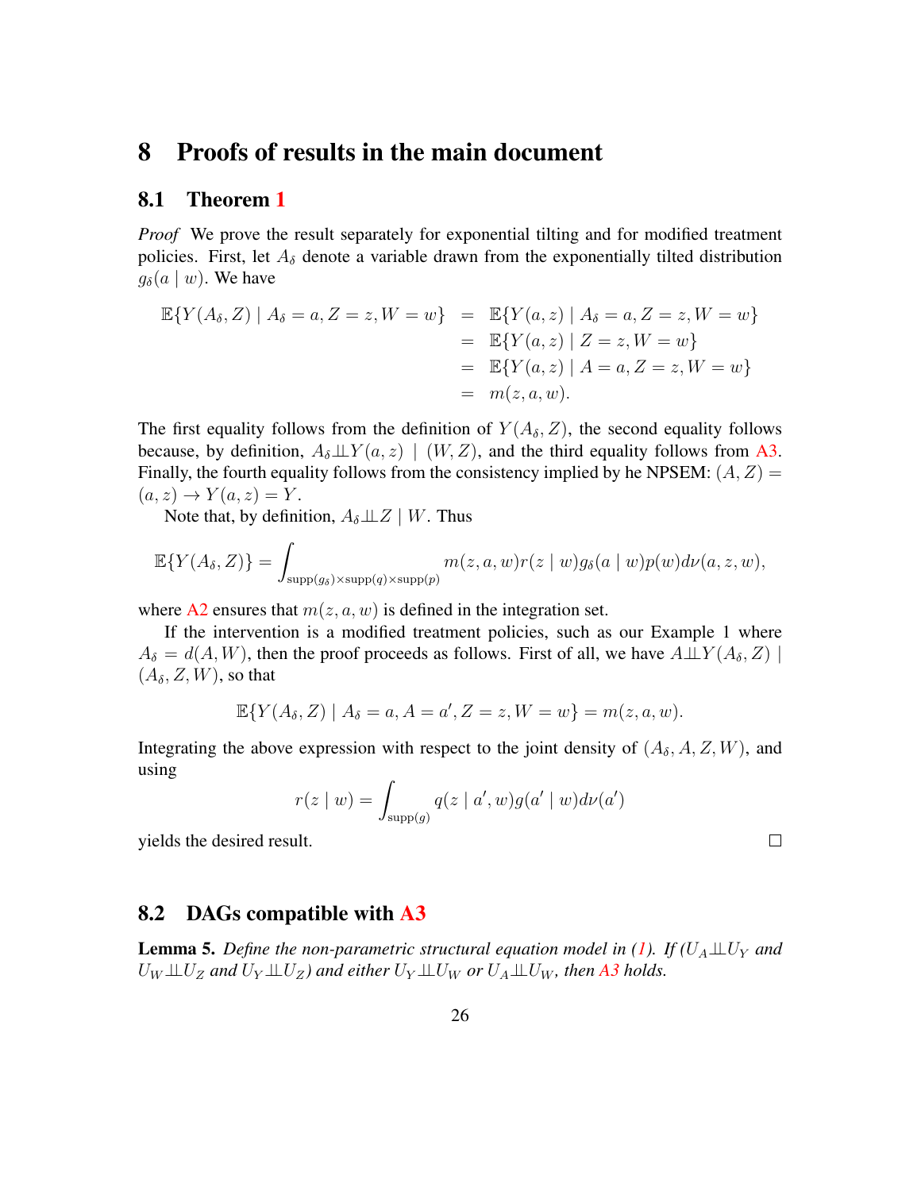# 8 Proofs of results in the main document

## 8.1 Theorem 1

*Proof* We prove the result separately for exponential tilting and for modified treatment policies. First, let $A_\delta$ denote a variable drawn from the exponentially tilted distribution $g_\delta(a \mid w)$. We have

$$
\begin{aligned}
\mathbb{E}\{Y(A_\delta, Z) \mid A_\delta = a, Z = z, W = w\} &= \mathbb{E}\{Y(a, z) \mid A_\delta = a, Z = z, W = w\} \\
&= \mathbb{E}\{Y(a, z) \mid Z = z, W = w\} \\
&= \mathbb{E}\{Y(a, z) \mid A = a, Z = z, W = w\} \\
&= m(z, a, w).
\end{aligned}
$$

The first equality follows from the definition of $Y(A_\delta, Z)$, the second equality follows because, by definition, $A_\delta \perp\!\!\!\perp Y(a, z) \mid (W, Z)$, and the third equality follows from A3. Finally, the fourth equality follows from the consistency implied by he NPSEM: $(A, Z) = (a, z) \rightarrow Y(a, z) = Y$.

Note that, by definition, $A_\delta \perp\!\!\!\perp Z \mid W$. Thus

$$
\mathbb{E}\{Y(A_\delta, Z)\} = \int_{\text{supp}(g_\delta)\times\text{supp}(q)\times\text{supp}(p)} m(z, a, w) r(z \mid w) g_\delta(a \mid w) p(w) d\nu(a, z, w),
$$

where A2 ensures that $m(z, a, w)$ is defined in the integration set.

If the intervention is a modified treatment policies, such as our Example 1 where $A_\delta = d(A, W)$, then the proof proceeds as follows. First of all, we have $A \perp\!\!\!\perp Y(A_\delta, Z) \mid (A_\delta, Z, W)$, so that

$$
\mathbb{E}\{Y(A_\delta, Z) \mid A_\delta = a, A = a', Z = z, W = w\} = m(z, a, w).
$$

Integrating the above expression with respect to the joint density of $(A_\delta, A, Z, W)$, and using

$$
r(z \mid w) = \int_{\text{supp}(g)} q(z \mid a', w) g(a' \mid w) d\nu(a')
$$

yields the desired result. □

## 8.2 DAGs compatible with A3

**Lemma 5.** *Define the non-parametric structural equation model in (1). If ($U_A \perp\!\!\!\perp U_Y$ and $U_W \perp\!\!\!\perp U_Z$ and $U_Y \perp\!\!\!\perp U_Z$) and either $U_Y \perp\!\!\!\perp U_W$ or $U_A \perp\!\!\!\perp U_W$, then A3 holds.*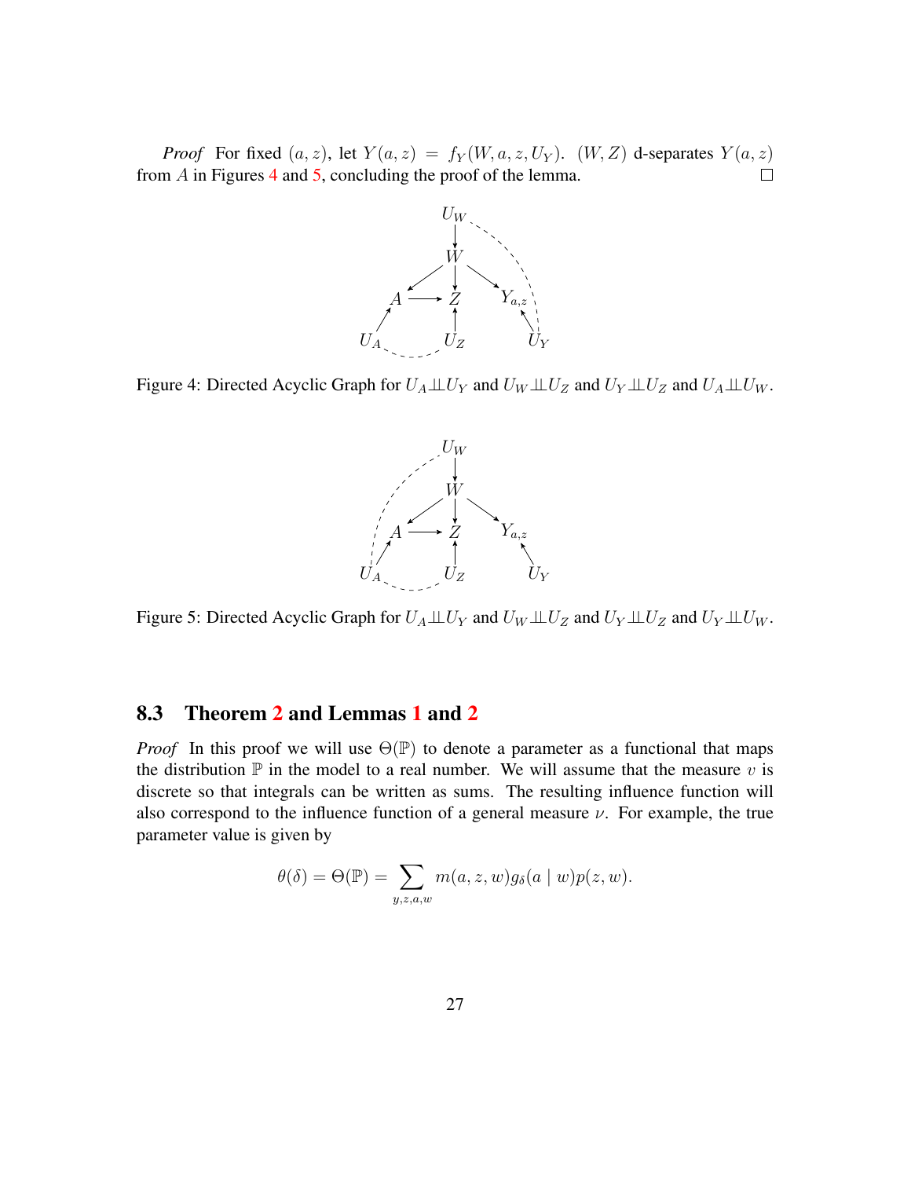*Proof* For fixed $(a, z)$, let $Y(a, z) = f_Y(W, a, z, U_Y)$. $(W, Z)$ d-separates $Y(a, z)$ from $A$ in Figures 4 and 5, concluding the proof of the lemma. □

Figure 4: Directed Acyclic Graph for $U_A \perp\!\!\!\perp U_Y$ and $U_W \perp\!\!\!\perp U_Z$ and $U_Y \perp\!\!\!\perp U_Z$ and $U_A \perp\!\!\!\perp U_W$.

Figure 5: Directed Acyclic Graph for $U_A \perp\!\!\!\perp U_Y$ and $U_W \perp\!\!\!\perp U_Z$ and $U_Y \perp\!\!\!\perp U_Z$ and $U_Y \perp\!\!\!\perp U_W$.

## 8.3 Theorem 2 and Lemmas 1 and 2

*Proof* In this proof we will use $\Theta(\mathbb{P})$ to denote a parameter as a functional that maps the distribution $\mathbb{P}$ in the model to a real number. We will assume that the measure $v$ is discrete so that integrals can be written as sums. The resulting influence function will also correspond to the influence function of a general measure $\nu$. For example, the true parameter value is given by

$$\theta(\delta) = \Theta(\mathbb{P}) = \sum_{y,z,a,w} m(a, z, w) g_\delta(a \mid w) p(z, w).$$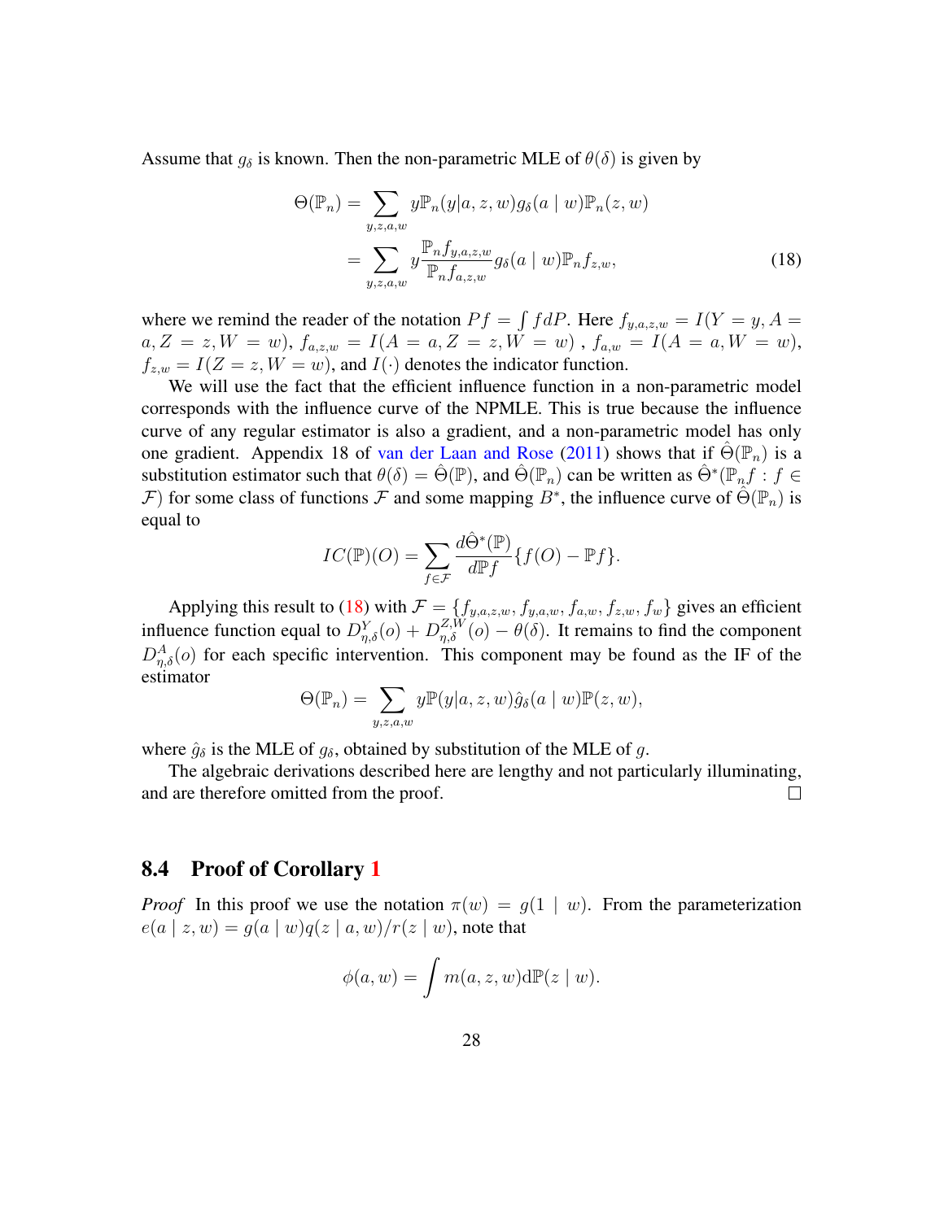Assume that $g_\delta$ is known. Then the non-parametric MLE of $\theta(\delta)$ is given by

$$
\begin{aligned}
\Theta(\mathbb{P}_n) &= \sum_{y,z,a,w} y\mathbb{P}_n(y|a,z,w)g_\delta(a \mid w)\mathbb{P}_n(z,w) \\
&= \sum_{y,z,a,w} y\frac{\mathbb{P}_n f_{y,a,z,w}}{\mathbb{P}_n f_{a,z,w}} g_\delta(a \mid w)\mathbb{P}_n f_{z,w},
\end{aligned}
\tag{18}
$$

where we remind the reader of the notation $Pf = \int f dP$. Here $f_{y,a,z,w} = I(Y = y, A = a, Z = z, W = w)$, $f_{a,z,w} = I(A = a, Z = z, W = w)$ , $f_{a,w} = I(A = a, W = w)$, $f_{z,w} = I(Z = z, W = w)$, and $I(\cdot)$ denotes the indicator function.

We will use the fact that the efficient influence function in a non-parametric model corresponds with the influence curve of the NPMLE. This is true because the influence curve of any regular estimator is also a gradient, and a non-parametric model has only one gradient. Appendix 18 of van der Laan and Rose (2011) shows that if $\hat{\Theta}(\mathbb{P}_n)$ is a substitution estimator such that $\theta(\delta) = \hat{\Theta}(\mathbb{P})$, and $\hat{\Theta}(\mathbb{P}_n)$ can be written as $\hat{\Theta}^*(\mathbb{P}_n f : f \in \mathcal{F})$ for some class of functions $\mathcal{F}$ and some mapping $B^*$, the influence curve of $\hat{\Theta}(\mathbb{P}_n)$ is equal to

$$
IC(\mathbb{P})(O) = \sum_{f\in\mathcal{F}} \frac{d\hat{\Theta}^*(\mathbb{P})}{d\mathbb{P}f}\{f(O) - \mathbb{P}f\}.
$$

Applying this result to (18) with $\mathcal{F} = \{f_{y,a,z,w}, f_{y,a,w}, f_{a,w}, f_{z,w}, f_w\}$ gives an efficient influence function equal to $D^Y_{\eta,\delta}(o) + D^{Z,W}_{\eta,\delta}(o) - \theta(\delta)$. It remains to find the component $D^A_{\eta,\delta}(o)$ for each specific intervention. This component may be found as the IF of the estimator

$$
\Theta(\mathbb{P}_n) = \sum_{y,z,a,w} y\mathbb{P}(y|a,z,w)\hat{g}_\delta(a \mid w)\mathbb{P}(z,w),
$$

where $\hat{g}_\delta$ is the MLE of $g_\delta$, obtained by substitution of the MLE of $g$.

The algebraic derivations described here are lengthy and not particularly illuminating, and are therefore omitted from the proof. □

## 8.4 Proof of Corollary 1

*Proof* In this proof we use the notation $\pi(w) = g(1 \mid w)$. From the parameterization $e(a \mid z,w) = g(a \mid w)q(z \mid a,w)/r(z \mid w)$, note that

$$
\phi(a,w) = \int m(a,z,w)\mathrm{d}\mathbb{P}(z \mid w).
$$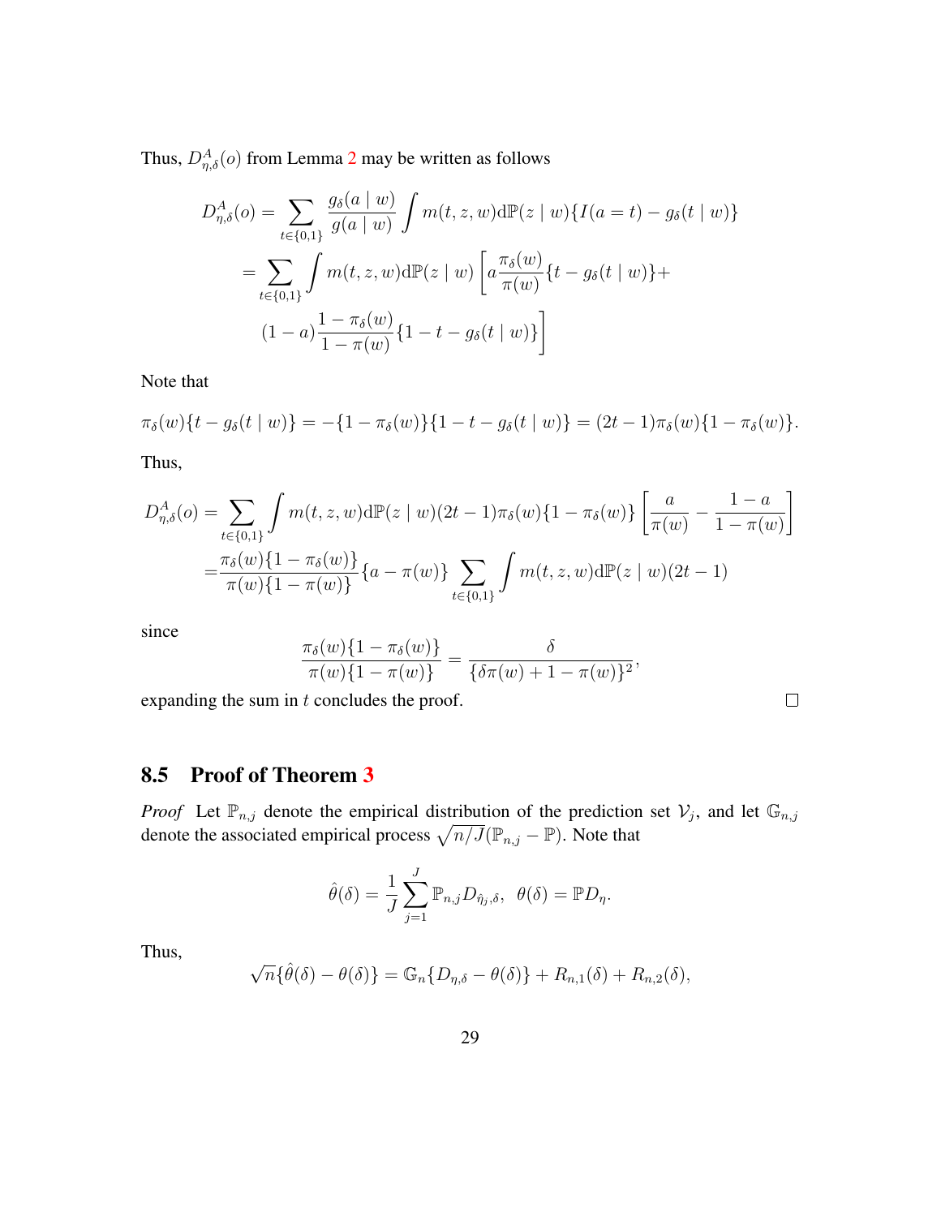Thus, $D^A_{\eta,\delta}(o)$ from Lemma 2 may be written as follows

$$
\begin{aligned}
D^A_{\eta,\delta}(o) &= \sum_{t\in\{0,1\}} \frac{g_\delta(a \mid w)}{g(a \mid w)} \int m(t,z,w)\mathrm{d}\mathbb{P}(z \mid w)\{I(a=t) - g_\delta(t \mid w)\} \\
&= \sum_{t\in\{0,1\}} \int m(t,z,w)\mathrm{d}\mathbb{P}(z \mid w) \left[ a\frac{\pi_\delta(w)}{\pi(w)}\{t - g_\delta(t \mid w)\} + \right. \\
&\quad \left. (1-a)\frac{1-\pi_\delta(w)}{1-\pi(w)}\{1-t-g_\delta(t \mid w)\} \right]
\end{aligned}
$$

Note that

$$
\pi_\delta(w)\{t - g_\delta(t \mid w)\} = -\{1-\pi_\delta(w)\}\{1-t-g_\delta(t \mid w)\} = (2t-1)\pi_\delta(w)\{1-\pi_\delta(w)\}.
$$

Thus,

$$
\begin{aligned}
D^A_{\eta,\delta}(o) &= \sum_{t\in\{0,1\}} \int m(t,z,w)\mathrm{d}\mathbb{P}(z \mid w)(2t-1)\pi_\delta(w)\{1-\pi_\delta(w)\} \left[ \frac{a}{\pi(w)} - \frac{1-a}{1-\pi(w)} \right] \\
&= \frac{\pi_\delta(w)\{1-\pi_\delta(w)\}}{\pi(w)\{1-\pi(w)\}}\{a - \pi(w)\} \sum_{t\in\{0,1\}} \int m(t,z,w)\mathrm{d}\mathbb{P}(z \mid w)(2t-1)
\end{aligned}
$$

since

$$
\frac{\pi_\delta(w)\{1-\pi_\delta(w)\}}{\pi(w)\{1-\pi(w)\}} = \frac{\delta}{\{\delta\pi(w) + 1 - \pi(w)\}^2},
$$

expanding the sum in $t$ concludes the proof. □

## 8.5 Proof of Theorem 3

*Proof* Let $\mathbb{P}_{n,j}$ denote the empirical distribution of the prediction set $\mathcal{V}_j$, and let $\mathbb{G}_{n,j}$ denote the associated empirical process $\sqrt{n/J}(\mathbb{P}_{n,j} - \mathbb{P})$. Note that

$$
\hat{\theta}(\delta) = \frac{1}{J}\sum_{j=1}^{J} \mathbb{P}_{n,j} D_{\hat{\eta}_j,\delta}, \quad \theta(\delta) = \mathbb{P}D_\eta.
$$

Thus,

$$
\sqrt{n}\{\hat{\theta}(\delta) - \theta(\delta)\} = \mathbb{G}_n\{D_{\eta,\delta} - \theta(\delta)\} + R_{n,1}(\delta) + R_{n,2}(\delta),
$$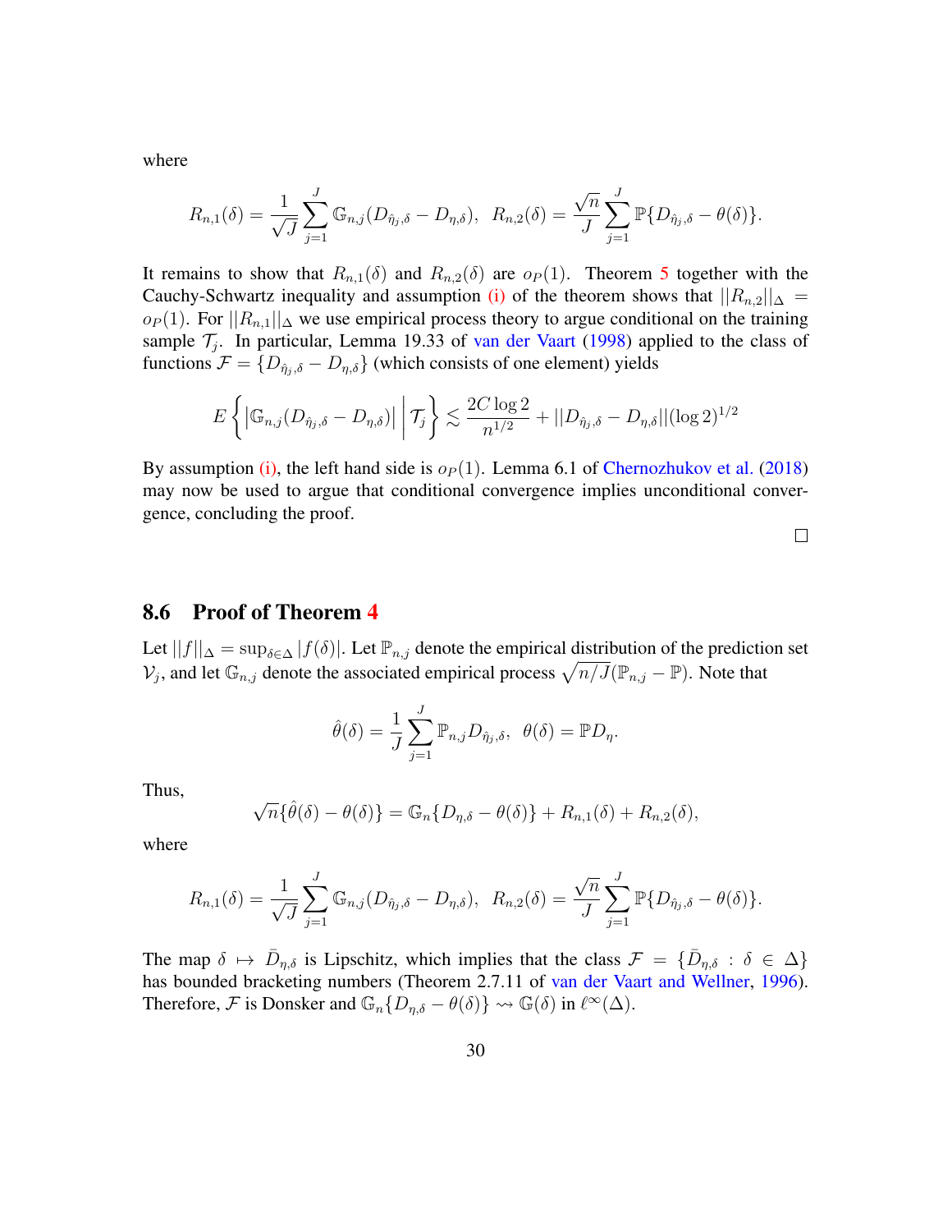where

$$
R_{n,1}(\delta) = \frac{1}{\sqrt{J}} \sum_{j=1}^{J} \mathbb{G}_{n,j}(D_{\hat{\eta}_j,\delta} - D_{\eta,\delta}), \;\; R_{n,2}(\delta) = \frac{\sqrt{n}}{J} \sum_{j=1}^{J} \mathbb{P}\{D_{\hat{\eta}_j,\delta} - \theta(\delta)\}.
$$

It remains to show that $R_{n,1}(\delta)$ and $R_{n,2}(\delta)$ are $o_P(1)$. Theorem 5 together with the Cauchy-Schwartz inequality and assumption (i) of the theorem shows that $||R_{n,2}||_\Delta = o_P(1)$. For $||R_{n,1}||_\Delta$ we use empirical process theory to argue conditional on the training sample $\mathcal{T}_j$. In particular, Lemma 19.33 of van der Vaart (1998) applied to the class of functions $\mathcal{F} = \{D_{\hat{\eta}_j,\delta} - D_{\eta,\delta}\}$ (which consists of one element) yields

$$
E\left\{ \left| \mathbb{G}_{n,j}(D_{\hat{\eta}_j,\delta} - D_{\eta,\delta}) \right| \,\middle|\, \mathcal{T}_j \right\} \lesssim \frac{2C \log 2}{n^{1/2}} + ||D_{\hat{\eta}_j,\delta} - D_{\eta,\delta}|| (\log 2)^{1/2}
$$

By assumption (i), the left hand side is $o_P(1)$. Lemma 6.1 of Chernozhukov et al. (2018) may now be used to argue that conditional convergence implies unconditional convergence, concluding the proof.

□

## 8.6 Proof of Theorem 4

Let $||f||_\Delta = \sup_{\delta \in \Delta} |f(\delta)|$. Let $\mathbb{P}_{n,j}$ denote the empirical distribution of the prediction set $\mathcal{V}_j$, and let $\mathbb{G}_{n,j}$ denote the associated empirical process $\sqrt{n/J}(\mathbb{P}_{n,j} - \mathbb{P})$. Note that

$$
\hat{\theta}(\delta) = \frac{1}{J} \sum_{j=1}^{J} \mathbb{P}_{n,j} D_{\hat{\eta}_j,\delta}, \;\; \theta(\delta) = \mathbb{P} D_\eta.
$$

Thus,

$$
\sqrt{n}\{\hat{\theta}(\delta) - \theta(\delta)\} = \mathbb{G}_n\{D_{\eta,\delta} - \theta(\delta)\} + R_{n,1}(\delta) + R_{n,2}(\delta),
$$

where

$$
R_{n,1}(\delta) = \frac{1}{\sqrt{J}} \sum_{j=1}^{J} \mathbb{G}_{n,j}(D_{\hat{\eta}_j,\delta} - D_{\eta,\delta}), \;\; R_{n,2}(\delta) = \frac{\sqrt{n}}{J} \sum_{j=1}^{J} \mathbb{P}\{D_{\hat{\eta}_j,\delta} - \theta(\delta)\}.
$$

The map $\delta \mapsto \bar{D}_{\eta,\delta}$ is Lipschitz, which implies that the class $\mathcal{F} = \{\bar{D}_{\eta,\delta} : \delta \in \Delta\}$ has bounded bracketing numbers (Theorem 2.7.11 of van der Vaart and Wellner, 1996). Therefore, $\mathcal{F}$ is Donsker and $\mathbb{G}_n\{D_{\eta,\delta} - \theta(\delta)\} \rightsquigarrow \mathbb{G}(\delta)$ in $\ell^\infty(\Delta)$.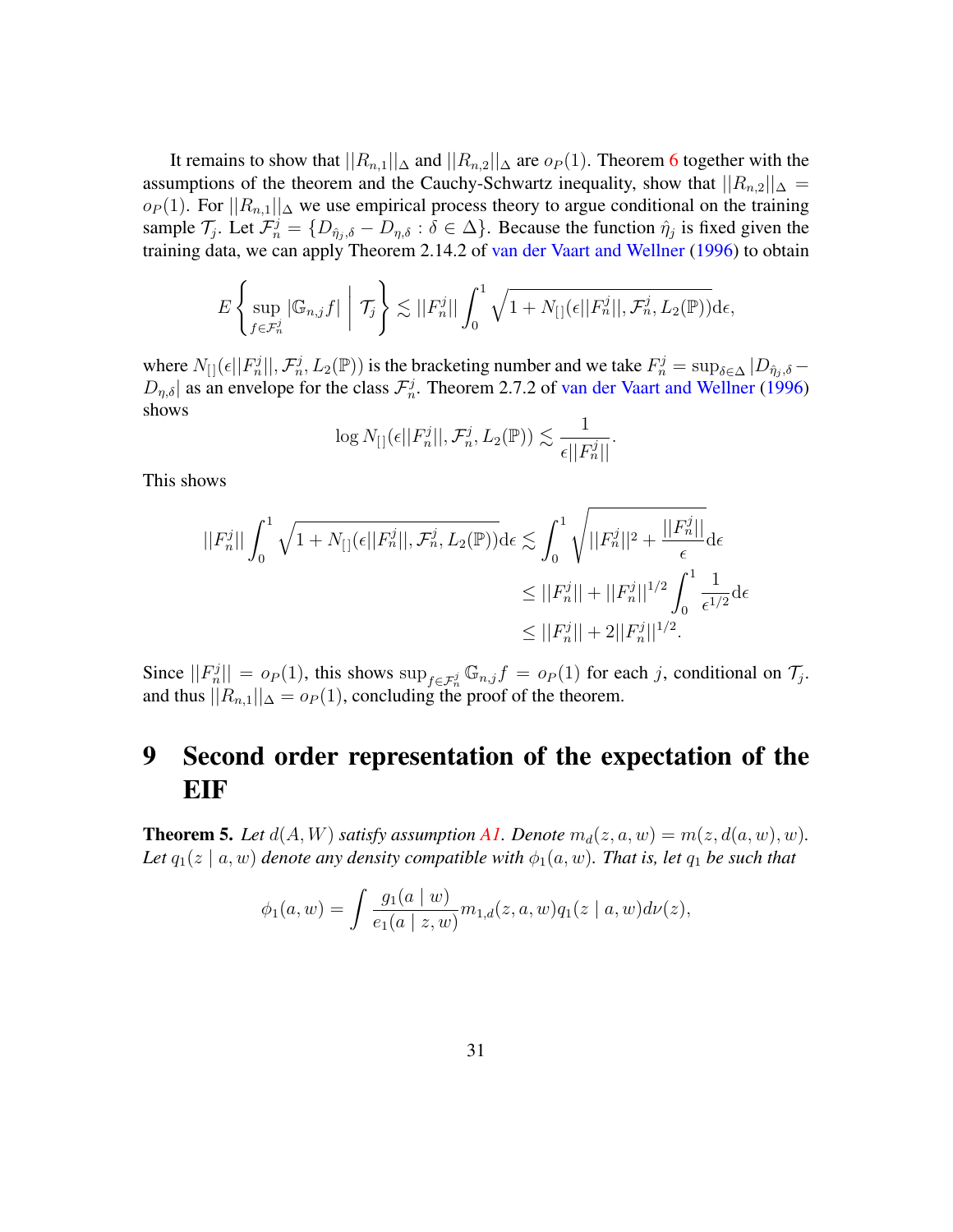It remains to show that $||R_{n,1}||_\Delta$ and $||R_{n,2}||_\Delta$ are $o_P(1)$. Theorem 6 together with the assumptions of the theorem and the Cauchy-Schwartz inequality, show that $||R_{n,2}||_\Delta = o_P(1)$. For $||R_{n,1}||_\Delta$ we use empirical process theory to argue conditional on the training sample $\mathcal{T}_j$. Let $\mathcal{F}_n^j = \{D_{\hat{\eta}_j,\delta} - D_{\eta,\delta} : \delta \in \Delta\}$. Because the function $\hat{\eta}_j$ is fixed given the training data, we can apply Theorem 2.14.2 of van der Vaart and Wellner (1996) to obtain

$$E\left\{ \sup_{f \in \mathcal{F}_n^j} |\mathbb{G}_{n,j} f| \;\middle|\; \mathcal{T}_j \right\} \lesssim ||F_n^j|| \int_0^1 \sqrt{1 + N_{[]}(\epsilon ||F_n^j||, \mathcal{F}_n^j, L_2(\mathbb{P}))} \mathrm{d}\epsilon,$$

where $N_{[]}(\epsilon ||F_n^j||, \mathcal{F}_n^j, L_2(\mathbb{P}))$ is the bracketing number and we take $F_n^j = \sup_{\delta \in \Delta} |D_{\hat{\eta}_j,\delta} - D_{\eta,\delta}|$ as an envelope for the class $\mathcal{F}_n^j$. Theorem 2.7.2 of van der Vaart and Wellner (1996) shows

$$\log N_{[]}(\epsilon ||F_n^j||, \mathcal{F}_n^j, L_2(\mathbb{P})) \lesssim \frac{1}{\epsilon ||F_n^j||}.$$

This shows

$$\begin{aligned}
||F_n^j|| \int_0^1 \sqrt{1 + N_{[]}(\epsilon ||F_n^j||, \mathcal{F}_n^j, L_2(\mathbb{P}))} \mathrm{d}\epsilon &\lesssim \int_0^1 \sqrt{||F_n^j||^2 + \frac{||F_n^j||}{\epsilon}} \mathrm{d}\epsilon \\
&\leq ||F_n^j|| + ||F_n^j||^{1/2} \int_0^1 \frac{1}{\epsilon^{1/2}} \mathrm{d}\epsilon \\
&\leq ||F_n^j|| + 2||F_n^j||^{1/2}.
\end{aligned}$$

Since $||F_n^j|| = o_P(1)$, this shows $\sup_{f \in \mathcal{F}_n^j} \mathbb{G}_{n,j} f = o_P(1)$ for each $j$, conditional on $\mathcal{T}_j$. and thus $||R_{n,1}||_\Delta = o_P(1)$, concluding the proof of the theorem.

# 9 Second order representation of the expectation of the EIF

**Theorem 5.** *Let $d(A, W)$ satisfy assumption A1. Denote $m_d(z, a, w) = m(z, d(a, w), w)$. Let $q_1(z \mid a, w)$ denote any density compatible with $\phi_1(a, w)$. That is, let $q_1$ be such that*

$$\phi_1(a, w) = \int \frac{g_1(a \mid w)}{e_1(a \mid z, w)} m_{1,d}(z, a, w) q_1(z \mid a, w) d\nu(z),$$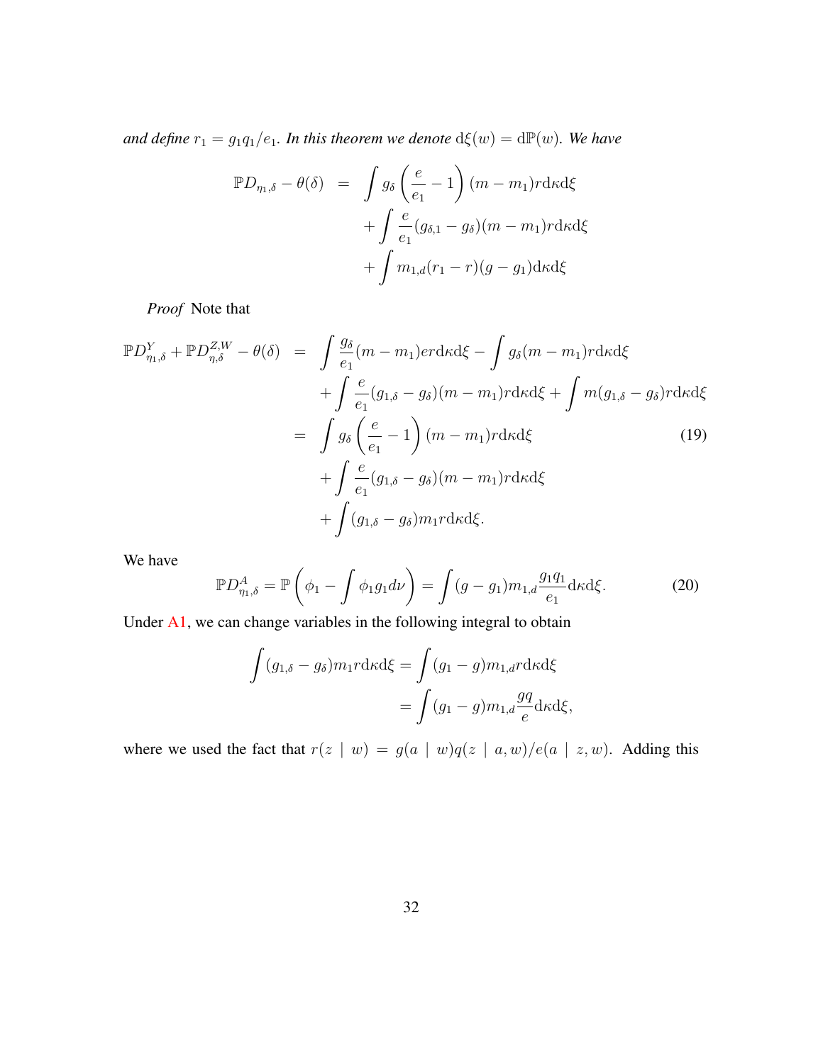*and define $r_1 = g_1 q_1 / e_1$. In this theorem we denote $\mathrm{d}\xi(w) = \mathrm{d}\mathbb{P}(w)$. We have*

$$
\begin{aligned}
\mathbb{P}D_{\eta_1,\delta} - \theta(\delta) &= \int g_\delta \left(\frac{e}{e_1} - 1\right)(m - m_1) r \mathrm{d}\kappa \mathrm{d}\xi \\
&\quad + \int \frac{e}{e_1}(g_{\delta,1} - g_\delta)(m - m_1) r \mathrm{d}\kappa \mathrm{d}\xi \\
&\quad + \int m_{1,d}(r_1 - r)(g - g_1) \mathrm{d}\kappa \mathrm{d}\xi
\end{aligned}
$$

*Proof* Note that

$$
\begin{aligned}
\mathbb{P}D^Y_{\eta_1,\delta} + \mathbb{P}D^{Z,W}_{\eta,\delta} - \theta(\delta) &= \int \frac{g_\delta}{e_1}(m - m_1) e r \mathrm{d}\kappa \mathrm{d}\xi - \int g_\delta (m - m_1) r \mathrm{d}\kappa \mathrm{d}\xi \\
&\quad + \int \frac{e}{e_1}(g_{1,\delta} - g_\delta)(m - m_1) r \mathrm{d}\kappa \mathrm{d}\xi + \int m(g_{1,\delta} - g_\delta) r \mathrm{d}\kappa \mathrm{d}\xi \\
&= \int g_\delta \left(\frac{e}{e_1} - 1\right)(m - m_1) r \mathrm{d}\kappa \mathrm{d}\xi \qquad (19) \\
&\quad + \int \frac{e}{e_1}(g_{1,\delta} - g_\delta)(m - m_1) r \mathrm{d}\kappa \mathrm{d}\xi \\
&\quad + \int (g_{1,\delta} - g_\delta) m_1 r \mathrm{d}\kappa \mathrm{d}\xi.
\end{aligned}
$$

We have

$$
\mathbb{P}D^A_{\eta_1,\delta} = \mathbb{P}\left(\phi_1 - \int \phi_1 g_1 d\nu\right) = \int (g - g_1) m_{1,d} \frac{g_1 q_1}{e_1} \mathrm{d}\kappa \mathrm{d}\xi. \qquad (20)
$$

Under A1, we can change variables in the following integral to obtain

$$
\begin{aligned}
\int (g_{1,\delta} - g_\delta) m_1 r \mathrm{d}\kappa \mathrm{d}\xi &= \int (g_1 - g) m_{1,d} r \mathrm{d}\kappa \mathrm{d}\xi \\
&= \int (g_1 - g) m_{1,d} \frac{gq}{e} \mathrm{d}\kappa \mathrm{d}\xi,
\end{aligned}
$$

where we used the fact that $r(z \mid w) = g(a \mid w) q(z \mid a, w) / e(a \mid z, w)$. Adding this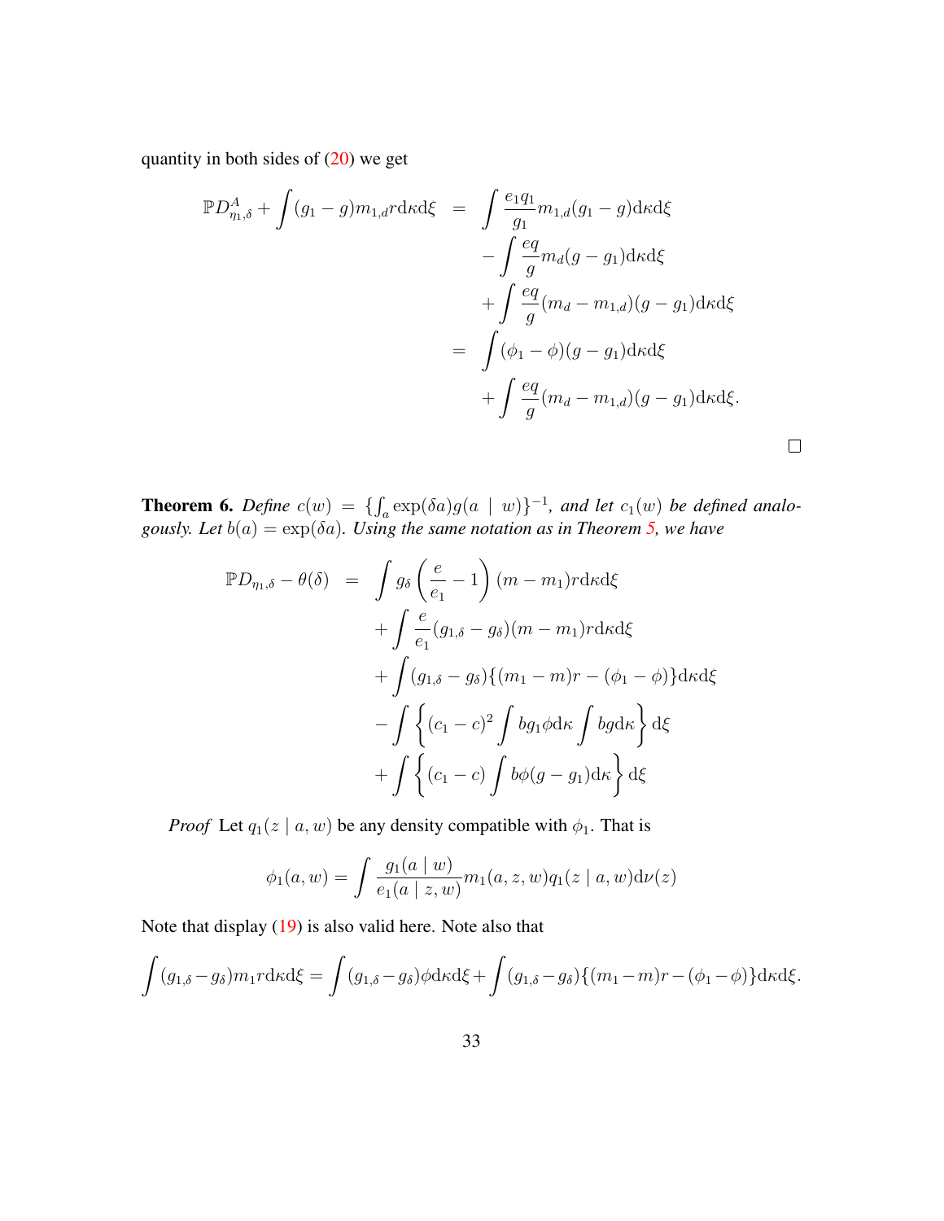quantity in both sides of (20) we get

$$
\begin{aligned}
\mathbb{P}D^A_{\eta_1,\delta} + \int (g_1 - g) m_{1,d} r \mathrm{d}\kappa \mathrm{d}\xi &= \int \frac{e_1 q_1}{g_1} m_{1,d} (g_1 - g) \mathrm{d}\kappa \mathrm{d}\xi \\
&\quad - \int \frac{eq}{g} m_d (g - g_1) \mathrm{d}\kappa \mathrm{d}\xi \\
&\quad + \int \frac{eq}{g} (m_d - m_{1,d})(g - g_1) \mathrm{d}\kappa \mathrm{d}\xi \\
&= \int (\phi_1 - \phi)(g - g_1) \mathrm{d}\kappa \mathrm{d}\xi \\
&\quad + \int \frac{eq}{g} (m_d - m_{1,d})(g - g_1) \mathrm{d}\kappa \mathrm{d}\xi.
\end{aligned}
$$

□

**Theorem 6.** *Define $c(w) = \{\int_a \exp(\delta a) g(a \mid w)\}^{-1}$, and let $c_1(w)$ be defined analogously. Let $b(a) = \exp(\delta a)$. Using the same notation as in Theorem 5, we have*

$$
\begin{aligned}
\mathbb{P}D_{\eta_1,\delta} - \theta(\delta) &= \int g_\delta \left( \frac{e}{e_1} - 1 \right) (m - m_1) r \mathrm{d}\kappa \mathrm{d}\xi \\
&\quad + \int \frac{e}{e_1} (g_{1,\delta} - g_\delta)(m - m_1) r \mathrm{d}\kappa \mathrm{d}\xi \\
&\quad + \int (g_{1,\delta} - g_\delta) \{(m_1 - m) r - (\phi_1 - \phi)\} \mathrm{d}\kappa \mathrm{d}\xi \\
&\quad - \int \left\{ (c_1 - c)^2 \int b g_1 \phi \mathrm{d}\kappa \int b g \mathrm{d}\kappa \right\} \mathrm{d}\xi \\
&\quad + \int \left\{ (c_1 - c) \int b \phi (g - g_1) \mathrm{d}\kappa \right\} \mathrm{d}\xi
\end{aligned}
$$

*Proof* Let $q_1(z \mid a, w)$ be any density compatible with $\phi_1$. That is

$$
\phi_1(a, w) = \int \frac{g_1(a \mid w)}{e_1(a \mid z, w)} m_1(a, z, w) q_1(z \mid a, w) \mathrm{d}\nu(z)
$$

Note that display (19) is also valid here. Note also that

$$
\int (g_{1,\delta} - g_\delta) m_1 r \mathrm{d}\kappa \mathrm{d}\xi = \int (g_{1,\delta} - g_\delta) \phi \mathrm{d}\kappa \mathrm{d}\xi + \int (g_{1,\delta} - g_\delta) \{(m_1 - m) r - (\phi_1 - \phi)\} \mathrm{d}\kappa \mathrm{d}\xi.
$$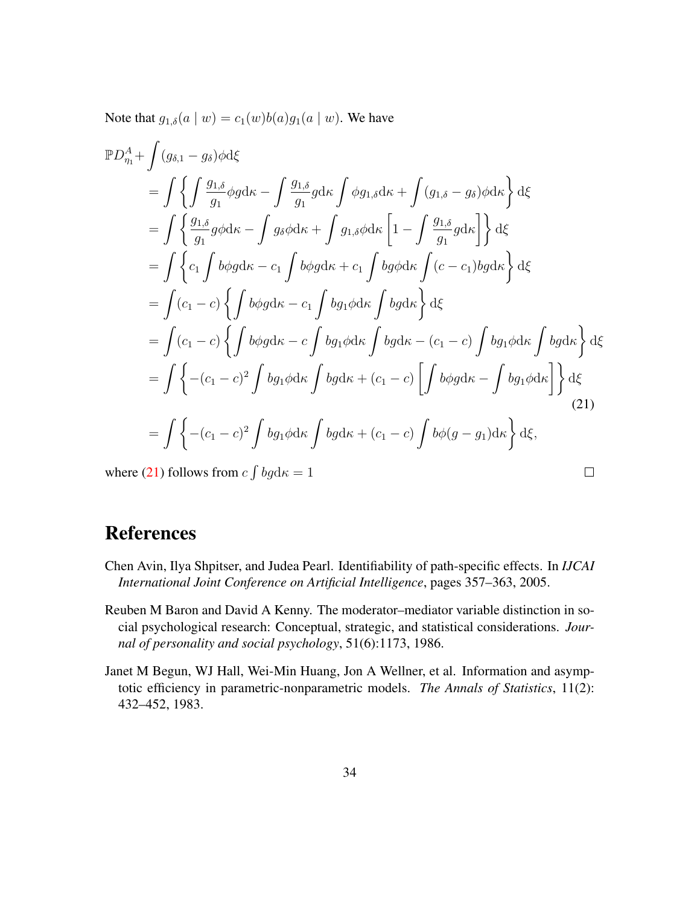Note that $g_{1,\delta}(a \mid w) = c_1(w)b(a)g_1(a \mid w)$. We have

$$
\begin{aligned}
\mathbb{P}D^A_{\eta_1} + & \int (g_{\delta,1} - g_\delta)\phi \mathrm{d}\xi \\
&= \int \left\{ \int \frac{g_{1,\delta}}{g_1} \phi g \mathrm{d}\kappa - \int \frac{g_{1,\delta}}{g_1} g \mathrm{d}\kappa \int \phi g_{1,\delta} \mathrm{d}\kappa + \int (g_{1,\delta} - g_\delta)\phi \mathrm{d}\kappa \right\} \mathrm{d}\xi \\
&= \int \left\{ \frac{g_{1,\delta}}{g_1} g \phi \mathrm{d}\kappa - \int g_\delta \phi \mathrm{d}\kappa + \int g_{1,\delta} \phi \mathrm{d}\kappa \left[ 1 - \int \frac{g_{1,\delta}}{g_1} g \mathrm{d}\kappa \right] \right\} \mathrm{d}\xi \\
&= \int \left\{ c_1 \int b\phi g \mathrm{d}\kappa - c_1 \int b\phi g \mathrm{d}\kappa + c_1 \int b g \phi \mathrm{d}\kappa \int (c - c_1) b g \mathrm{d}\kappa \right\} \mathrm{d}\xi \\
&= \int (c_1 - c) \left\{ \int b\phi g \mathrm{d}\kappa - c_1 \int b g_1 \phi \mathrm{d}\kappa \int b g \mathrm{d}\kappa \right\} \mathrm{d}\xi \\
&= \int (c_1 - c) \left\{ \int b\phi g \mathrm{d}\kappa - c \int b g_1 \phi \mathrm{d}\kappa \int b g \mathrm{d}\kappa - (c_1 - c) \int b g_1 \phi \mathrm{d}\kappa \int b g \mathrm{d}\kappa \right\} \mathrm{d}\xi \\
&= \int \left\{ -(c_1 - c)^2 \int b g_1 \phi \mathrm{d}\kappa \int b g \mathrm{d}\kappa + (c_1 - c) \left[ \int b\phi g \mathrm{d}\kappa - \int b g_1 \phi \mathrm{d}\kappa \right] \right\} \mathrm{d}\xi \qquad (21) \\
&= \int \left\{ -(c_1 - c)^2 \int b g_1 \phi \mathrm{d}\kappa \int b g \mathrm{d}\kappa + (c_1 - c) \int b\phi (g - g_1) \mathrm{d}\kappa \right\} \mathrm{d}\xi,
\end{aligned}
$$

where (21) follows from $c \int b g \mathrm{d}\kappa = 1$ □

# References

Chen Avin, Ilya Shpitser, and Judea Pearl. Identifiability of path-specific effects. In *IJCAI International Joint Conference on Artificial Intelligence*, pages 357–363, 2005.

Reuben M Baron and David A Kenny. The moderator–mediator variable distinction in social psychological research: Conceptual, strategic, and statistical considerations. *Journal of personality and social psychology*, 51(6):1173, 1986.

Janet M Begun, WJ Hall, Wei-Min Huang, Jon A Wellner, et al. Information and asymptotic efficiency in parametric-nonparametric models. *The Annals of Statistics*, 11(2): 432–452, 1983.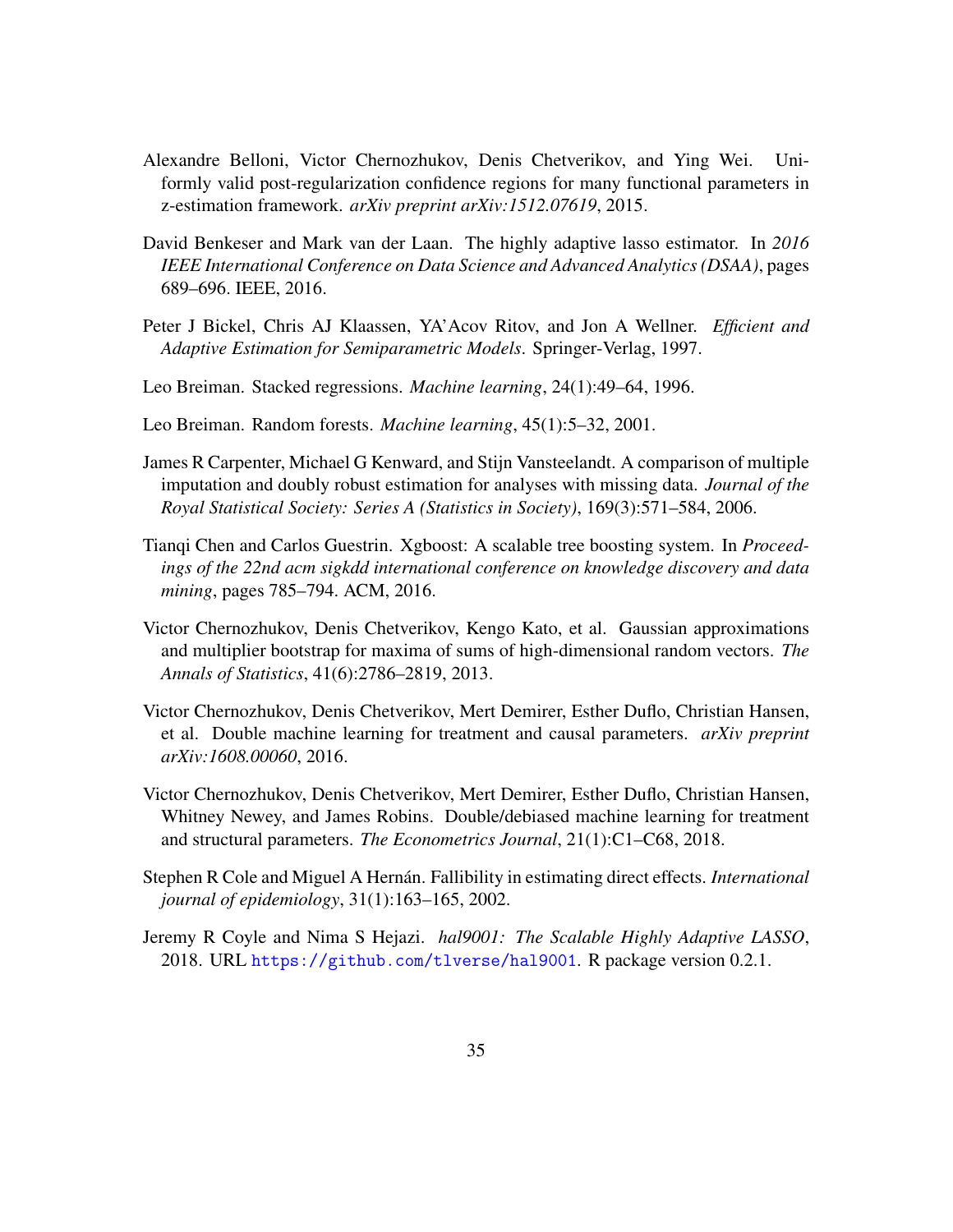Alexandre Belloni, Victor Chernozhukov, Denis Chetverikov, and Ying Wei. Uniformly valid post-regularization confidence regions for many functional parameters in z-estimation framework. *arXiv preprint arXiv:1512.07619*, 2015.

David Benkeser and Mark van der Laan. The highly adaptive lasso estimator. In *2016 IEEE International Conference on Data Science and Advanced Analytics (DSAA)*, pages 689–696. IEEE, 2016.

Peter J Bickel, Chris AJ Klaassen, YA'Acov Ritov, and Jon A Wellner. *Efficient and Adaptive Estimation for Semiparametric Models*. Springer-Verlag, 1997.

Leo Breiman. Stacked regressions. *Machine learning*, 24(1):49–64, 1996.

Leo Breiman. Random forests. *Machine learning*, 45(1):5–32, 2001.

James R Carpenter, Michael G Kenward, and Stijn Vansteelandt. A comparison of multiple imputation and doubly robust estimation for analyses with missing data. *Journal of the Royal Statistical Society: Series A (Statistics in Society)*, 169(3):571–584, 2006.

Tianqi Chen and Carlos Guestrin. Xgboost: A scalable tree boosting system. In *Proceedings of the 22nd acm sigkdd international conference on knowledge discovery and data mining*, pages 785–794. ACM, 2016.

Victor Chernozhukov, Denis Chetverikov, Kengo Kato, et al. Gaussian approximations and multiplier bootstrap for maxima of sums of high-dimensional random vectors. *The Annals of Statistics*, 41(6):2786–2819, 2013.

Victor Chernozhukov, Denis Chetverikov, Mert Demirer, Esther Duflo, Christian Hansen, et al. Double machine learning for treatment and causal parameters. *arXiv preprint arXiv:1608.00060*, 2016.

Victor Chernozhukov, Denis Chetverikov, Mert Demirer, Esther Duflo, Christian Hansen, Whitney Newey, and James Robins. Double/debiased machine learning for treatment and structural parameters. *The Econometrics Journal*, 21(1):C1–C68, 2018.

Stephen R Cole and Miguel A Hernán. Fallibility in estimating direct effects. *International journal of epidemiology*, 31(1):163–165, 2002.

Jeremy R Coyle and Nima S Hejazi. *hal9001: The Scalable Highly Adaptive LASSO*, 2018. URL https://github.com/tlverse/hal9001. R package version 0.2.1.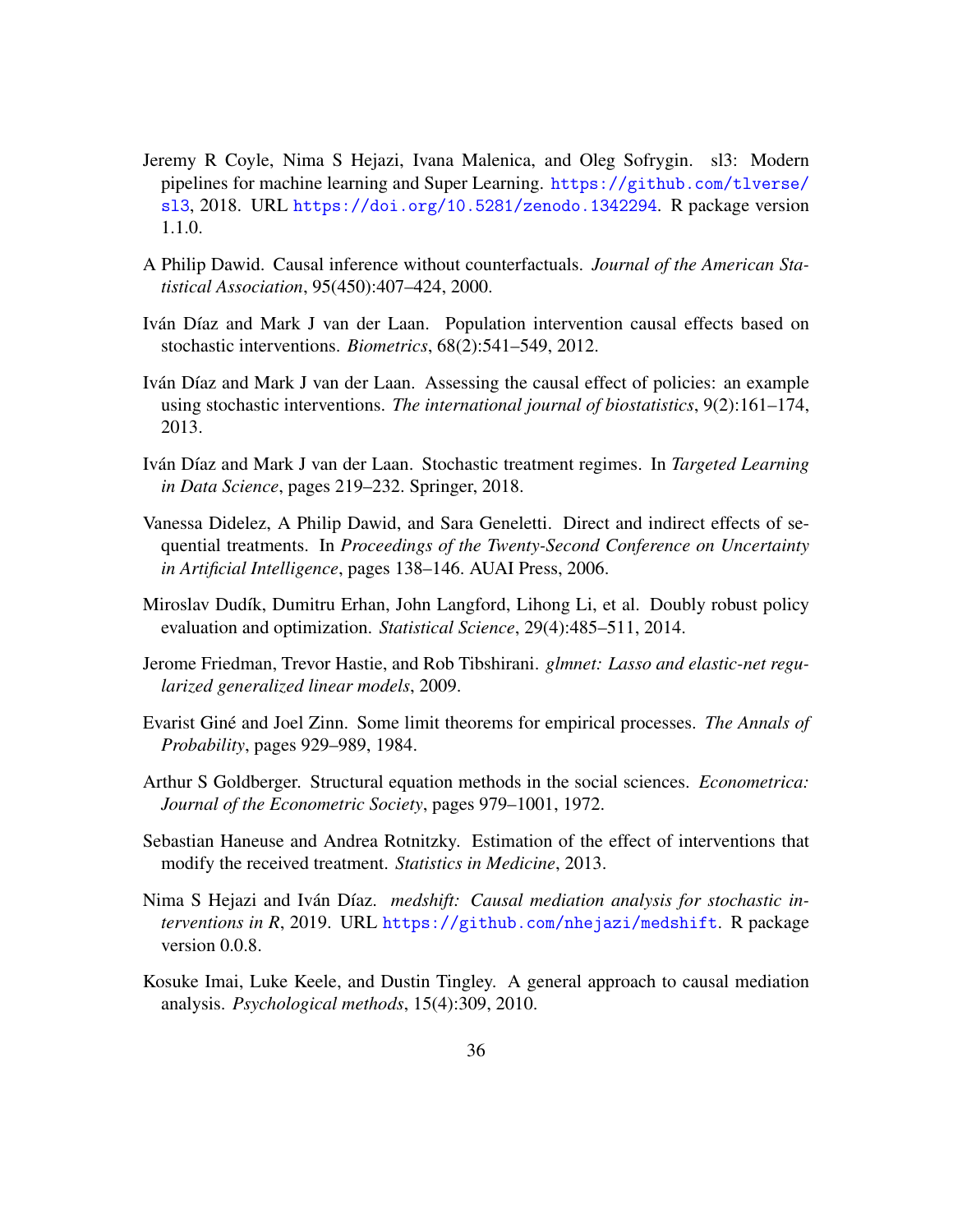Jeremy R Coyle, Nima S Hejazi, Ivana Malenica, and Oleg Sofrygin. sl3: Modern pipelines for machine learning and Super Learning. https://github.com/tlverse/sl3, 2018. URL https://doi.org/10.5281/zenodo.1342294. R package version 1.1.0.

A Philip Dawid. Causal inference without counterfactuals. *Journal of the American Statistical Association*, 95(450):407–424, 2000.

Iván Díaz and Mark J van der Laan. Population intervention causal effects based on stochastic interventions. *Biometrics*, 68(2):541–549, 2012.

Iván Díaz and Mark J van der Laan. Assessing the causal effect of policies: an example using stochastic interventions. *The international journal of biostatistics*, 9(2):161–174, 2013.

Iván Díaz and Mark J van der Laan. Stochastic treatment regimes. In *Targeted Learning in Data Science*, pages 219–232. Springer, 2018.

Vanessa Didelez, A Philip Dawid, and Sara Geneletti. Direct and indirect effects of sequential treatments. In *Proceedings of the Twenty-Second Conference on Uncertainty in Artificial Intelligence*, pages 138–146. AUAI Press, 2006.

Miroslav Dudík, Dumitru Erhan, John Langford, Lihong Li, et al. Doubly robust policy evaluation and optimization. *Statistical Science*, 29(4):485–511, 2014.

Jerome Friedman, Trevor Hastie, and Rob Tibshirani. *glmnet: Lasso and elastic-net regularized generalized linear models*, 2009.

Evarist Giné and Joel Zinn. Some limit theorems for empirical processes. *The Annals of Probability*, pages 929–989, 1984.

Arthur S Goldberger. Structural equation methods in the social sciences. *Econometrica: Journal of the Econometric Society*, pages 979–1001, 1972.

Sebastian Haneuse and Andrea Rotnitzky. Estimation of the effect of interventions that modify the received treatment. *Statistics in Medicine*, 2013.

Nima S Hejazi and Iván Díaz. *medshift: Causal mediation analysis for stochastic interventions in R*, 2019. URL https://github.com/nhejazi/medshift. R package version 0.0.8.

Kosuke Imai, Luke Keele, and Dustin Tingley. A general approach to causal mediation analysis. *Psychological methods*, 15(4):309, 2010.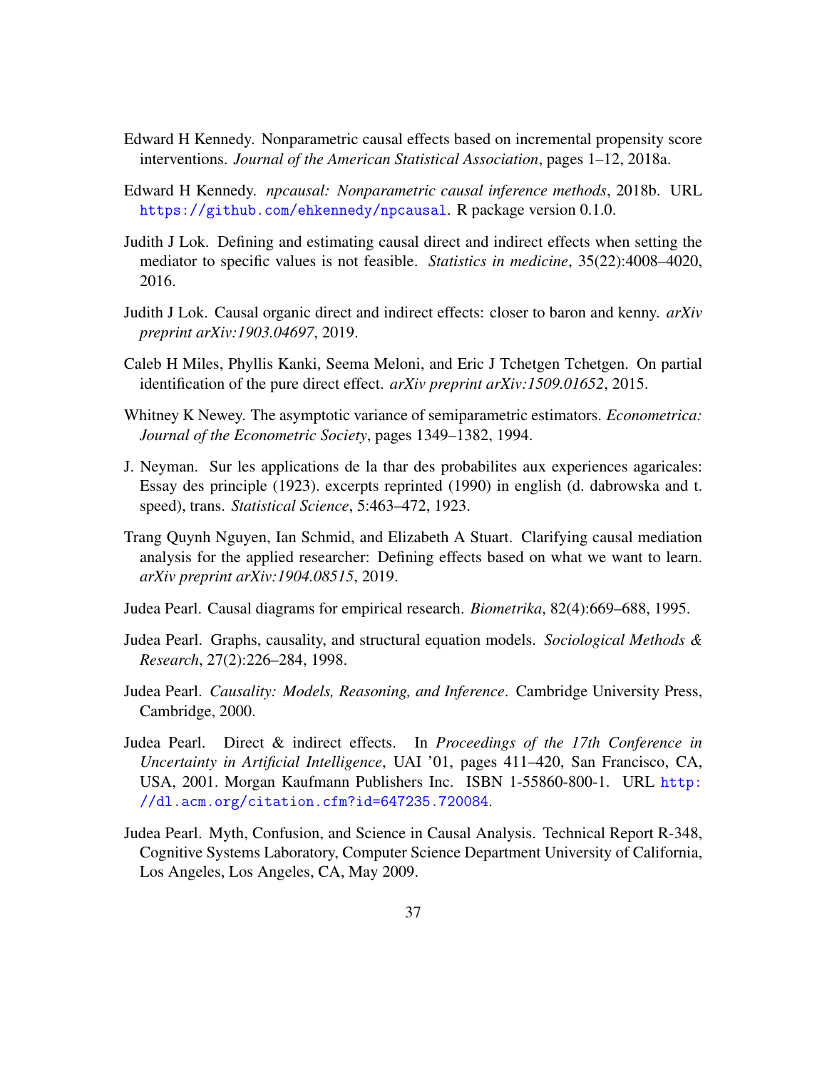Edward H Kennedy. Nonparametric causal effects based on incremental propensity score interventions. *Journal of the American Statistical Association*, pages 1–12, 2018a.

Edward H Kennedy. *npcausal: Nonparametric causal inference methods*, 2018b. URL https://github.com/ehkennedy/npcausal. R package version 0.1.0.

Judith J Lok. Defining and estimating causal direct and indirect effects when setting the mediator to specific values is not feasible. *Statistics in medicine*, 35(22):4008–4020, 2016.

Judith J Lok. Causal organic direct and indirect effects: closer to baron and kenny. *arXiv preprint arXiv:1903.04697*, 2019.

Caleb H Miles, Phyllis Kanki, Seema Meloni, and Eric J Tchetgen Tchetgen. On partial identification of the pure direct effect. *arXiv preprint arXiv:1509.01652*, 2015.

Whitney K Newey. The asymptotic variance of semiparametric estimators. *Econometrica: Journal of the Econometric Society*, pages 1349–1382, 1994.

J. Neyman. Sur les applications de la thar des probabilites aux experiences agaricales: Essay des principle (1923). excerpts reprinted (1990) in english (d. dabrowska and t. speed), trans. *Statistical Science*, 5:463–472, 1923.

Trang Quynh Nguyen, Ian Schmid, and Elizabeth A Stuart. Clarifying causal mediation analysis for the applied researcher: Defining effects based on what we want to learn. *arXiv preprint arXiv:1904.08515*, 2019.

Judea Pearl. Causal diagrams for empirical research. *Biometrika*, 82(4):669–688, 1995.

Judea Pearl. Graphs, causality, and structural equation models. *Sociological Methods & Research*, 27(2):226–284, 1998.

Judea Pearl. *Causality: Models, Reasoning, and Inference*. Cambridge University Press, Cambridge, 2000.

Judea Pearl. Direct & indirect effects. In *Proceedings of the 17th Conference in Uncertainty in Artificial Intelligence*, UAI '01, pages 411–420, San Francisco, CA, USA, 2001. Morgan Kaufmann Publishers Inc. ISBN 1-55860-800-1. URL http://dl.acm.org/citation.cfm?id=647235.720084.

Judea Pearl. Myth, Confusion, and Science in Causal Analysis. Technical Report R-348, Cognitive Systems Laboratory, Computer Science Department University of California, Los Angeles, Los Angeles, CA, May 2009.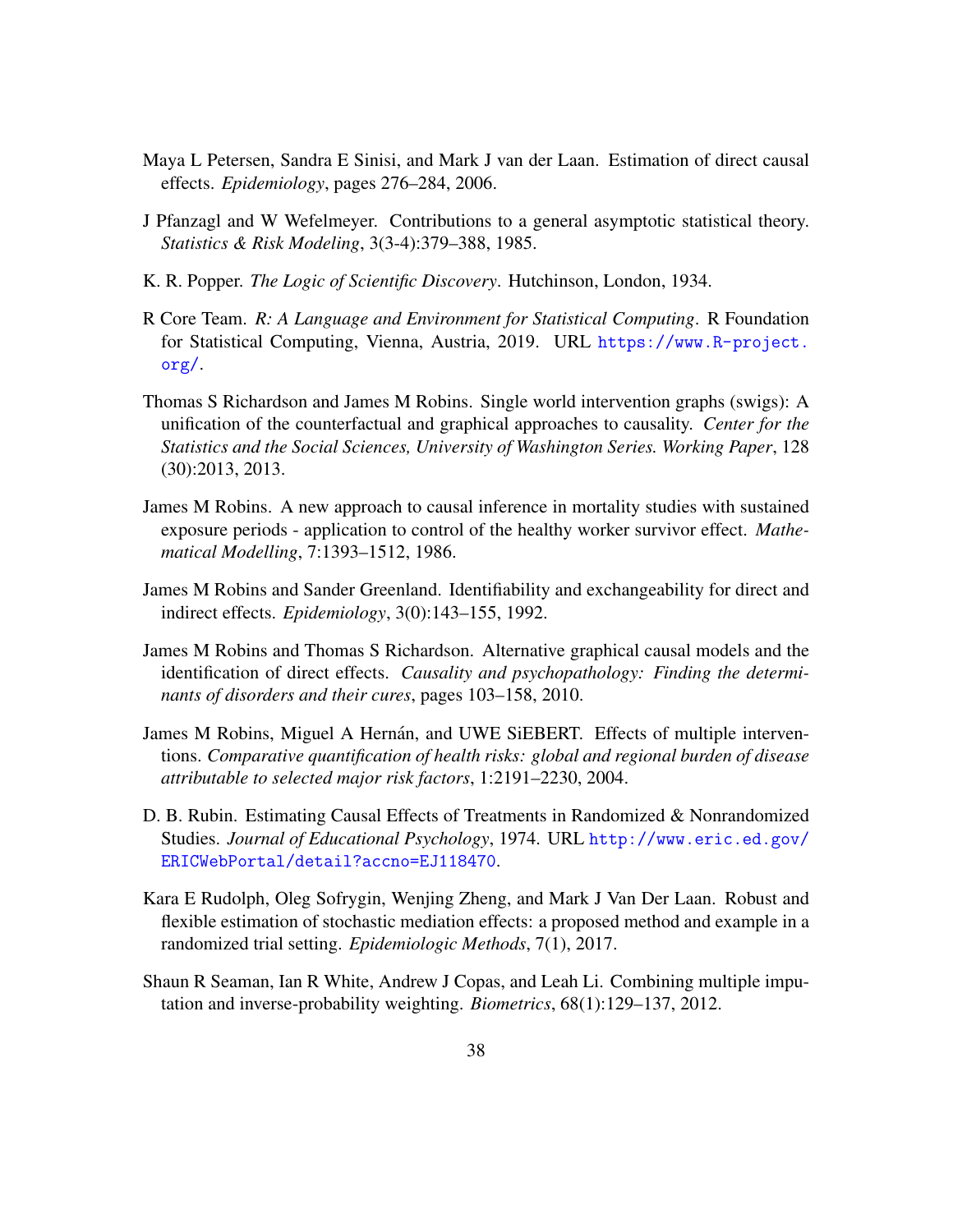Maya L Petersen, Sandra E Sinisi, and Mark J van der Laan. Estimation of direct causal effects. *Epidemiology*, pages 276–284, 2006.

J Pfanzagl and W Wefelmeyer. Contributions to a general asymptotic statistical theory. *Statistics & Risk Modeling*, 3(3-4):379–388, 1985.

K. R. Popper. *The Logic of Scientific Discovery*. Hutchinson, London, 1934.

R Core Team. *R: A Language and Environment for Statistical Computing*. R Foundation for Statistical Computing, Vienna, Austria, 2019. URL https://www.R-project.org/.

Thomas S Richardson and James M Robins. Single world intervention graphs (swigs): A unification of the counterfactual and graphical approaches to causality. *Center for the Statistics and the Social Sciences, University of Washington Series. Working Paper*, 128 (30):2013, 2013.

James M Robins. A new approach to causal inference in mortality studies with sustained exposure periods - application to control of the healthy worker survivor effect. *Mathematical Modelling*, 7:1393–1512, 1986.

James M Robins and Sander Greenland. Identifiability and exchangeability for direct and indirect effects. *Epidemiology*, 3(0):143–155, 1992.

James M Robins and Thomas S Richardson. Alternative graphical causal models and the identification of direct effects. *Causality and psychopathology: Finding the determinants of disorders and their cures*, pages 103–158, 2010.

James M Robins, Miguel A Hernán, and UWE SiEBERT. Effects of multiple interventions. *Comparative quantification of health risks: global and regional burden of disease attributable to selected major risk factors*, 1:2191–2230, 2004.

D. B. Rubin. Estimating Causal Effects of Treatments in Randomized & Nonrandomized Studies. *Journal of Educational Psychology*, 1974. URL http://www.eric.ed.gov/ERICWebPortal/detail?accno=EJ118470.

Kara E Rudolph, Oleg Sofrygin, Wenjing Zheng, and Mark J Van Der Laan. Robust and flexible estimation of stochastic mediation effects: a proposed method and example in a randomized trial setting. *Epidemiologic Methods*, 7(1), 2017.

Shaun R Seaman, Ian R White, Andrew J Copas, and Leah Li. Combining multiple imputation and inverse-probability weighting. *Biometrics*, 68(1):129–137, 2012.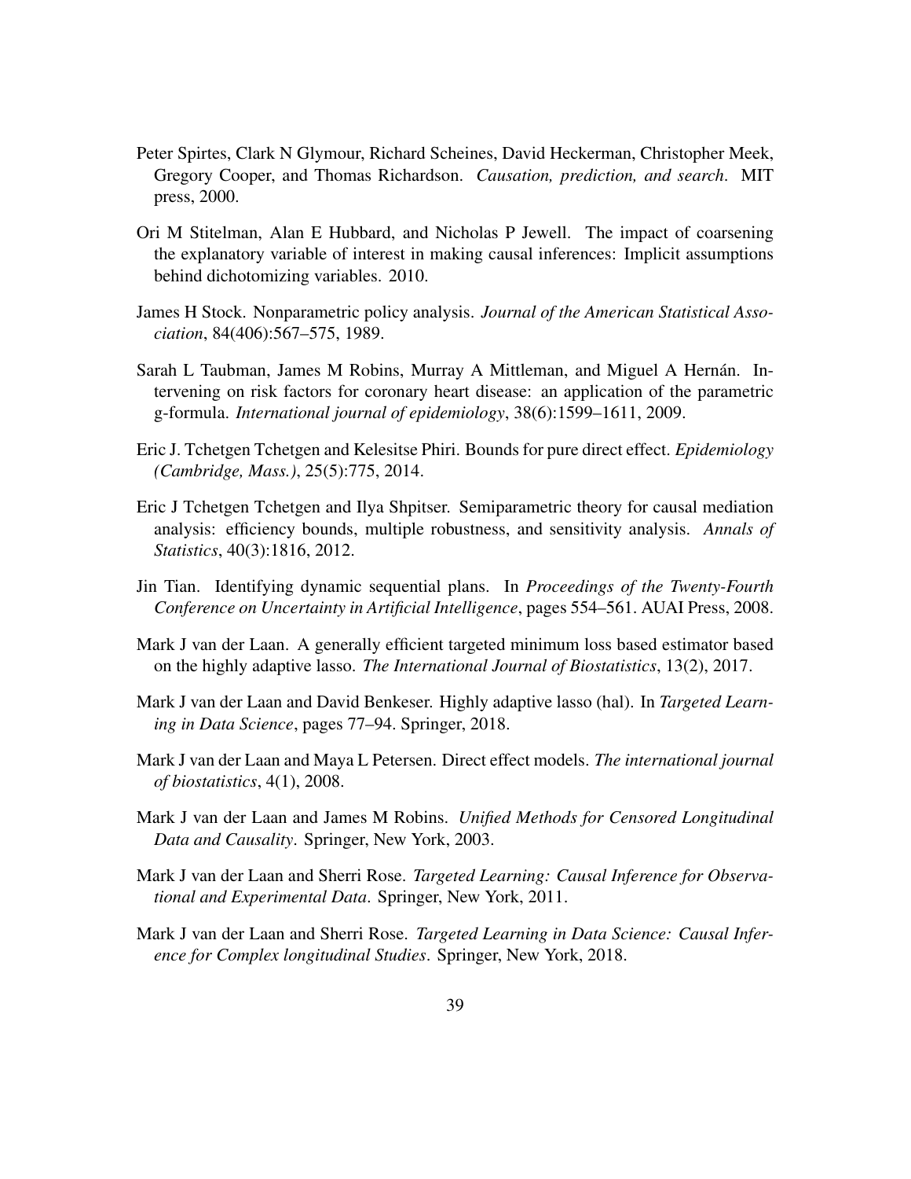Peter Spirtes, Clark N Glymour, Richard Scheines, David Heckerman, Christopher Meek, Gregory Cooper, and Thomas Richardson. *Causation, prediction, and search*. MIT press, 2000.

Ori M Stitelman, Alan E Hubbard, and Nicholas P Jewell. The impact of coarsening the explanatory variable of interest in making causal inferences: Implicit assumptions behind dichotomizing variables. 2010.

James H Stock. Nonparametric policy analysis. *Journal of the American Statistical Association*, 84(406):567–575, 1989.

Sarah L Taubman, James M Robins, Murray A Mittleman, and Miguel A Hernán. Intervening on risk factors for coronary heart disease: an application of the parametric g-formula. *International journal of epidemiology*, 38(6):1599–1611, 2009.

Eric J. Tchetgen Tchetgen and Kelesitse Phiri. Bounds for pure direct effect. *Epidemiology (Cambridge, Mass.)*, 25(5):775, 2014.

Eric J Tchetgen Tchetgen and Ilya Shpitser. Semiparametric theory for causal mediation analysis: efficiency bounds, multiple robustness, and sensitivity analysis. *Annals of Statistics*, 40(3):1816, 2012.

Jin Tian. Identifying dynamic sequential plans. In *Proceedings of the Twenty-Fourth Conference on Uncertainty in Artificial Intelligence*, pages 554–561. AUAI Press, 2008.

Mark J van der Laan. A generally efficient targeted minimum loss based estimator based on the highly adaptive lasso. *The International Journal of Biostatistics*, 13(2), 2017.

Mark J van der Laan and David Benkeser. Highly adaptive lasso (hal). In *Targeted Learning in Data Science*, pages 77–94. Springer, 2018.

Mark J van der Laan and Maya L Petersen. Direct effect models. *The international journal of biostatistics*, 4(1), 2008.

Mark J van der Laan and James M Robins. *Unified Methods for Censored Longitudinal Data and Causality*. Springer, New York, 2003.

Mark J van der Laan and Sherri Rose. *Targeted Learning: Causal Inference for Observational and Experimental Data*. Springer, New York, 2011.

Mark J van der Laan and Sherri Rose. *Targeted Learning in Data Science: Causal Inference for Complex longitudinal Studies*. Springer, New York, 2018.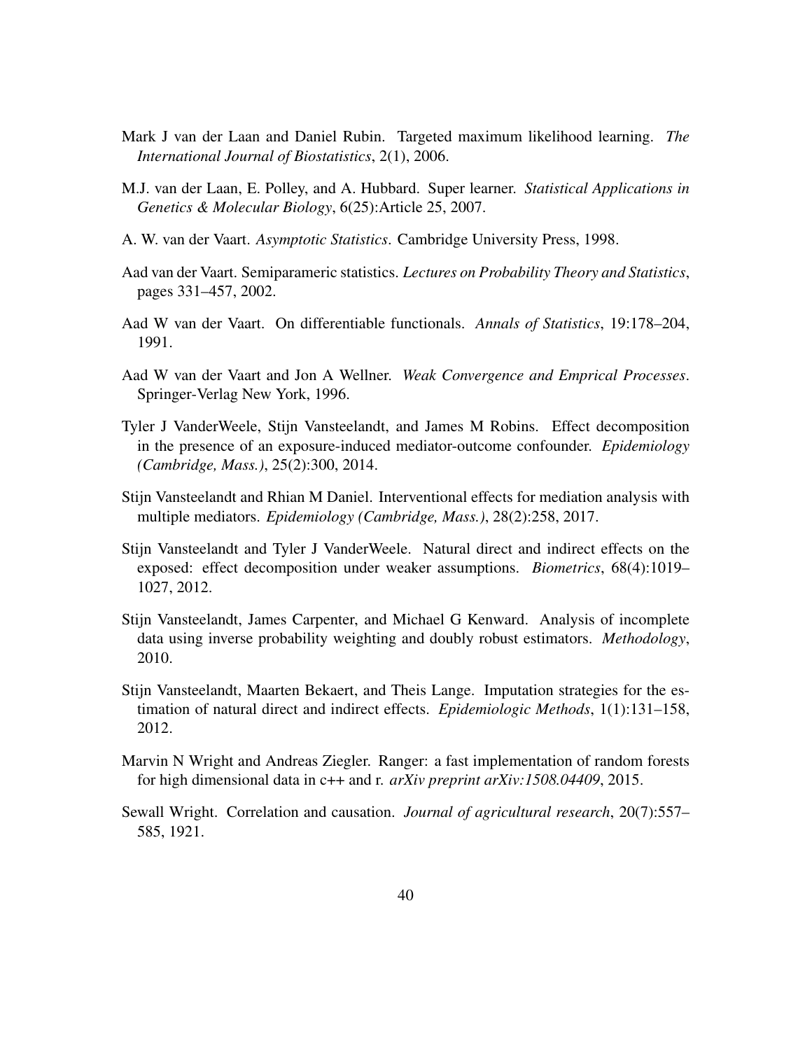Mark J van der Laan and Daniel Rubin. Targeted maximum likelihood learning. *The International Journal of Biostatistics*, 2(1), 2006.

M.J. van der Laan, E. Polley, and A. Hubbard. Super learner. *Statistical Applications in Genetics & Molecular Biology*, 6(25):Article 25, 2007.

A. W. van der Vaart. *Asymptotic Statistics*. Cambridge University Press, 1998.

Aad van der Vaart. Semiparameric statistics. *Lectures on Probability Theory and Statistics*, pages 331–457, 2002.

Aad W van der Vaart. On differentiable functionals. *Annals of Statistics*, 19:178–204, 1991.

Aad W van der Vaart and Jon A Wellner. *Weak Convergence and Emprical Processes*. Springer-Verlag New York, 1996.

Tyler J VanderWeele, Stijn Vansteelandt, and James M Robins. Effect decomposition in the presence of an exposure-induced mediator-outcome confounder. *Epidemiology (Cambridge, Mass.)*, 25(2):300, 2014.

Stijn Vansteelandt and Rhian M Daniel. Interventional effects for mediation analysis with multiple mediators. *Epidemiology (Cambridge, Mass.)*, 28(2):258, 2017.

Stijn Vansteelandt and Tyler J VanderWeele. Natural direct and indirect effects on the exposed: effect decomposition under weaker assumptions. *Biometrics*, 68(4):1019–1027, 2012.

Stijn Vansteelandt, James Carpenter, and Michael G Kenward. Analysis of incomplete data using inverse probability weighting and doubly robust estimators. *Methodology*, 2010.

Stijn Vansteelandt, Maarten Bekaert, and Theis Lange. Imputation strategies for the estimation of natural direct and indirect effects. *Epidemiologic Methods*, 1(1):131–158, 2012.

Marvin N Wright and Andreas Ziegler. Ranger: a fast implementation of random forests for high dimensional data in c++ and r. *arXiv preprint arXiv:1508.04409*, 2015.

Sewall Wright. Correlation and causation. *Journal of agricultural research*, 20(7):557–585, 1921.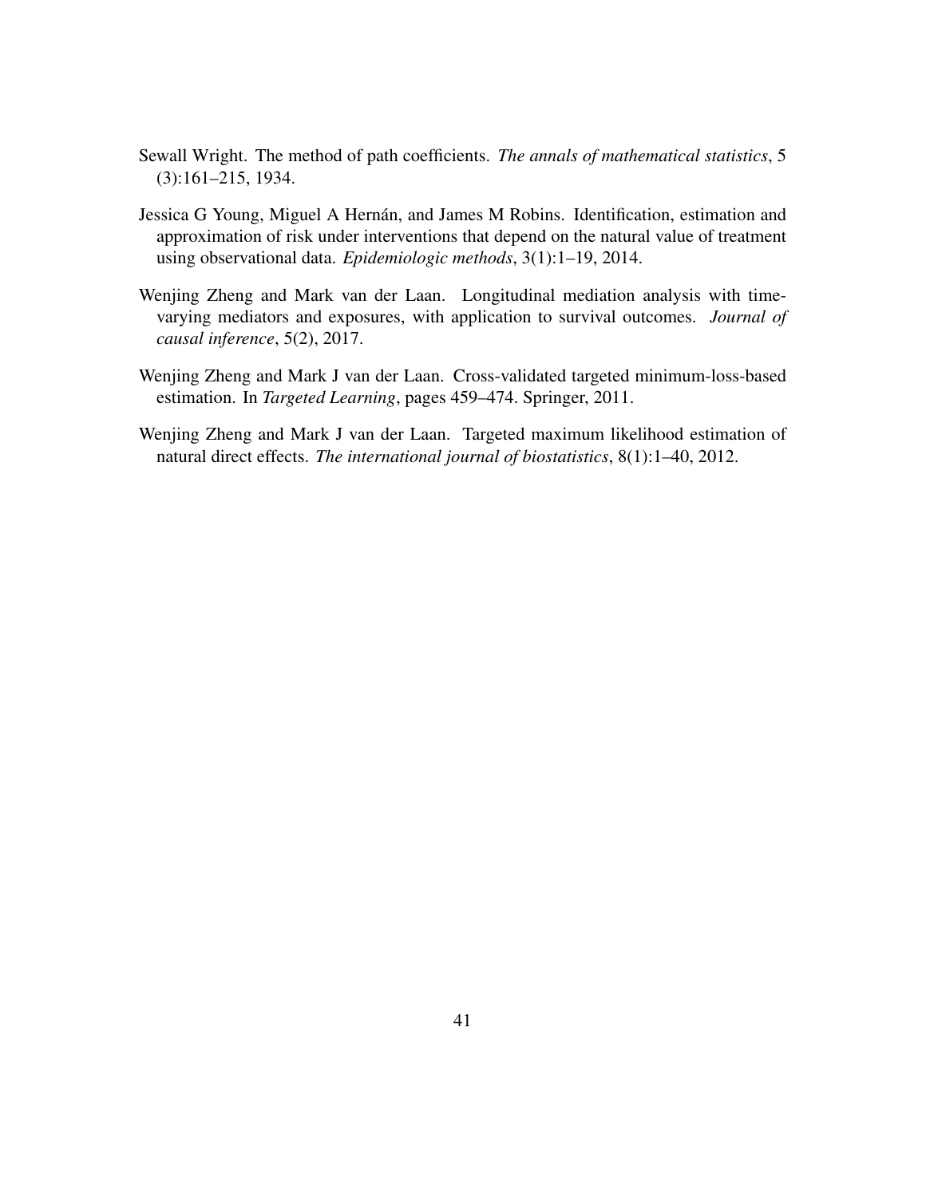Sewall Wright. The method of path coefficients. *The annals of mathematical statistics*, 5 (3):161–215, 1934.

Jessica G Young, Miguel A Hernán, and James M Robins. Identification, estimation and approximation of risk under interventions that depend on the natural value of treatment using observational data. *Epidemiologic methods*, 3(1):1–19, 2014.

Wenjing Zheng and Mark van der Laan. Longitudinal mediation analysis with time-varying mediators and exposures, with application to survival outcomes. *Journal of causal inference*, 5(2), 2017.

Wenjing Zheng and Mark J van der Laan. Cross-validated targeted minimum-loss-based estimation. In *Targeted Learning*, pages 459–474. Springer, 2011.

Wenjing Zheng and Mark J van der Laan. Targeted maximum likelihood estimation of natural direct effects. *The international journal of biostatistics*, 8(1):1–40, 2012.